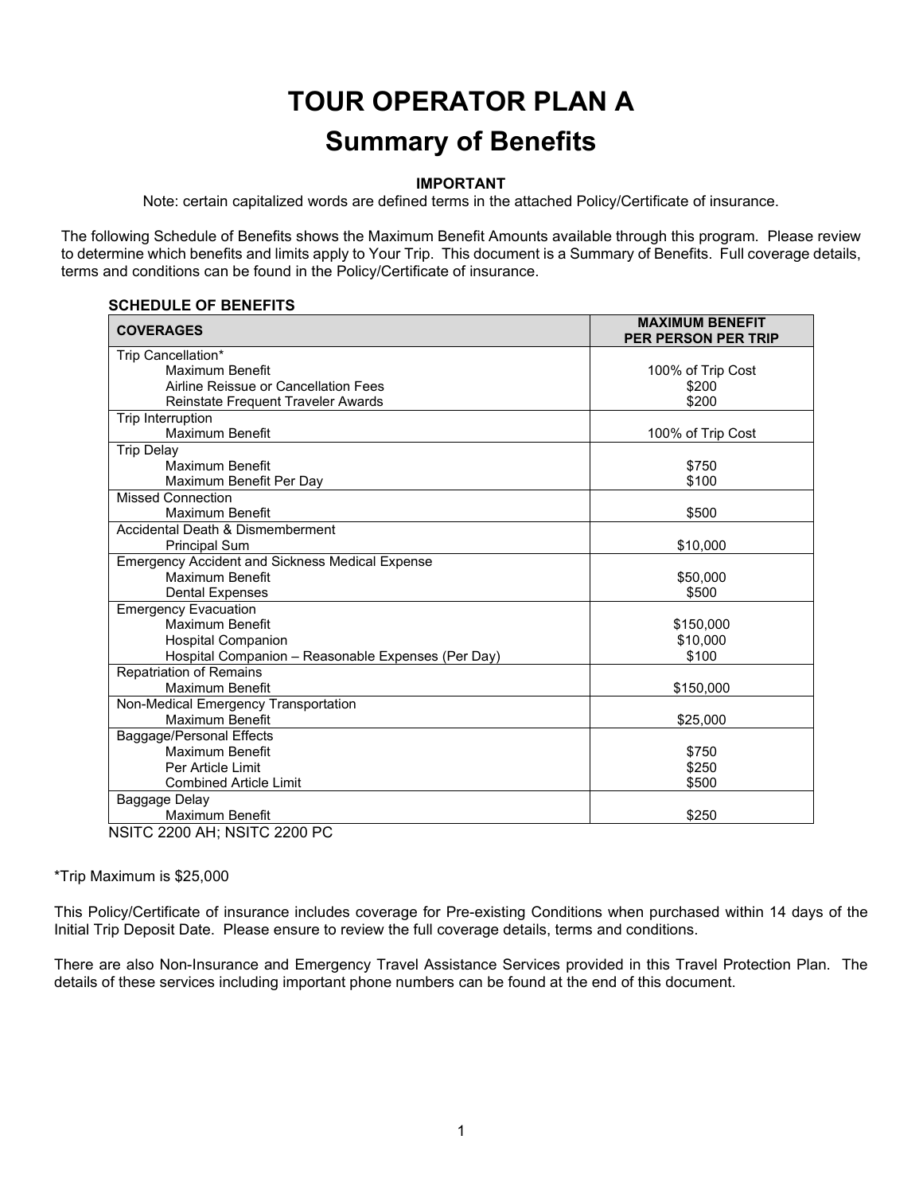# TOUR OPERATOR PLAN A

## Summary of Benefits

**IMPORTANT**

Note: certain capitalized words are defined terms in the attached Policy/Certificate of insurance.

The following Schedule of Benefits shows the Maximum Benefit Amounts available through this program. Please review to determine which benefits and limits apply to Your Trip. This document is a Summary of Benefits. Full coverage details, terms and conditions can be found in the Policy/Certificate of insurance.

**SCHEDULE OF BENEFITS**

| COVERAGES | MAXIMUM BENEFIT PER PERSON PER TRIP |
|---|---|
| Trip Cancellation* | |
| Maximum Benefit | 100% of Trip Cost |
| Airline Reissue or Cancellation Fees | $200 |
| Reinstate Frequent Traveler Awards | $200 |
| Trip Interruption | |
| Maximum Benefit | 100% of Trip Cost |
| Trip Delay | |
| Maximum Benefit | $750 |
| Maximum Benefit Per Day | $100 |
| Missed Connection | |
| Maximum Benefit | $500 |
| Accidental Death & Dismemberment | |
| Principal Sum | $10,000 |
| Emergency Accident and Sickness Medical Expense | |
| Maximum Benefit | $50,000 |
| Dental Expenses | $500 |
| Emergency Evacuation | |
| Maximum Benefit | $150,000 |
| Hospital Companion | $10,000 |
| Hospital Companion – Reasonable Expenses (Per Day) | $100 |
| Repatriation of Remains | |
| Maximum Benefit | $150,000 |
| Non-Medical Emergency Transportation | |
| Maximum Benefit | $25,000 |
| Baggage/Personal Effects | |
| Maximum Benefit | $750 |
| Per Article Limit | $250 |
| Combined Article Limit | $500 |
| Baggage Delay | |
| Maximum Benefit | $250 |

NSITC 2200 AH; NSITC 2200 PC

*Trip Maximum is $25,000

This Policy/Certificate of insurance includes coverage for Pre-existing Conditions when purchased within 14 days of the Initial Trip Deposit Date. Please ensure to review the full coverage details, terms and conditions.

There are also Non-Insurance and Emergency Travel Assistance Services provided in this Travel Protection Plan. The details of these services including important phone numbers can be found at the end of this document.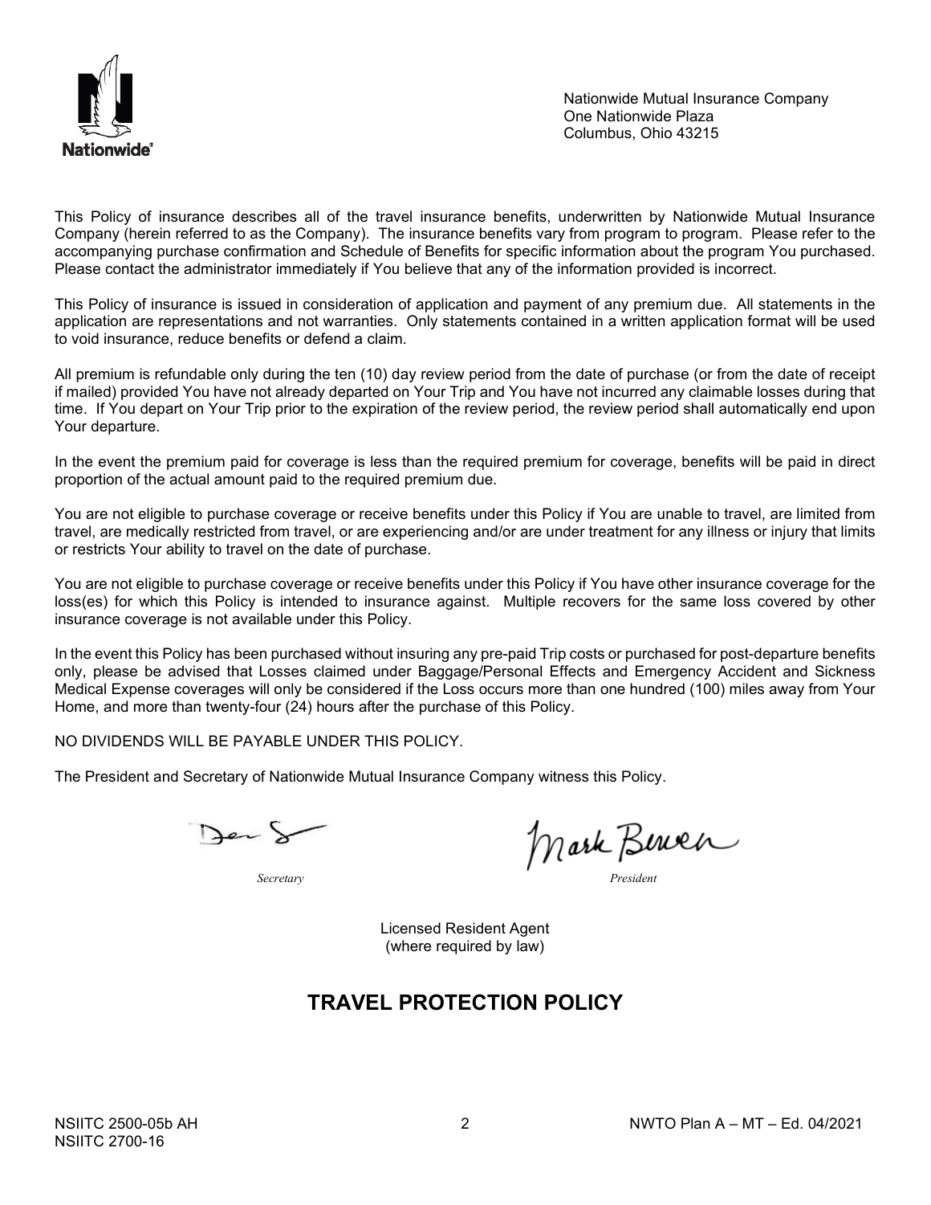Nationwide Mutual Insurance Company
One Nationwide Plaza
Columbus, Ohio 43215

This Policy of insurance describes all of the travel insurance benefits, underwritten by Nationwide Mutual Insurance Company (herein referred to as the Company). The insurance benefits vary from program to program. Please refer to the accompanying purchase confirmation and Schedule of Benefits for specific information about the program You purchased. Please contact the administrator immediately if You believe that any of the information provided is incorrect.

This Policy of insurance is issued in consideration of application and payment of any premium due. All statements in the application are representations and not warranties. Only statements contained in a written application format will be used to void insurance, reduce benefits or defend a claim.

All premium is refundable only during the ten (10) day review period from the date of purchase (or from the date of receipt if mailed) provided You have not already departed on Your Trip and You have not incurred any claimable losses during that time. If You depart on Your Trip prior to the expiration of the review period, the review period shall automatically end upon Your departure.

In the event the premium paid for coverage is less than the required premium for coverage, benefits will be paid in direct proportion of the actual amount paid to the required premium due.

You are not eligible to purchase coverage or receive benefits under this Policy if You are unable to travel, are limited from travel, are medically restricted from travel, or are experiencing and/or are under treatment for any illness or injury that limits or restricts Your ability to travel on the date of purchase.

You are not eligible to purchase coverage or receive benefits under this Policy if You have other insurance coverage for the loss(es) for which this Policy is intended to insurance against. Multiple recovers for the same loss covered by other insurance coverage is not available under this Policy.

In the event this Policy has been purchased without insuring any pre-paid Trip costs or purchased for post-departure benefits only, please be advised that Losses claimed under Baggage/Personal Effects and Emergency Accident and Sickness Medical Expense coverages will only be considered if the Loss occurs more than one hundred (100) miles away from Your Home, and more than twenty-four (24) hours after the purchase of this Policy.

NO DIVIDENDS WILL BE PAYABLE UNDER THIS POLICY.

The President and Secretary of Nationwide Mutual Insurance Company witness this Policy.

*Secretary* *President*

Licensed Resident Agent
(where required by law)

# TRAVEL PROTECTION POLICY

NSIITC 2500-05b AH
NSIITC 2700-16

NWTO Plan A – MT – Ed. 04/2021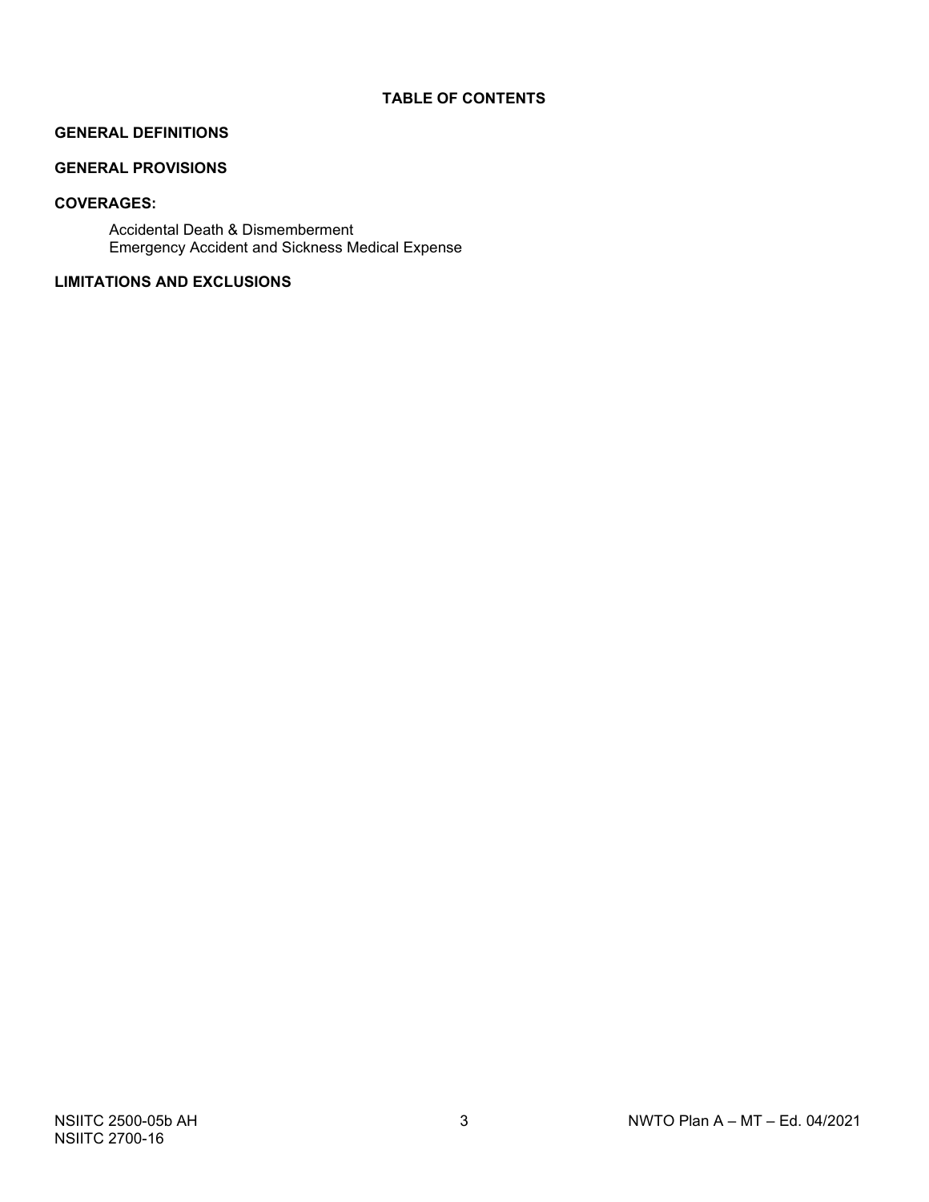# TABLE OF CONTENTS

**GENERAL DEFINITIONS**

**GENERAL PROVISIONS**

**COVERAGES:**

- Accidental Death & Dismemberment
- Emergency Accident and Sickness Medical Expense

**LIMITATIONS AND EXCLUSIONS**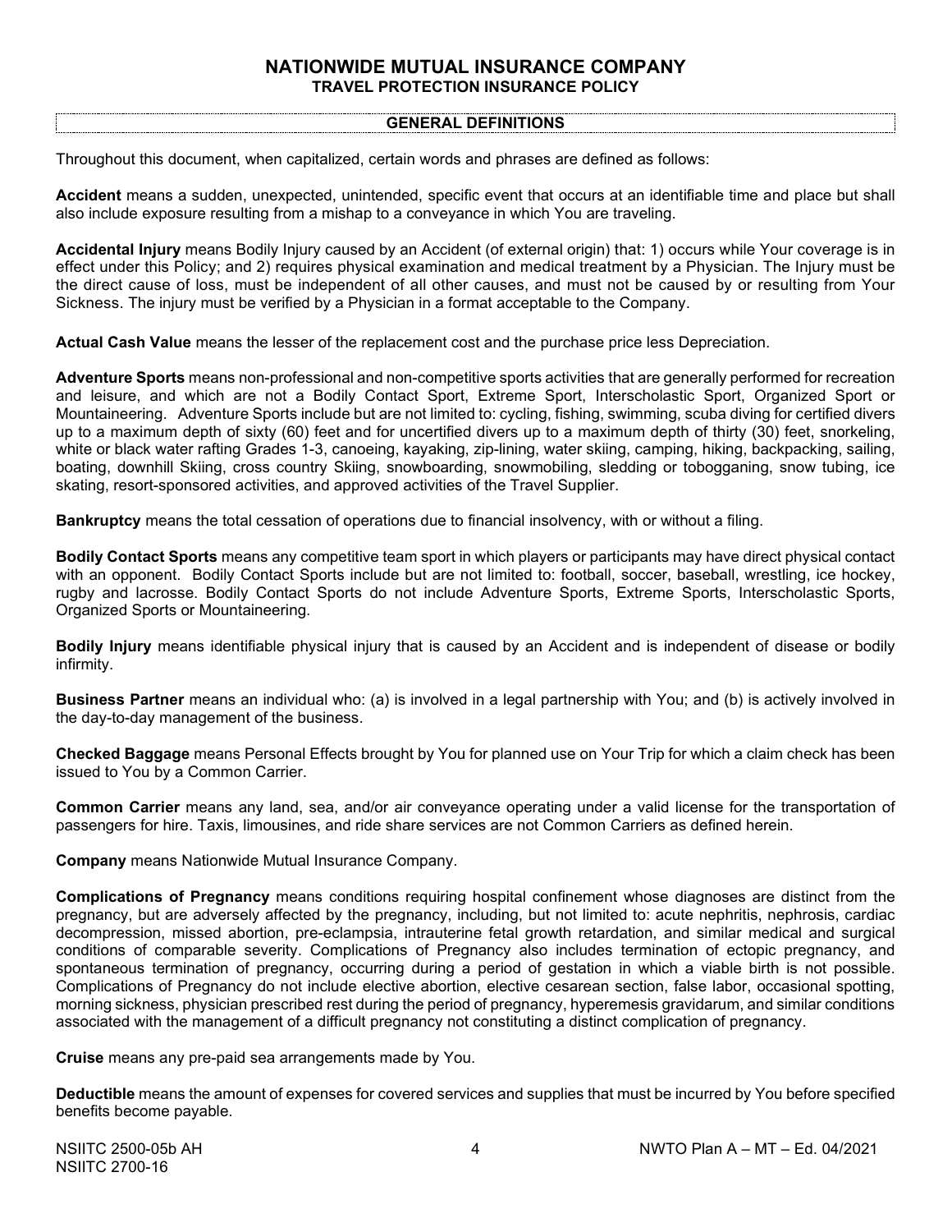# NATIONWIDE MUTUAL INSURANCE COMPANY

## TRAVEL PROTECTION INSURANCE POLICY

### GENERAL DEFINITIONS

Throughout this document, when capitalized, certain words and phrases are defined as follows:

**Accident** means a sudden, unexpected, unintended, specific event that occurs at an identifiable time and place but shall also include exposure resulting from a mishap to a conveyance in which You are traveling.

**Accidental Injury** means Bodily Injury caused by an Accident (of external origin) that: 1) occurs while Your coverage is in effect under this Policy; and 2) requires physical examination and medical treatment by a Physician. The Injury must be the direct cause of loss, must be independent of all other causes, and must not be caused by or resulting from Your Sickness. The injury must be verified by a Physician in a format acceptable to the Company.

**Actual Cash Value** means the lesser of the replacement cost and the purchase price less Depreciation.

**Adventure Sports** means non-professional and non-competitive sports activities that are generally performed for recreation and leisure, and which are not a Bodily Contact Sport, Extreme Sport, Interscholastic Sport, Organized Sport or Mountaineering. Adventure Sports include but are not limited to: cycling, fishing, swimming, scuba diving for certified divers up to a maximum depth of sixty (60) feet and for uncertified divers up to a maximum depth of thirty (30) feet, snorkeling, white or black water rafting Grades 1-3, canoeing, kayaking, zip-lining, water skiing, camping, hiking, backpacking, sailing, boating, downhill Skiing, cross country Skiing, snowboarding, snowmobiling, sledding or tobogganing, snow tubing, ice skating, resort-sponsored activities, and approved activities of the Travel Supplier.

**Bankruptcy** means the total cessation of operations due to financial insolvency, with or without a filing.

**Bodily Contact Sports** means any competitive team sport in which players or participants may have direct physical contact with an opponent. Bodily Contact Sports include but are not limited to: football, soccer, baseball, wrestling, ice hockey, rugby and lacrosse. Bodily Contact Sports do not include Adventure Sports, Extreme Sports, Interscholastic Sports, Organized Sports or Mountaineering.

**Bodily Injury** means identifiable physical injury that is caused by an Accident and is independent of disease or bodily infirmity.

**Business Partner** means an individual who: (a) is involved in a legal partnership with You; and (b) is actively involved in the day-to-day management of the business.

**Checked Baggage** means Personal Effects brought by You for planned use on Your Trip for which a claim check has been issued to You by a Common Carrier.

**Common Carrier** means any land, sea, and/or air conveyance operating under a valid license for the transportation of passengers for hire. Taxis, limousines, and ride share services are not Common Carriers as defined herein.

**Company** means Nationwide Mutual Insurance Company.

**Complications of Pregnancy** means conditions requiring hospital confinement whose diagnoses are distinct from the pregnancy, but are adversely affected by the pregnancy, including, but not limited to: acute nephritis, nephrosis, cardiac decompression, missed abortion, pre-eclampsia, intrauterine fetal growth retardation, and similar medical and surgical conditions of comparable severity. Complications of Pregnancy also includes termination of ectopic pregnancy, and spontaneous termination of pregnancy, occurring during a period of gestation in which a viable birth is not possible. Complications of Pregnancy do not include elective abortion, elective cesarean section, false labor, occasional spotting, morning sickness, physician prescribed rest during the period of pregnancy, hyperemesis gravidarum, and similar conditions associated with the management of a difficult pregnancy not constituting a distinct complication of pregnancy.

**Cruise** means any pre-paid sea arrangements made by You.

**Deductible** means the amount of expenses for covered services and supplies that must be incurred by You before specified benefits become payable.

NSIITC 2500-05b AH
NSIITC 2700-16

NWTO Plan A – MT – Ed. 04/2021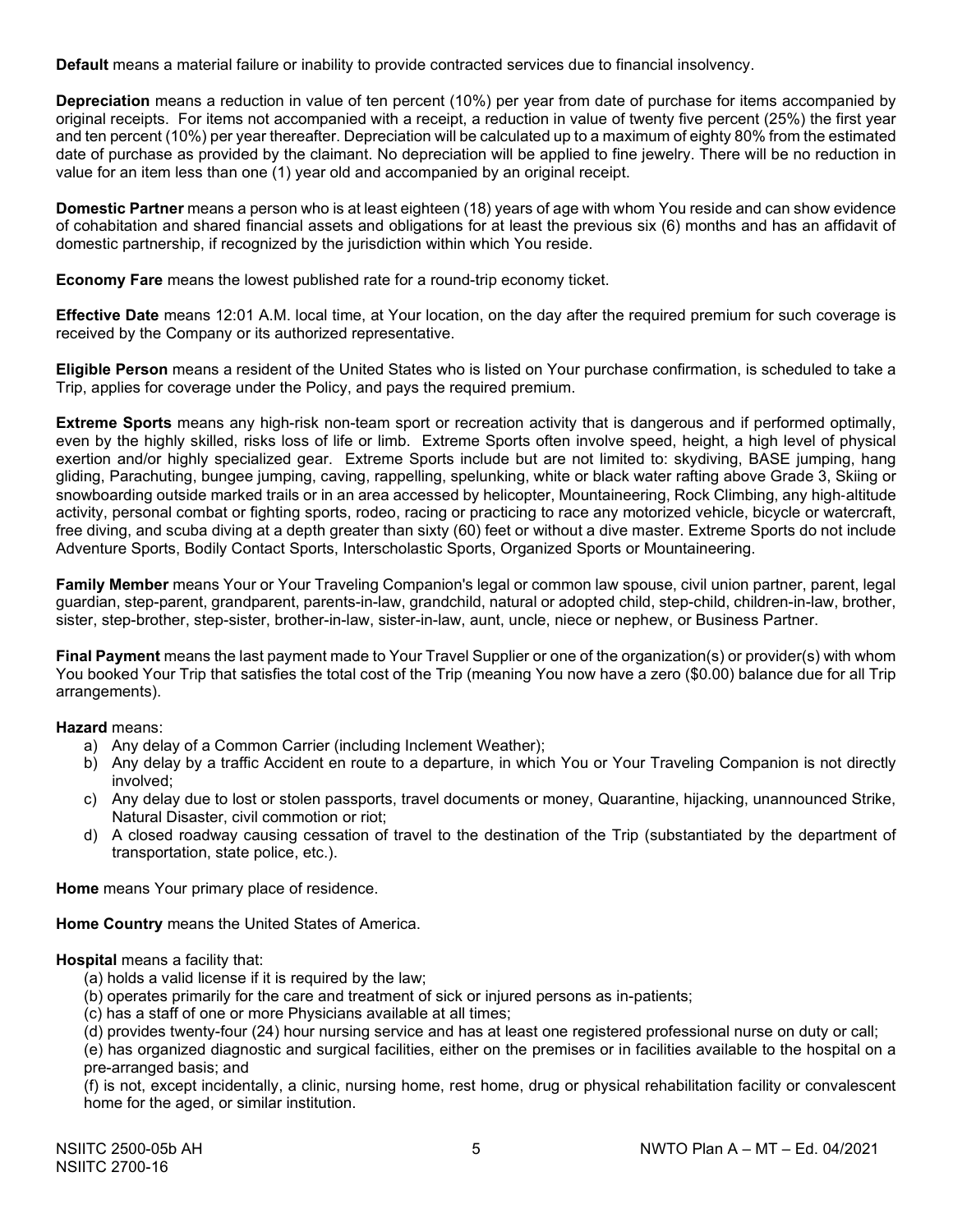**Default** means a material failure or inability to provide contracted services due to financial insolvency.

**Depreciation** means a reduction in value of ten percent (10%) per year from date of purchase for items accompanied by original receipts. For items not accompanied with a receipt, a reduction in value of twenty five percent (25%) the first year and ten percent (10%) per year thereafter. Depreciation will be calculated up to a maximum of eighty 80% from the estimated date of purchase as provided by the claimant. No depreciation will be applied to fine jewelry. There will be no reduction in value for an item less than one (1) year old and accompanied by an original receipt.

**Domestic Partner** means a person who is at least eighteen (18) years of age with whom You reside and can show evidence of cohabitation and shared financial assets and obligations for at least the previous six (6) months and has an affidavit of domestic partnership, if recognized by the jurisdiction within which You reside.

**Economy Fare** means the lowest published rate for a round-trip economy ticket.

**Effective Date** means 12:01 A.M. local time, at Your location, on the day after the required premium for such coverage is received by the Company or its authorized representative.

**Eligible Person** means a resident of the United States who is listed on Your purchase confirmation, is scheduled to take a Trip, applies for coverage under the Policy, and pays the required premium.

**Extreme Sports** means any high-risk non-team sport or recreation activity that is dangerous and if performed optimally, even by the highly skilled, risks loss of life or limb. Extreme Sports often involve speed, height, a high level of physical exertion and/or highly specialized gear. Extreme Sports include but are not limited to: skydiving, BASE jumping, hang gliding, Parachuting, bungee jumping, caving, rappelling, spelunking, white or black water rafting above Grade 3, Skiing or snowboarding outside marked trails or in an area accessed by helicopter, Mountaineering, Rock Climbing, any high-altitude activity, personal combat or fighting sports, rodeo, racing or practicing to race any motorized vehicle, bicycle or watercraft, free diving, and scuba diving at a depth greater than sixty (60) feet or without a dive master. Extreme Sports do not include Adventure Sports, Bodily Contact Sports, Interscholastic Sports, Organized Sports or Mountaineering.

**Family Member** means Your or Your Traveling Companion's legal or common law spouse, civil union partner, parent, legal guardian, step-parent, grandparent, parents-in-law, grandchild, natural or adopted child, step-child, children-in-law, brother, sister, step-brother, step-sister, brother-in-law, sister-in-law, aunt, uncle, niece or nephew, or Business Partner.

**Final Payment** means the last payment made to Your Travel Supplier or one of the organization(s) or provider(s) with whom You booked Your Trip that satisfies the total cost of the Trip (meaning You now have a zero ($0.00) balance due for all Trip arrangements).

**Hazard** means:

a) Any delay of a Common Carrier (including Inclement Weather);
b) Any delay by a traffic Accident en route to a departure, in which You or Your Traveling Companion is not directly involved;
c) Any delay due to lost or stolen passports, travel documents or money, Quarantine, hijacking, unannounced Strike, Natural Disaster, civil commotion or riot;
d) A closed roadway causing cessation of travel to the destination of the Trip (substantiated by the department of transportation, state police, etc.).

**Home** means Your primary place of residence.

**Home Country** means the United States of America.

**Hospital** means a facility that:

(a) holds a valid license if it is required by the law;
(b) operates primarily for the care and treatment of sick or injured persons as in-patients;
(c) has a staff of one or more Physicians available at all times;
(d) provides twenty-four (24) hour nursing service and has at least one registered professional nurse on duty or call;
(e) has organized diagnostic and surgical facilities, either on the premises or in facilities available to the hospital on a pre-arranged basis; and
(f) is not, except incidentally, a clinic, nursing home, rest home, drug or physical rehabilitation facility or convalescent home for the aged, or similar institution.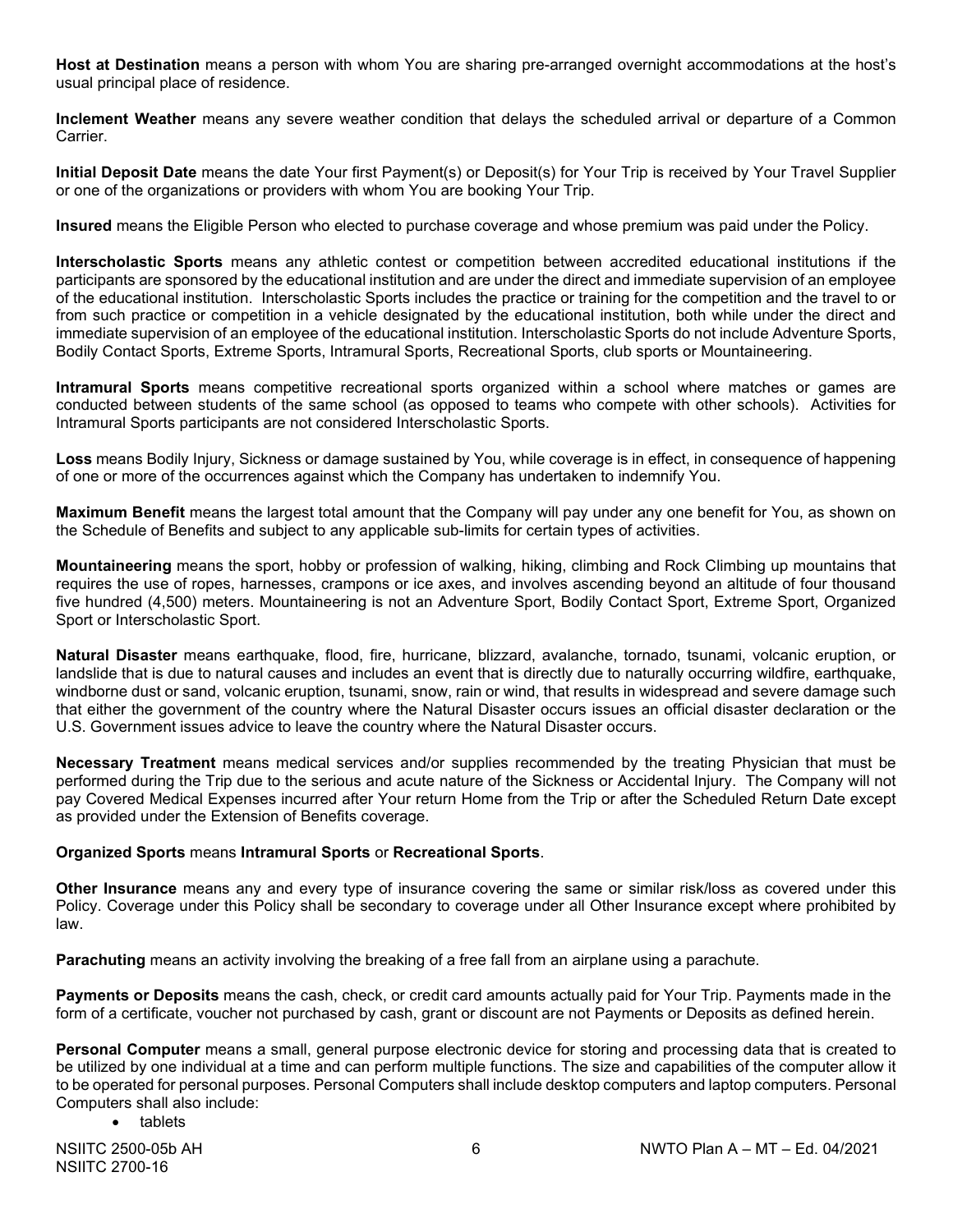**Host at Destination** means a person with whom You are sharing pre-arranged overnight accommodations at the host's usual principal place of residence.

**Inclement Weather** means any severe weather condition that delays the scheduled arrival or departure of a Common Carrier.

**Initial Deposit Date** means the date Your first Payment(s) or Deposit(s) for Your Trip is received by Your Travel Supplier or one of the organizations or providers with whom You are booking Your Trip.

**Insured** means the Eligible Person who elected to purchase coverage and whose premium was paid under the Policy.

**Interscholastic Sports** means any athletic contest or competition between accredited educational institutions if the participants are sponsored by the educational institution and are under the direct and immediate supervision of an employee of the educational institution. Interscholastic Sports includes the practice or training for the competition and the travel to or from such practice or competition in a vehicle designated by the educational institution, both while under the direct and immediate supervision of an employee of the educational institution. Interscholastic Sports do not include Adventure Sports, Bodily Contact Sports, Extreme Sports, Intramural Sports, Recreational Sports, club sports or Mountaineering.

**Intramural Sports** means competitive recreational sports organized within a school where matches or games are conducted between students of the same school (as opposed to teams who compete with other schools). Activities for Intramural Sports participants are not considered Interscholastic Sports.

**Loss** means Bodily Injury, Sickness or damage sustained by You, while coverage is in effect, in consequence of happening of one or more of the occurrences against which the Company has undertaken to indemnify You.

**Maximum Benefit** means the largest total amount that the Company will pay under any one benefit for You, as shown on the Schedule of Benefits and subject to any applicable sub-limits for certain types of activities.

**Mountaineering** means the sport, hobby or profession of walking, hiking, climbing and Rock Climbing up mountains that requires the use of ropes, harnesses, crampons or ice axes, and involves ascending beyond an altitude of four thousand five hundred (4,500) meters. Mountaineering is not an Adventure Sport, Bodily Contact Sport, Extreme Sport, Organized Sport or Interscholastic Sport.

**Natural Disaster** means earthquake, flood, fire, hurricane, blizzard, avalanche, tornado, tsunami, volcanic eruption, or landslide that is due to natural causes and includes an event that is directly due to naturally occurring wildfire, earthquake, windborne dust or sand, volcanic eruption, tsunami, snow, rain or wind, that results in widespread and severe damage such that either the government of the country where the Natural Disaster occurs issues an official disaster declaration or the U.S. Government issues advice to leave the country where the Natural Disaster occurs.

**Necessary Treatment** means medical services and/or supplies recommended by the treating Physician that must be performed during the Trip due to the serious and acute nature of the Sickness or Accidental Injury. The Company will not pay Covered Medical Expenses incurred after Your return Home from the Trip or after the Scheduled Return Date except as provided under the Extension of Benefits coverage.

**Organized Sports** means **Intramural Sports** or **Recreational Sports**.

**Other Insurance** means any and every type of insurance covering the same or similar risk/loss as covered under this Policy. Coverage under this Policy shall be secondary to coverage under all Other Insurance except where prohibited by law.

**Parachuting** means an activity involving the breaking of a free fall from an airplane using a parachute.

**Payments or Deposits** means the cash, check, or credit card amounts actually paid for Your Trip. Payments made in the form of a certificate, voucher not purchased by cash, grant or discount are not Payments or Deposits as defined herein.

**Personal Computer** means a small, general purpose electronic device for storing and processing data that is created to be utilized by one individual at a time and can perform multiple functions. The size and capabilities of the computer allow it to be operated for personal purposes. Personal Computers shall include desktop computers and laptop computers. Personal Computers shall also include:

- tablets

NSIITC 2500-05b AH
NSIITC 2700-16

NWTO Plan A – MT – Ed. 04/2021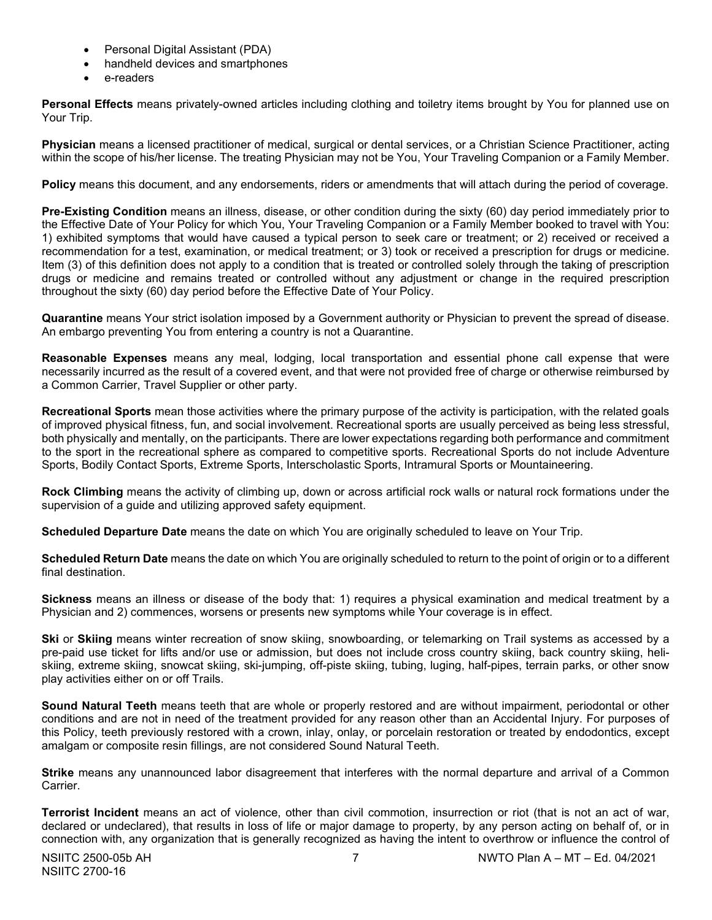- Personal Digital Assistant (PDA)
- handheld devices and smartphones
- e-readers

**Personal Effects** means privately-owned articles including clothing and toiletry items brought by You for planned use on Your Trip.

**Physician** means a licensed practitioner of medical, surgical or dental services, or a Christian Science Practitioner, acting within the scope of his/her license. The treating Physician may not be You, Your Traveling Companion or a Family Member.

**Policy** means this document, and any endorsements, riders or amendments that will attach during the period of coverage.

**Pre-Existing Condition** means an illness, disease, or other condition during the sixty (60) day period immediately prior to the Effective Date of Your Policy for which You, Your Traveling Companion or a Family Member booked to travel with You: 1) exhibited symptoms that would have caused a typical person to seek care or treatment; or 2) received or received a recommendation for a test, examination, or medical treatment; or 3) took or received a prescription for drugs or medicine. Item (3) of this definition does not apply to a condition that is treated or controlled solely through the taking of prescription drugs or medicine and remains treated or controlled without any adjustment or change in the required prescription throughout the sixty (60) day period before the Effective Date of Your Policy.

**Quarantine** means Your strict isolation imposed by a Government authority or Physician to prevent the spread of disease. An embargo preventing You from entering a country is not a Quarantine.

**Reasonable Expenses** means any meal, lodging, local transportation and essential phone call expense that were necessarily incurred as the result of a covered event, and that were not provided free of charge or otherwise reimbursed by a Common Carrier, Travel Supplier or other party.

**Recreational Sports** mean those activities where the primary purpose of the activity is participation, with the related goals of improved physical fitness, fun, and social involvement. Recreational sports are usually perceived as being less stressful, both physically and mentally, on the participants. There are lower expectations regarding both performance and commitment to the sport in the recreational sphere as compared to competitive sports. Recreational Sports do not include Adventure Sports, Bodily Contact Sports, Extreme Sports, Interscholastic Sports, Intramural Sports or Mountaineering.

**Rock Climbing** means the activity of climbing up, down or across artificial rock walls or natural rock formations under the supervision of a guide and utilizing approved safety equipment.

**Scheduled Departure Date** means the date on which You are originally scheduled to leave on Your Trip.

**Scheduled Return Date** means the date on which You are originally scheduled to return to the point of origin or to a different final destination.

**Sickness** means an illness or disease of the body that: 1) requires a physical examination and medical treatment by a Physician and 2) commences, worsens or presents new symptoms while Your coverage is in effect.

**Ski** or **Skiing** means winter recreation of snow skiing, snowboarding, or telemarking on Trail systems as accessed by a pre-paid use ticket for lifts and/or use or admission, but does not include cross country skiing, back country skiing, heli-skiing, extreme skiing, snowcat skiing, ski-jumping, off-piste skiing, tubing, luging, half-pipes, terrain parks, or other snow play activities either on or off Trails.

**Sound Natural Teeth** means teeth that are whole or properly restored and are without impairment, periodontal or other conditions and are not in need of the treatment provided for any reason other than an Accidental Injury. For purposes of this Policy, teeth previously restored with a crown, inlay, onlay, or porcelain restoration or treated by endodontics, except amalgam or composite resin fillings, are not considered Sound Natural Teeth.

**Strike** means any unannounced labor disagreement that interferes with the normal departure and arrival of a Common Carrier.

**Terrorist Incident** means an act of violence, other than civil commotion, insurrection or riot (that is not an act of war, declared or undeclared), that results in loss of life or major damage to property, by any person acting on behalf of, or in connection with, any organization that is generally recognized as having the intent to overthrow or influence the control of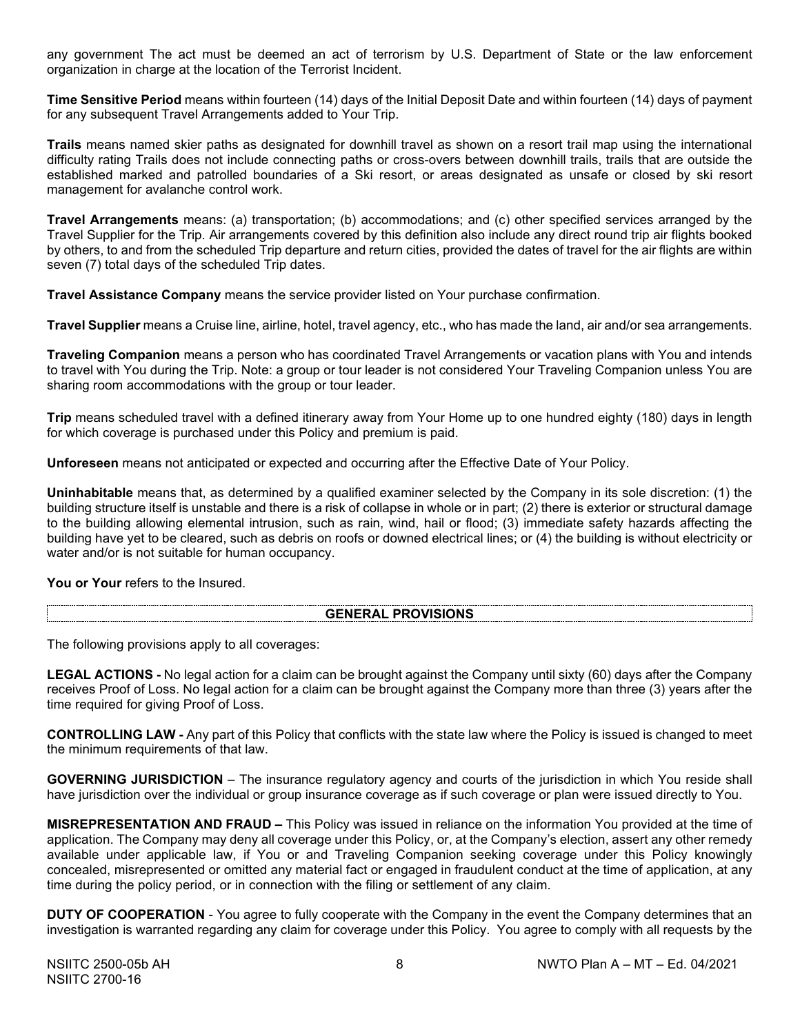any government The act must be deemed an act of terrorism by U.S. Department of State or the law enforcement organization in charge at the location of the Terrorist Incident.

**Time Sensitive Period** means within fourteen (14) days of the Initial Deposit Date and within fourteen (14) days of payment for any subsequent Travel Arrangements added to Your Trip.

**Trails** means named skier paths as designated for downhill travel as shown on a resort trail map using the international difficulty rating Trails does not include connecting paths or cross-overs between downhill trails, trails that are outside the established marked and patrolled boundaries of a Ski resort, or areas designated as unsafe or closed by ski resort management for avalanche control work.

**Travel Arrangements** means: (a) transportation; (b) accommodations; and (c) other specified services arranged by the Travel Supplier for the Trip. Air arrangements covered by this definition also include any direct round trip air flights booked by others, to and from the scheduled Trip departure and return cities, provided the dates of travel for the air flights are within seven (7) total days of the scheduled Trip dates.

**Travel Assistance Company** means the service provider listed on Your purchase confirmation.

**Travel Supplier** means a Cruise line, airline, hotel, travel agency, etc., who has made the land, air and/or sea arrangements.

**Traveling Companion** means a person who has coordinated Travel Arrangements or vacation plans with You and intends to travel with You during the Trip. Note: a group or tour leader is not considered Your Traveling Companion unless You are sharing room accommodations with the group or tour leader.

**Trip** means scheduled travel with a defined itinerary away from Your Home up to one hundred eighty (180) days in length for which coverage is purchased under this Policy and premium is paid.

**Unforeseen** means not anticipated or expected and occurring after the Effective Date of Your Policy.

**Uninhabitable** means that, as determined by a qualified examiner selected by the Company in its sole discretion: (1) the building structure itself is unstable and there is a risk of collapse in whole or in part; (2) there is exterior or structural damage to the building allowing elemental intrusion, such as rain, wind, hail or flood; (3) immediate safety hazards affecting the building have yet to be cleared, such as debris on roofs or downed electrical lines; or (4) the building is without electricity or water and/or is not suitable for human occupancy.

**You or Your** refers to the Insured.

## GENERAL PROVISIONS

The following provisions apply to all coverages:

**LEGAL ACTIONS -** No legal action for a claim can be brought against the Company until sixty (60) days after the Company receives Proof of Loss. No legal action for a claim can be brought against the Company more than three (3) years after the time required for giving Proof of Loss.

**CONTROLLING LAW -** Any part of this Policy that conflicts with the state law where the Policy is issued is changed to meet the minimum requirements of that law.

**GOVERNING JURISDICTION** – The insurance regulatory agency and courts of the jurisdiction in which You reside shall have jurisdiction over the individual or group insurance coverage as if such coverage or plan were issued directly to You.

**MISREPRESENTATION AND FRAUD –** This Policy was issued in reliance on the information You provided at the time of application. The Company may deny all coverage under this Policy, or, at the Company's election, assert any other remedy available under applicable law, if You or and Traveling Companion seeking coverage under this Policy knowingly concealed, misrepresented or omitted any material fact or engaged in fraudulent conduct at the time of application, at any time during the policy period, or in connection with the filing or settlement of any claim.

**DUTY OF COOPERATION** - You agree to fully cooperate with the Company in the event the Company determines that an investigation is warranted regarding any claim for coverage under this Policy. You agree to comply with all requests by the

NSIITC 2500-05b AH
NSIITC 2700-16

NWTO Plan A – MT – Ed. 04/2021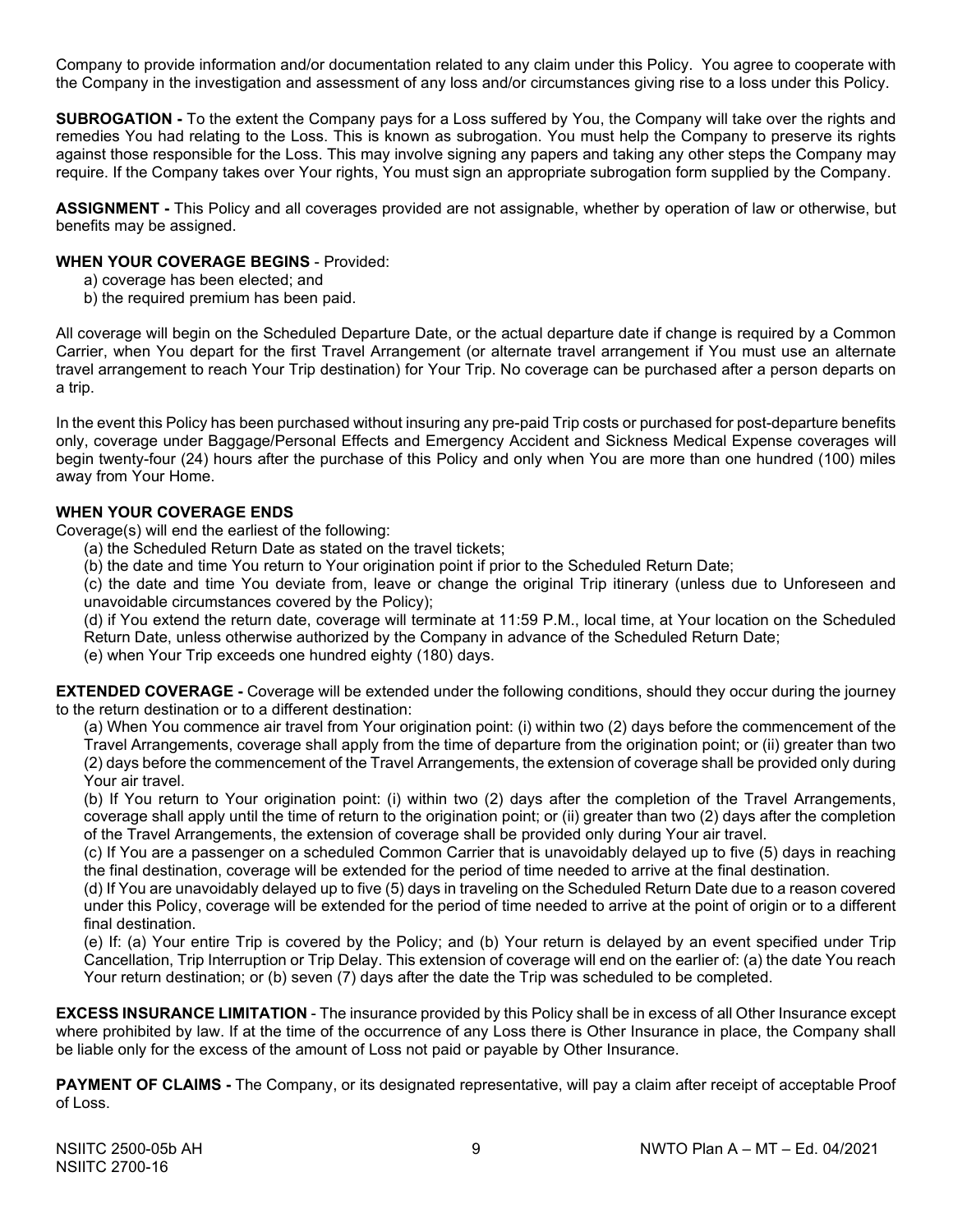Company to provide information and/or documentation related to any claim under this Policy. You agree to cooperate with the Company in the investigation and assessment of any loss and/or circumstances giving rise to a loss under this Policy.

**SUBROGATION -** To the extent the Company pays for a Loss suffered by You, the Company will take over the rights and remedies You had relating to the Loss. This is known as subrogation. You must help the Company to preserve its rights against those responsible for the Loss. This may involve signing any papers and taking any other steps the Company may require. If the Company takes over Your rights, You must sign an appropriate subrogation form supplied by the Company.

**ASSIGNMENT -** This Policy and all coverages provided are not assignable, whether by operation of law or otherwise, but benefits may be assigned.

**WHEN YOUR COVERAGE BEGINS** - Provided:

a) coverage has been elected; and
b) the required premium has been paid.

All coverage will begin on the Scheduled Departure Date, or the actual departure date if change is required by a Common Carrier, when You depart for the first Travel Arrangement (or alternate travel arrangement if You must use an alternate travel arrangement to reach Your Trip destination) for Your Trip. No coverage can be purchased after a person departs on a trip.

In the event this Policy has been purchased without insuring any pre-paid Trip costs or purchased for post-departure benefits only, coverage under Baggage/Personal Effects and Emergency Accident and Sickness Medical Expense coverages will begin twenty-four (24) hours after the purchase of this Policy and only when You are more than one hundred (100) miles away from Your Home.

**WHEN YOUR COVERAGE ENDS**

Coverage(s) will end the earliest of the following:

(a) the Scheduled Return Date as stated on the travel tickets;

(b) the date and time You return to Your origination point if prior to the Scheduled Return Date;

(c) the date and time You deviate from, leave or change the original Trip itinerary (unless due to Unforeseen and unavoidable circumstances covered by the Policy);

(d) if You extend the return date, coverage will terminate at 11:59 P.M., local time, at Your location on the Scheduled Return Date, unless otherwise authorized by the Company in advance of the Scheduled Return Date;

(e) when Your Trip exceeds one hundred eighty (180) days.

**EXTENDED COVERAGE -** Coverage will be extended under the following conditions, should they occur during the journey to the return destination or to a different destination:

(a) When You commence air travel from Your origination point: (i) within two (2) days before the commencement of the Travel Arrangements, coverage shall apply from the time of departure from the origination point; or (ii) greater than two (2) days before the commencement of the Travel Arrangements, the extension of coverage shall be provided only during Your air travel.

(b) If You return to Your origination point: (i) within two (2) days after the completion of the Travel Arrangements, coverage shall apply until the time of return to the origination point; or (ii) greater than two (2) days after the completion of the Travel Arrangements, the extension of coverage shall be provided only during Your air travel.

(c) If You are a passenger on a scheduled Common Carrier that is unavoidably delayed up to five (5) days in reaching the final destination, coverage will be extended for the period of time needed to arrive at the final destination.

(d) If You are unavoidably delayed up to five (5) days in traveling on the Scheduled Return Date due to a reason covered under this Policy, coverage will be extended for the period of time needed to arrive at the point of origin or to a different final destination.

(e) If: (a) Your entire Trip is covered by the Policy; and (b) Your return is delayed by an event specified under Trip Cancellation, Trip Interruption or Trip Delay. This extension of coverage will end on the earlier of: (a) the date You reach Your return destination; or (b) seven (7) days after the date the Trip was scheduled to be completed.

**EXCESS INSURANCE LIMITATION** - The insurance provided by this Policy shall be in excess of all Other Insurance except where prohibited by law. If at the time of the occurrence of any Loss there is Other Insurance in place, the Company shall be liable only for the excess of the amount of Loss not paid or payable by Other Insurance.

**PAYMENT OF CLAIMS -** The Company, or its designated representative, will pay a claim after receipt of acceptable Proof of Loss.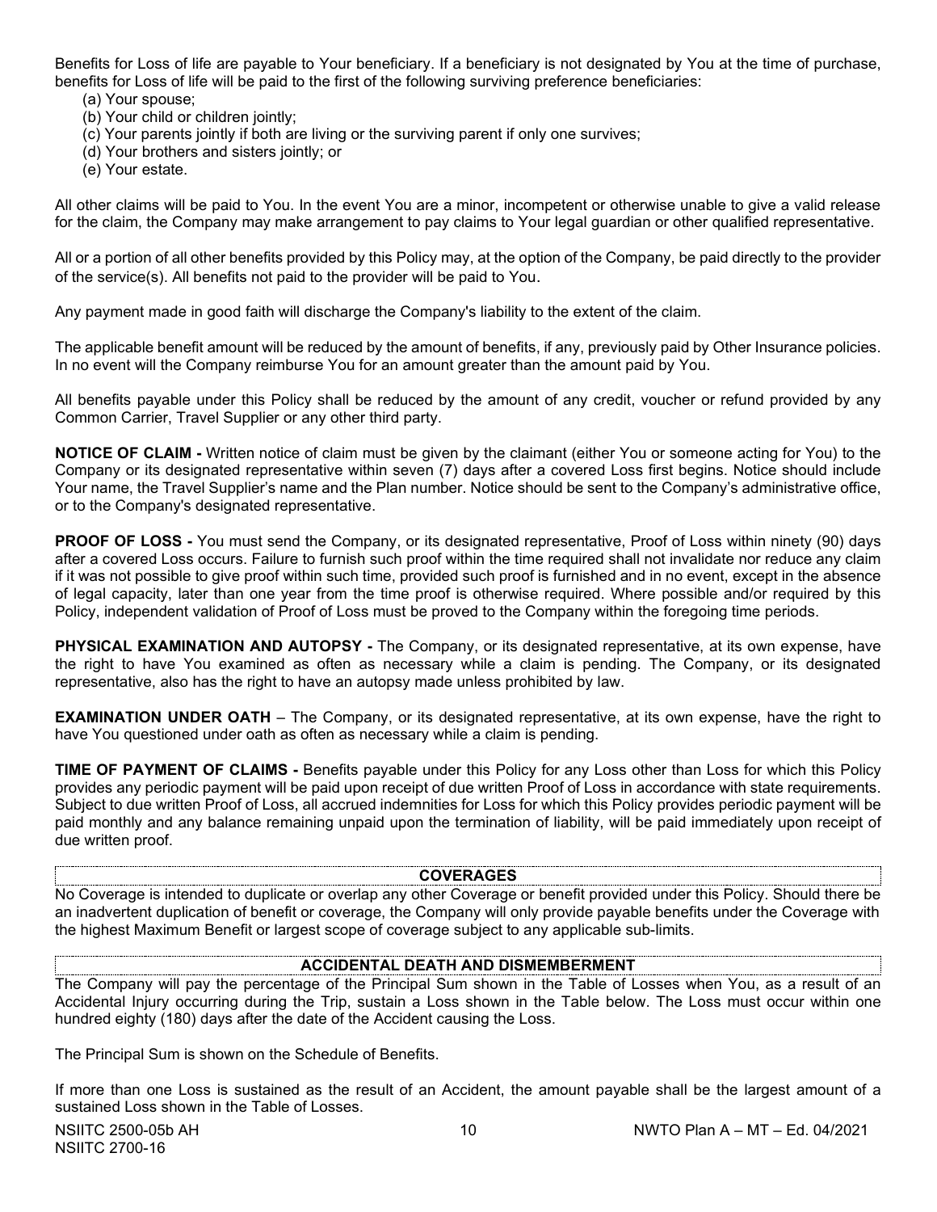Benefits for Loss of life are payable to Your beneficiary. If a beneficiary is not designated by You at the time of purchase, benefits for Loss of life will be paid to the first of the following surviving preference beneficiaries:

(a) Your spouse;
(b) Your child or children jointly;
(c) Your parents jointly if both are living or the surviving parent if only one survives;
(d) Your brothers and sisters jointly; or
(e) Your estate.

All other claims will be paid to You. In the event You are a minor, incompetent or otherwise unable to give a valid release for the claim, the Company may make arrangement to pay claims to Your legal guardian or other qualified representative.

All or a portion of all other benefits provided by this Policy may, at the option of the Company, be paid directly to the provider of the service(s). All benefits not paid to the provider will be paid to You.

Any payment made in good faith will discharge the Company's liability to the extent of the claim.

The applicable benefit amount will be reduced by the amount of benefits, if any, previously paid by Other Insurance policies. In no event will the Company reimburse You for an amount greater than the amount paid by You.

All benefits payable under this Policy shall be reduced by the amount of any credit, voucher or refund provided by any Common Carrier, Travel Supplier or any other third party.

**NOTICE OF CLAIM -** Written notice of claim must be given by the claimant (either You or someone acting for You) to the Company or its designated representative within seven (7) days after a covered Loss first begins. Notice should include Your name, the Travel Supplier's name and the Plan number. Notice should be sent to the Company's administrative office, or to the Company's designated representative.

**PROOF OF LOSS -** You must send the Company, or its designated representative, Proof of Loss within ninety (90) days after a covered Loss occurs. Failure to furnish such proof within the time required shall not invalidate nor reduce any claim if it was not possible to give proof within such time, provided such proof is furnished and in no event, except in the absence of legal capacity, later than one year from the time proof is otherwise required. Where possible and/or required by this Policy, independent validation of Proof of Loss must be proved to the Company within the foregoing time periods.

**PHYSICAL EXAMINATION AND AUTOPSY -** The Company, or its designated representative, at its own expense, have the right to have You examined as often as necessary while a claim is pending. The Company, or its designated representative, also has the right to have an autopsy made unless prohibited by law.

**EXAMINATION UNDER OATH** – The Company, or its designated representative, at its own expense, have the right to have You questioned under oath as often as necessary while a claim is pending.

**TIME OF PAYMENT OF CLAIMS -** Benefits payable under this Policy for any Loss other than Loss for which this Policy provides any periodic payment will be paid upon receipt of due written Proof of Loss in accordance with state requirements. Subject to due written Proof of Loss, all accrued indemnities for Loss for which this Policy provides periodic payment will be paid monthly and any balance remaining unpaid upon the termination of liability, will be paid immediately upon receipt of due written proof.

## COVERAGES

No Coverage is intended to duplicate or overlap any other Coverage or benefit provided under this Policy. Should there be an inadvertent duplication of benefit or coverage, the Company will only provide payable benefits under the Coverage with the highest Maximum Benefit or largest scope of coverage subject to any applicable sub-limits.

## ACCIDENTAL DEATH AND DISMEMBERMENT

The Company will pay the percentage of the Principal Sum shown in the Table of Losses when You, as a result of an Accidental Injury occurring during the Trip, sustain a Loss shown in the Table below. The Loss must occur within one hundred eighty (180) days after the date of the Accident causing the Loss.

The Principal Sum is shown on the Schedule of Benefits.

If more than one Loss is sustained as the result of an Accident, the amount payable shall be the largest amount of a sustained Loss shown in the Table of Losses.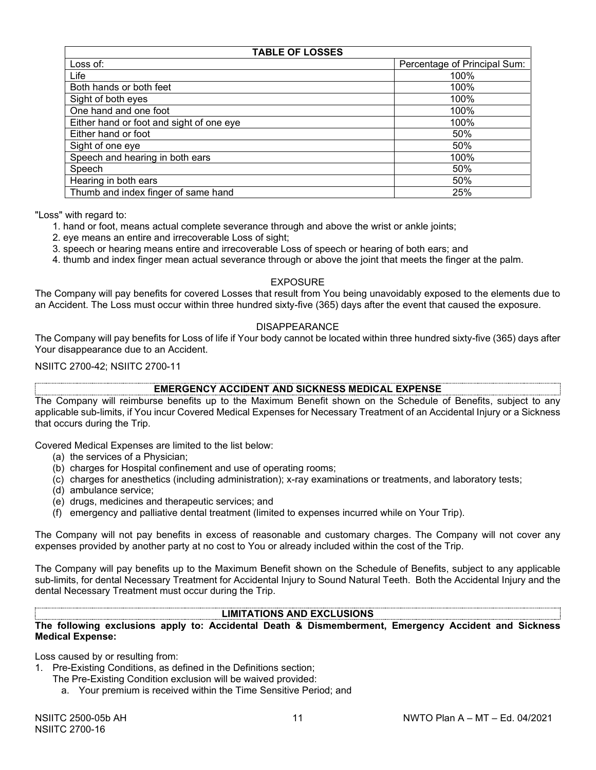| TABLE OF LOSSES | |
|---|---|
| Loss of: | Percentage of Principal Sum: |
| Life | 100% |
| Both hands or both feet | 100% |
| Sight of both eyes | 100% |
| One hand and one foot | 100% |
| Either hand or foot and sight of one eye | 100% |
| Either hand or foot | 50% |
| Sight of one eye | 50% |
| Speech and hearing in both ears | 100% |
| Speech | 50% |
| Hearing in both ears | 50% |
| Thumb and index finger of same hand | 25% |

"Loss" with regard to:

1. hand or foot, means actual complete severance through and above the wrist or ankle joints;
2. eye means an entire and irrecoverable Loss of sight;
3. speech or hearing means entire and irrecoverable Loss of speech or hearing of both ears; and
4. thumb and index finger mean actual severance through or above the joint that meets the finger at the palm.

EXPOSURE

The Company will pay benefits for covered Losses that result from You being unavoidably exposed to the elements due to an Accident. The Loss must occur within three hundred sixty-five (365) days after the event that caused the exposure.

DISAPPEARANCE

The Company will pay benefits for Loss of life if Your body cannot be located within three hundred sixty-five (365) days after Your disappearance due to an Accident.

NSIITC 2700-42; NSIITC 2700-11

## EMERGENCY ACCIDENT AND SICKNESS MEDICAL EXPENSE

The Company will reimburse benefits up to the Maximum Benefit shown on the Schedule of Benefits, subject to any applicable sub-limits, if You incur Covered Medical Expenses for Necessary Treatment of an Accidental Injury or a Sickness that occurs during the Trip.

Covered Medical Expenses are limited to the list below:

(a) the services of a Physician;
(b) charges for Hospital confinement and use of operating rooms;
(c) charges for anesthetics (including administration); x-ray examinations or treatments, and laboratory tests;
(d) ambulance service;
(e) drugs, medicines and therapeutic services; and
(f) emergency and palliative dental treatment (limited to expenses incurred while on Your Trip).

The Company will not pay benefits in excess of reasonable and customary charges. The Company will not cover any expenses provided by another party at no cost to You or already included within the cost of the Trip.

The Company will pay benefits up to the Maximum Benefit shown on the Schedule of Benefits, subject to any applicable sub-limits, for dental Necessary Treatment for Accidental Injury to Sound Natural Teeth. Both the Accidental Injury and the dental Necessary Treatment must occur during the Trip.

## LIMITATIONS AND EXCLUSIONS

**The following exclusions apply to: Accidental Death & Dismemberment, Emergency Accident and Sickness Medical Expense:**

Loss caused by or resulting from:

1. Pre-Existing Conditions, as defined in the Definitions section;
   The Pre-Existing Condition exclusion will be waived provided:
   a. Your premium is received within the Time Sensitive Period; and

NSIITC 2500-05b AH
NSIITC 2700-16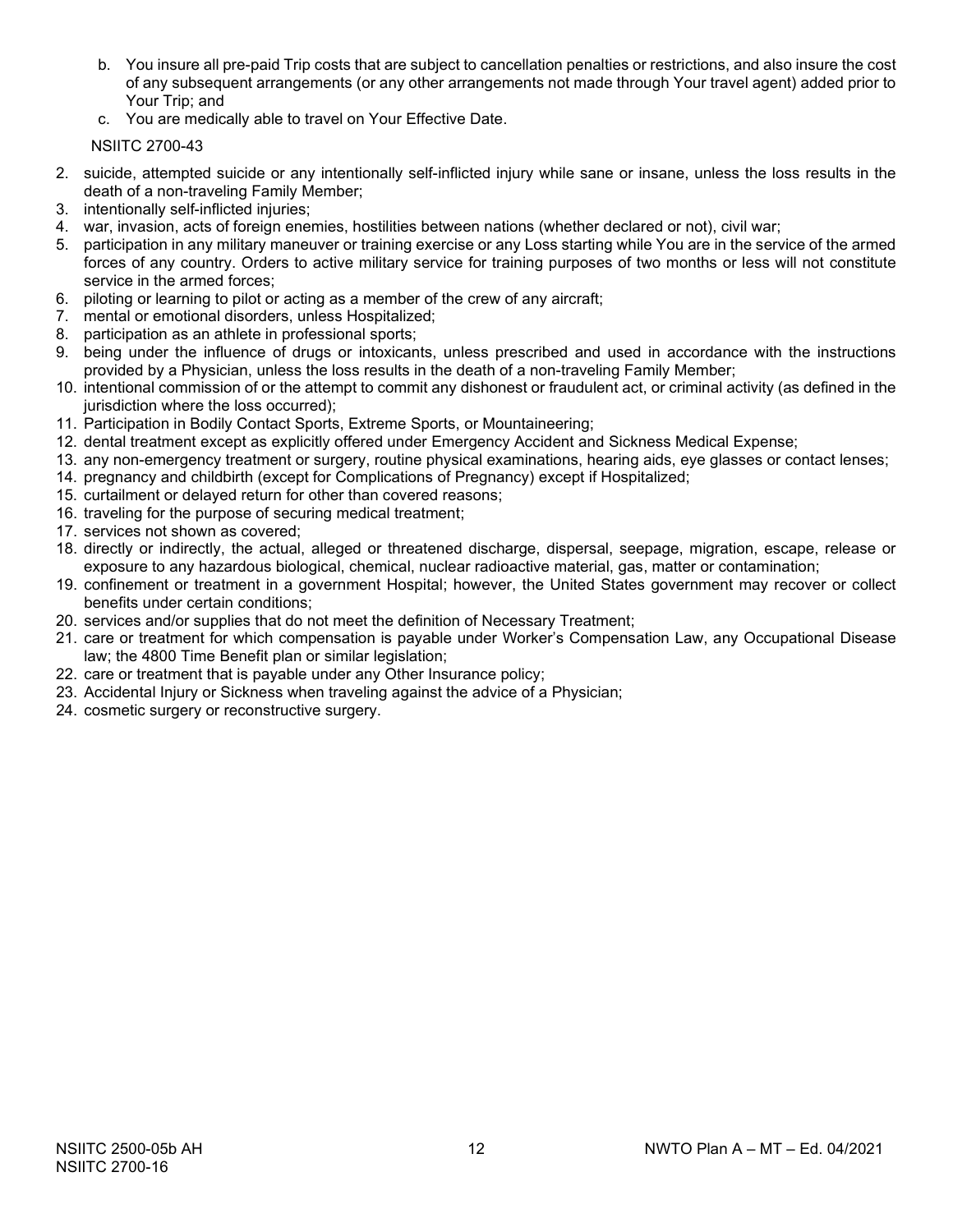b. You insure all pre-paid Trip costs that are subject to cancellation penalties or restrictions, and also insure the cost of any subsequent arrangements (or any other arrangements not made through Your travel agent) added prior to Your Trip; and
c. You are medically able to travel on Your Effective Date.

NSIITC 2700-43

2. suicide, attempted suicide or any intentionally self-inflicted injury while sane or insane, unless the loss results in the death of a non-traveling Family Member;
3. intentionally self-inflicted injuries;
4. war, invasion, acts of foreign enemies, hostilities between nations (whether declared or not), civil war;
5. participation in any military maneuver or training exercise or any Loss starting while You are in the service of the armed forces of any country. Orders to active military service for training purposes of two months or less will not constitute service in the armed forces;
6. piloting or learning to pilot or acting as a member of the crew of any aircraft;
7. mental or emotional disorders, unless Hospitalized;
8. participation as an athlete in professional sports;
9. being under the influence of drugs or intoxicants, unless prescribed and used in accordance with the instructions provided by a Physician, unless the loss results in the death of a non-traveling Family Member;
10. intentional commission of or the attempt to commit any dishonest or fraudulent act, or criminal activity (as defined in the jurisdiction where the loss occurred);
11. Participation in Bodily Contact Sports, Extreme Sports, or Mountaineering;
12. dental treatment except as explicitly offered under Emergency Accident and Sickness Medical Expense;
13. any non-emergency treatment or surgery, routine physical examinations, hearing aids, eye glasses or contact lenses;
14. pregnancy and childbirth (except for Complications of Pregnancy) except if Hospitalized;
15. curtailment or delayed return for other than covered reasons;
16. traveling for the purpose of securing medical treatment;
17. services not shown as covered;
18. directly or indirectly, the actual, alleged or threatened discharge, dispersal, seepage, migration, escape, release or exposure to any hazardous biological, chemical, nuclear radioactive material, gas, matter or contamination;
19. confinement or treatment in a government Hospital; however, the United States government may recover or collect benefits under certain conditions;
20. services and/or supplies that do not meet the definition of Necessary Treatment;
21. care or treatment for which compensation is payable under Worker's Compensation Law, any Occupational Disease law; the 4800 Time Benefit plan or similar legislation;
22. care or treatment that is payable under any Other Insurance policy;
23. Accidental Injury or Sickness when traveling against the advice of a Physician;
24. cosmetic surgery or reconstructive surgery.

NSIITC 2500-05b AH
NSIITC 2700-16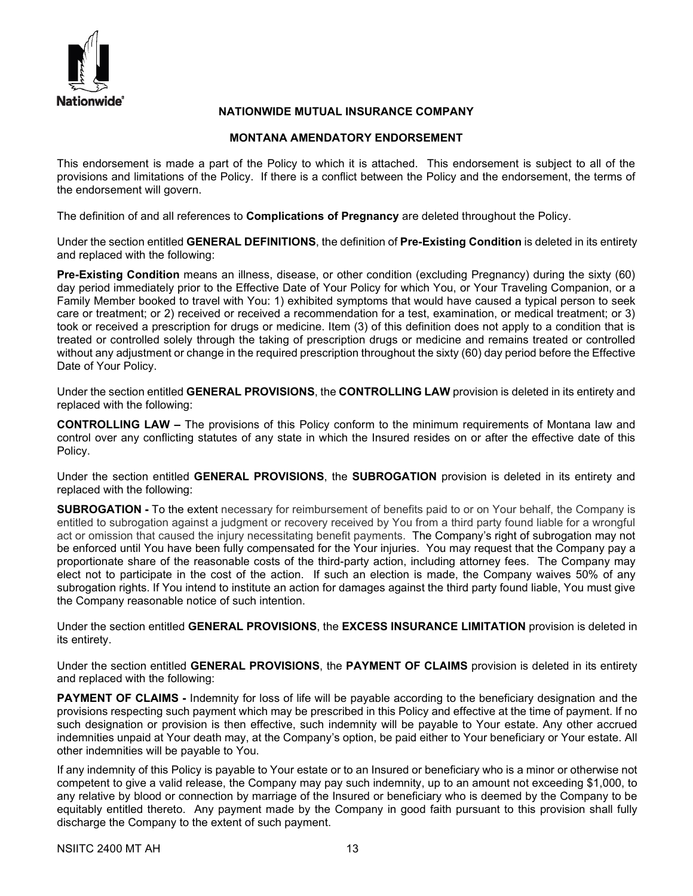Nationwide®

## NATIONWIDE MUTUAL INSURANCE COMPANY

## MONTANA AMENDATORY ENDORSEMENT

This endorsement is made a part of the Policy to which it is attached. This endorsement is subject to all of the provisions and limitations of the Policy. If there is a conflict between the Policy and the endorsement, the terms of the endorsement will govern.

The definition of and all references to **Complications of Pregnancy** are deleted throughout the Policy.

Under the section entitled **GENERAL DEFINITIONS**, the definition of **Pre-Existing Condition** is deleted in its entirety and replaced with the following:

**Pre-Existing Condition** means an illness, disease, or other condition (excluding Pregnancy) during the sixty (60) day period immediately prior to the Effective Date of Your Policy for which You, or Your Traveling Companion, or a Family Member booked to travel with You: 1) exhibited symptoms that would have caused a typical person to seek care or treatment; or 2) received or received a recommendation for a test, examination, or medical treatment; or 3) took or received a prescription for drugs or medicine. Item (3) of this definition does not apply to a condition that is treated or controlled solely through the taking of prescription drugs or medicine and remains treated or controlled without any adjustment or change in the required prescription throughout the sixty (60) day period before the Effective Date of Your Policy.

Under the section entitled **GENERAL PROVISIONS**, the **CONTROLLING LAW** provision is deleted in its entirety and replaced with the following:

**CONTROLLING LAW –** The provisions of this Policy conform to the minimum requirements of Montana law and control over any conflicting statutes of any state in which the Insured resides on or after the effective date of this Policy.

Under the section entitled **GENERAL PROVISIONS**, the **SUBROGATION** provision is deleted in its entirety and replaced with the following:

**SUBROGATION -** To the extent necessary for reimbursement of benefits paid to or on Your behalf, the Company is entitled to subrogation against a judgment or recovery received by You from a third party found liable for a wrongful act or omission that caused the injury necessitating benefit payments. The Company's right of subrogation may not be enforced until You have been fully compensated for the Your injuries. You may request that the Company pay a proportionate share of the reasonable costs of the third-party action, including attorney fees. The Company may elect not to participate in the cost of the action. If such an election is made, the Company waives 50% of any subrogation rights. If You intend to institute an action for damages against the third party found liable, You must give the Company reasonable notice of such intention.

Under the section entitled **GENERAL PROVISIONS**, the **EXCESS INSURANCE LIMITATION** provision is deleted in its entirety.

Under the section entitled **GENERAL PROVISIONS**, the **PAYMENT OF CLAIMS** provision is deleted in its entirety and replaced with the following:

**PAYMENT OF CLAIMS -** Indemnity for loss of life will be payable according to the beneficiary designation and the provisions respecting such payment which may be prescribed in this Policy and effective at the time of payment. If no such designation or provision is then effective, such indemnity will be payable to Your estate. Any other accrued indemnities unpaid at Your death may, at the Company's option, be paid either to Your beneficiary or Your estate. All other indemnities will be payable to You.

If any indemnity of this Policy is payable to Your estate or to an Insured or beneficiary who is a minor or otherwise not competent to give a valid release, the Company may pay such indemnity, up to an amount not exceeding $1,000, to any relative by blood or connection by marriage of the Insured or beneficiary who is deemed by the Company to be equitably entitled thereto. Any payment made by the Company in good faith pursuant to this provision shall fully discharge the Company to the extent of such payment.

NSIITC 2400 MT AH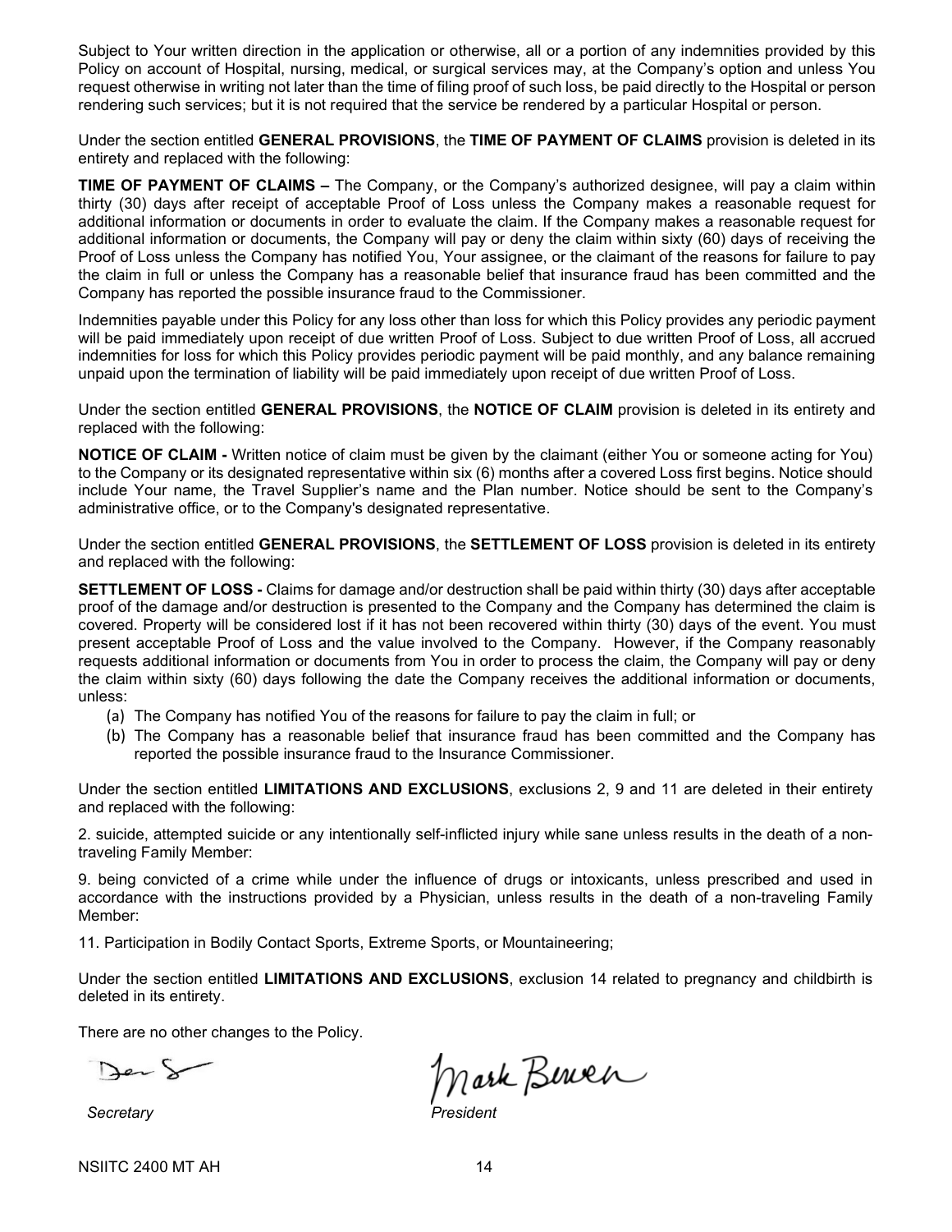Subject to Your written direction in the application or otherwise, all or a portion of any indemnities provided by this Policy on account of Hospital, nursing, medical, or surgical services may, at the Company's option and unless You request otherwise in writing not later than the time of filing proof of such loss, be paid directly to the Hospital or person rendering such services; but it is not required that the service be rendered by a particular Hospital or person.

Under the section entitled **GENERAL PROVISIONS**, the **TIME OF PAYMENT OF CLAIMS** provision is deleted in its entirety and replaced with the following:

**TIME OF PAYMENT OF CLAIMS –** The Company, or the Company's authorized designee, will pay a claim within thirty (30) days after receipt of acceptable Proof of Loss unless the Company makes a reasonable request for additional information or documents in order to evaluate the claim. If the Company makes a reasonable request for additional information or documents, the Company will pay or deny the claim within sixty (60) days of receiving the Proof of Loss unless the Company has notified You, Your assignee, or the claimant of the reasons for failure to pay the claim in full or unless the Company has a reasonable belief that insurance fraud has been committed and the Company has reported the possible insurance fraud to the Commissioner.

Indemnities payable under this Policy for any loss other than loss for which this Policy provides any periodic payment will be paid immediately upon receipt of due written Proof of Loss. Subject to due written Proof of Loss, all accrued indemnities for loss for which this Policy provides periodic payment will be paid monthly, and any balance remaining unpaid upon the termination of liability will be paid immediately upon receipt of due written Proof of Loss.

Under the section entitled **GENERAL PROVISIONS**, the **NOTICE OF CLAIM** provision is deleted in its entirety and replaced with the following:

**NOTICE OF CLAIM -** Written notice of claim must be given by the claimant (either You or someone acting for You) to the Company or its designated representative within six (6) months after a covered Loss first begins. Notice should include Your name, the Travel Supplier's name and the Plan number. Notice should be sent to the Company's administrative office, or to the Company's designated representative.

Under the section entitled **GENERAL PROVISIONS**, the **SETTLEMENT OF LOSS** provision is deleted in its entirety and replaced with the following:

**SETTLEMENT OF LOSS -** Claims for damage and/or destruction shall be paid within thirty (30) days after acceptable proof of the damage and/or destruction is presented to the Company and the Company has determined the claim is covered. Property will be considered lost if it has not been recovered within thirty (30) days of the event. You must present acceptable Proof of Loss and the value involved to the Company. However, if the Company reasonably requests additional information or documents from You in order to process the claim, the Company will pay or deny the claim within sixty (60) days following the date the Company receives the additional information or documents, unless:

(a) The Company has notified You of the reasons for failure to pay the claim in full; or
(b) The Company has a reasonable belief that insurance fraud has been committed and the Company has reported the possible insurance fraud to the Insurance Commissioner.

Under the section entitled **LIMITATIONS AND EXCLUSIONS**, exclusions 2, 9 and 11 are deleted in their entirety and replaced with the following:

2. suicide, attempted suicide or any intentionally self-inflicted injury while sane unless results in the death of a non-traveling Family Member:

9. being convicted of a crime while under the influence of drugs or intoxicants, unless prescribed and used in accordance with the instructions provided by a Physician, unless results in the death of a non-traveling Family Member:

11. Participation in Bodily Contact Sports, Extreme Sports, or Mountaineering;

Under the section entitled **LIMITATIONS AND EXCLUSIONS**, exclusion 14 related to pregnancy and childbirth is deleted in its entirety.

There are no other changes to the Policy.

*Secretary* *President*

NSIITC 2400 MT AH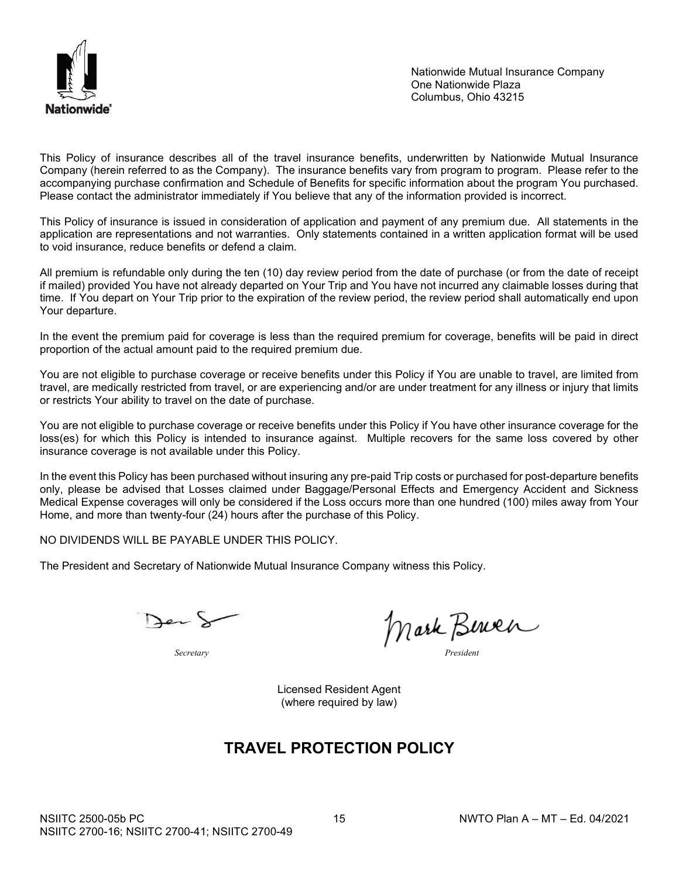Nationwide Mutual Insurance Company
One Nationwide Plaza
Columbus, Ohio 43215

This Policy of insurance describes all of the travel insurance benefits, underwritten by Nationwide Mutual Insurance Company (herein referred to as the Company). The insurance benefits vary from program to program. Please refer to the accompanying purchase confirmation and Schedule of Benefits for specific information about the program You purchased. Please contact the administrator immediately if You believe that any of the information provided is incorrect.

This Policy of insurance is issued in consideration of application and payment of any premium due. All statements in the application are representations and not warranties. Only statements contained in a written application format will be used to void insurance, reduce benefits or defend a claim.

All premium is refundable only during the ten (10) day review period from the date of purchase (or from the date of receipt if mailed) provided You have not already departed on Your Trip and You have not incurred any claimable losses during that time. If You depart on Your Trip prior to the expiration of the review period, the review period shall automatically end upon Your departure.

In the event the premium paid for coverage is less than the required premium for coverage, benefits will be paid in direct proportion of the actual amount paid to the required premium due.

You are not eligible to purchase coverage or receive benefits under this Policy if You are unable to travel, are limited from travel, are medically restricted from travel, or are experiencing and/or are under treatment for any illness or injury that limits or restricts Your ability to travel on the date of purchase.

You are not eligible to purchase coverage or receive benefits under this Policy if You have other insurance coverage for the loss(es) for which this Policy is intended to insurance against. Multiple recovers for the same loss covered by other insurance coverage is not available under this Policy.

In the event this Policy has been purchased without insuring any pre-paid Trip costs or purchased for post-departure benefits only, please be advised that Losses claimed under Baggage/Personal Effects and Emergency Accident and Sickness Medical Expense coverages will only be considered if the Loss occurs more than one hundred (100) miles away from Your Home, and more than twenty-four (24) hours after the purchase of this Policy.

NO DIVIDENDS WILL BE PAYABLE UNDER THIS POLICY.

The President and Secretary of Nationwide Mutual Insurance Company witness this Policy.

*Secretary* *President*

Licensed Resident Agent
(where required by law)

# TRAVEL PROTECTION POLICY

NSIITC 2500-05b PC
NSIITC 2700-16; NSIITC 2700-41; NSIITC 2700-49

NWTO Plan A – MT – Ed. 04/2021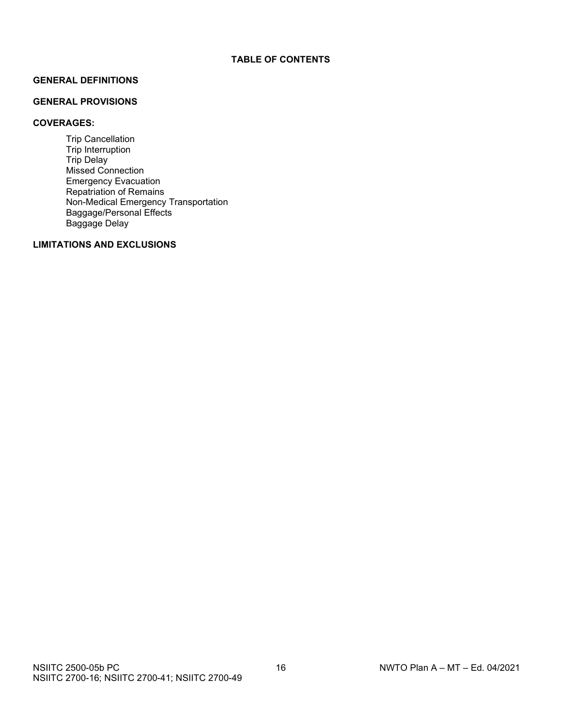# TABLE OF CONTENTS

**GENERAL DEFINITIONS**

**GENERAL PROVISIONS**

**COVERAGES:**

- Trip Cancellation
- Trip Interruption
- Trip Delay
- Missed Connection
- Emergency Evacuation
- Repatriation of Remains
- Non-Medical Emergency Transportation
- Baggage/Personal Effects
- Baggage Delay

**LIMITATIONS AND EXCLUSIONS**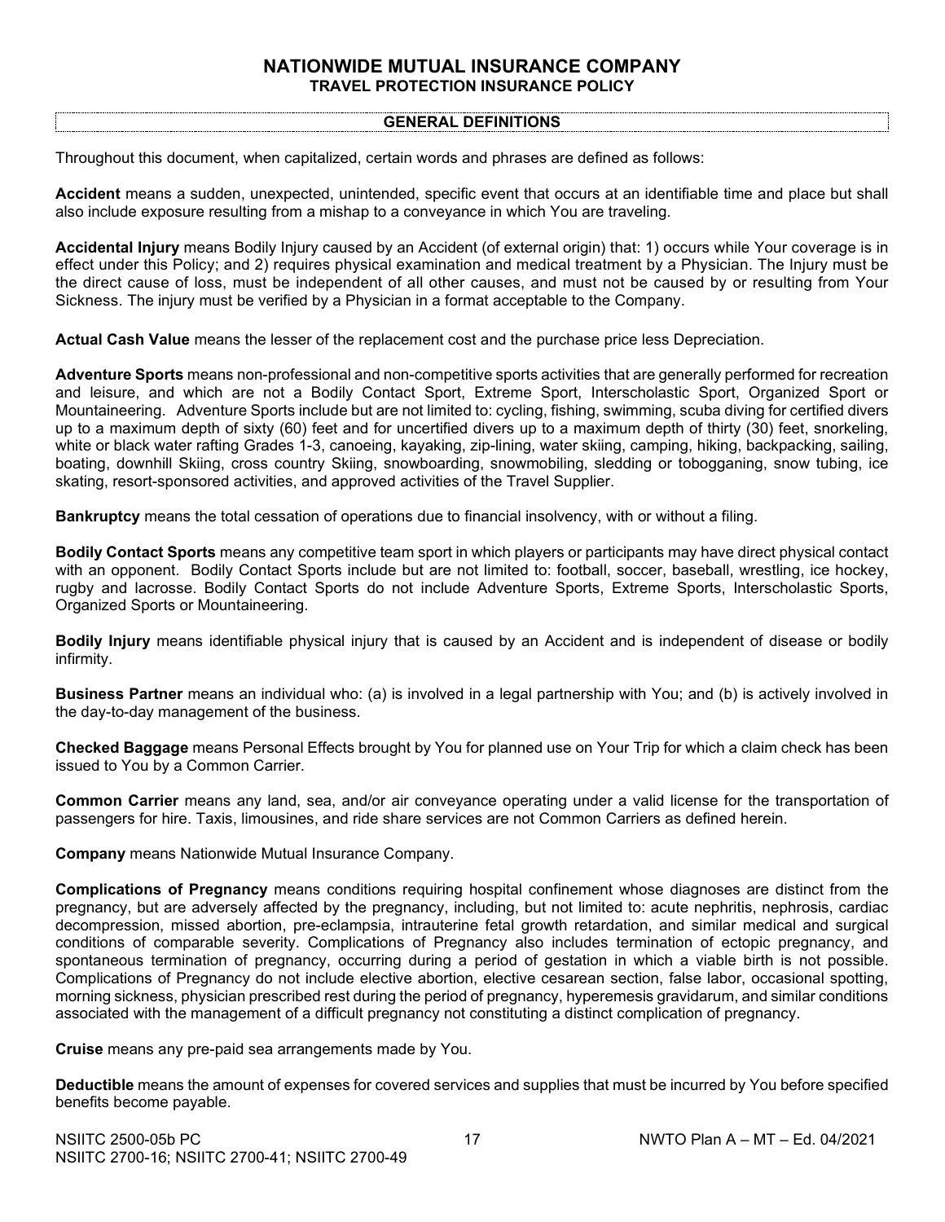# NATIONWIDE MUTUAL INSURANCE COMPANY
## TRAVEL PROTECTION INSURANCE POLICY

### GENERAL DEFINITIONS

Throughout this document, when capitalized, certain words and phrases are defined as follows:

**Accident** means a sudden, unexpected, unintended, specific event that occurs at an identifiable time and place but shall also include exposure resulting from a mishap to a conveyance in which You are traveling.

**Accidental Injury** means Bodily Injury caused by an Accident (of external origin) that: 1) occurs while Your coverage is in effect under this Policy; and 2) requires physical examination and medical treatment by a Physician. The Injury must be the direct cause of loss, must be independent of all other causes, and must not be caused by or resulting from Your Sickness. The injury must be verified by a Physician in a format acceptable to the Company.

**Actual Cash Value** means the lesser of the replacement cost and the purchase price less Depreciation.

**Adventure Sports** means non-professional and non-competitive sports activities that are generally performed for recreation and leisure, and which are not a Bodily Contact Sport, Extreme Sport, Interscholastic Sport, Organized Sport or Mountaineering. Adventure Sports include but are not limited to: cycling, fishing, swimming, scuba diving for certified divers up to a maximum depth of sixty (60) feet and for uncertified divers up to a maximum depth of thirty (30) feet, snorkeling, white or black water rafting Grades 1-3, canoeing, kayaking, zip-lining, water skiing, camping, hiking, backpacking, sailing, boating, downhill Skiing, cross country Skiing, snowboarding, snowmobiling, sledding or tobogganing, snow tubing, ice skating, resort-sponsored activities, and approved activities of the Travel Supplier.

**Bankruptcy** means the total cessation of operations due to financial insolvency, with or without a filing.

**Bodily Contact Sports** means any competitive team sport in which players or participants may have direct physical contact with an opponent. Bodily Contact Sports include but are not limited to: football, soccer, baseball, wrestling, ice hockey, rugby and lacrosse. Bodily Contact Sports do not include Adventure Sports, Extreme Sports, Interscholastic Sports, Organized Sports or Mountaineering.

**Bodily Injury** means identifiable physical injury that is caused by an Accident and is independent of disease or bodily infirmity.

**Business Partner** means an individual who: (a) is involved in a legal partnership with You; and (b) is actively involved in the day-to-day management of the business.

**Checked Baggage** means Personal Effects brought by You for planned use on Your Trip for which a claim check has been issued to You by a Common Carrier.

**Common Carrier** means any land, sea, and/or air conveyance operating under a valid license for the transportation of passengers for hire. Taxis, limousines, and ride share services are not Common Carriers as defined herein.

**Company** means Nationwide Mutual Insurance Company.

**Complications of Pregnancy** means conditions requiring hospital confinement whose diagnoses are distinct from the pregnancy, but are adversely affected by the pregnancy, including, but not limited to: acute nephritis, nephrosis, cardiac decompression, missed abortion, pre-eclampsia, intrauterine fetal growth retardation, and similar medical and surgical conditions of comparable severity. Complications of Pregnancy also includes termination of ectopic pregnancy, and spontaneous termination of pregnancy, occurring during a period of gestation in which a viable birth is not possible. Complications of Pregnancy do not include elective abortion, elective cesarean section, false labor, occasional spotting, morning sickness, physician prescribed rest during the period of pregnancy, hyperemesis gravidarum, and similar conditions associated with the management of a difficult pregnancy not constituting a distinct complication of pregnancy.

**Cruise** means any pre-paid sea arrangements made by You.

**Deductible** means the amount of expenses for covered services and supplies that must be incurred by You before specified benefits become payable.

NSIITC 2500-05b PC NWTO Plan A – MT – Ed. 04/2021
NSIITC 2700-16; NSIITC 2700-41; NSIITC 2700-49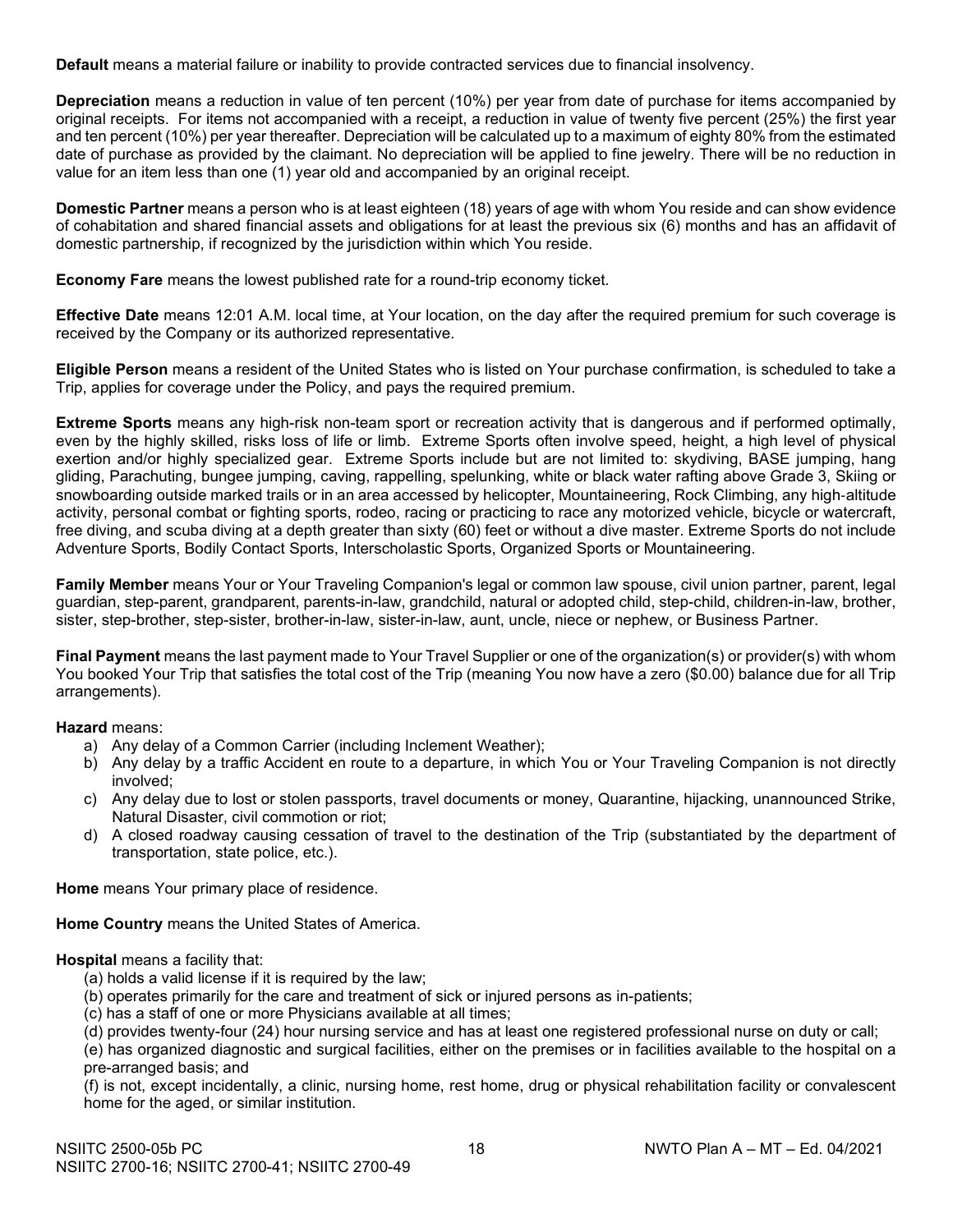**Default** means a material failure or inability to provide contracted services due to financial insolvency.

**Depreciation** means a reduction in value of ten percent (10%) per year from date of purchase for items accompanied by original receipts. For items not accompanied with a receipt, a reduction in value of twenty five percent (25%) the first year and ten percent (10%) per year thereafter. Depreciation will be calculated up to a maximum of eighty 80% from the estimated date of purchase as provided by the claimant. No depreciation will be applied to fine jewelry. There will be no reduction in value for an item less than one (1) year old and accompanied by an original receipt.

**Domestic Partner** means a person who is at least eighteen (18) years of age with whom You reside and can show evidence of cohabitation and shared financial assets and obligations for at least the previous six (6) months and has an affidavit of domestic partnership, if recognized by the jurisdiction within which You reside.

**Economy Fare** means the lowest published rate for a round-trip economy ticket.

**Effective Date** means 12:01 A.M. local time, at Your location, on the day after the required premium for such coverage is received by the Company or its authorized representative.

**Eligible Person** means a resident of the United States who is listed on Your purchase confirmation, is scheduled to take a Trip, applies for coverage under the Policy, and pays the required premium.

**Extreme Sports** means any high-risk non-team sport or recreation activity that is dangerous and if performed optimally, even by the highly skilled, risks loss of life or limb. Extreme Sports often involve speed, height, a high level of physical exertion and/or highly specialized gear. Extreme Sports include but are not limited to: skydiving, BASE jumping, hang gliding, Parachuting, bungee jumping, caving, rappelling, spelunking, white or black water rafting above Grade 3, Skiing or snowboarding outside marked trails or in an area accessed by helicopter, Mountaineering, Rock Climbing, any high-altitude activity, personal combat or fighting sports, rodeo, racing or practicing to race any motorized vehicle, bicycle or watercraft, free diving, and scuba diving at a depth greater than sixty (60) feet or without a dive master. Extreme Sports do not include Adventure Sports, Bodily Contact Sports, Interscholastic Sports, Organized Sports or Mountaineering.

**Family Member** means Your or Your Traveling Companion's legal or common law spouse, civil union partner, parent, legal guardian, step-parent, grandparent, parents-in-law, grandchild, natural or adopted child, step-child, children-in-law, brother, sister, step-brother, step-sister, brother-in-law, sister-in-law, aunt, uncle, niece or nephew, or Business Partner.

**Final Payment** means the last payment made to Your Travel Supplier or one of the organization(s) or provider(s) with whom You booked Your Trip that satisfies the total cost of the Trip (meaning You now have a zero ($0.00) balance due for all Trip arrangements).

**Hazard** means:

a) Any delay of a Common Carrier (including Inclement Weather);
b) Any delay by a traffic Accident en route to a departure, in which You or Your Traveling Companion is not directly involved;
c) Any delay due to lost or stolen passports, travel documents or money, Quarantine, hijacking, unannounced Strike, Natural Disaster, civil commotion or riot;
d) A closed roadway causing cessation of travel to the destination of the Trip (substantiated by the department of transportation, state police, etc.).

**Home** means Your primary place of residence.

**Home Country** means the United States of America.

**Hospital** means a facility that:

(a) holds a valid license if it is required by the law;
(b) operates primarily for the care and treatment of sick or injured persons as in-patients;
(c) has a staff of one or more Physicians available at all times;
(d) provides twenty-four (24) hour nursing service and has at least one registered professional nurse on duty or call;
(e) has organized diagnostic and surgical facilities, either on the premises or in facilities available to the hospital on a pre-arranged basis; and
(f) is not, except incidentally, a clinic, nursing home, rest home, drug or physical rehabilitation facility or convalescent home for the aged, or similar institution.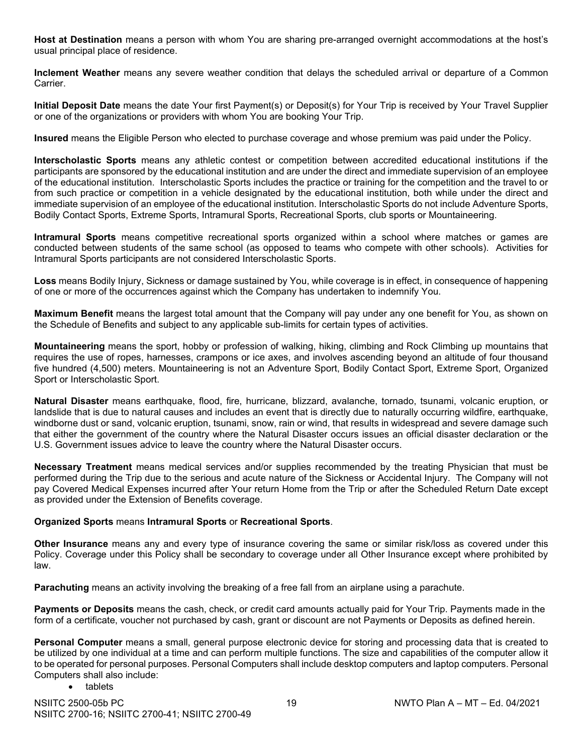**Host at Destination** means a person with whom You are sharing pre-arranged overnight accommodations at the host's usual principal place of residence.

**Inclement Weather** means any severe weather condition that delays the scheduled arrival or departure of a Common Carrier.

**Initial Deposit Date** means the date Your first Payment(s) or Deposit(s) for Your Trip is received by Your Travel Supplier or one of the organizations or providers with whom You are booking Your Trip.

**Insured** means the Eligible Person who elected to purchase coverage and whose premium was paid under the Policy.

**Interscholastic Sports** means any athletic contest or competition between accredited educational institutions if the participants are sponsored by the educational institution and are under the direct and immediate supervision of an employee of the educational institution. Interscholastic Sports includes the practice or training for the competition and the travel to or from such practice or competition in a vehicle designated by the educational institution, both while under the direct and immediate supervision of an employee of the educational institution. Interscholastic Sports do not include Adventure Sports, Bodily Contact Sports, Extreme Sports, Intramural Sports, Recreational Sports, club sports or Mountaineering.

**Intramural Sports** means competitive recreational sports organized within a school where matches or games are conducted between students of the same school (as opposed to teams who compete with other schools). Activities for Intramural Sports participants are not considered Interscholastic Sports.

**Loss** means Bodily Injury, Sickness or damage sustained by You, while coverage is in effect, in consequence of happening of one or more of the occurrences against which the Company has undertaken to indemnify You.

**Maximum Benefit** means the largest total amount that the Company will pay under any one benefit for You, as shown on the Schedule of Benefits and subject to any applicable sub-limits for certain types of activities.

**Mountaineering** means the sport, hobby or profession of walking, hiking, climbing and Rock Climbing up mountains that requires the use of ropes, harnesses, crampons or ice axes, and involves ascending beyond an altitude of four thousand five hundred (4,500) meters. Mountaineering is not an Adventure Sport, Bodily Contact Sport, Extreme Sport, Organized Sport or Interscholastic Sport.

**Natural Disaster** means earthquake, flood, fire, hurricane, blizzard, avalanche, tornado, tsunami, volcanic eruption, or landslide that is due to natural causes and includes an event that is directly due to naturally occurring wildfire, earthquake, windborne dust or sand, volcanic eruption, tsunami, snow, rain or wind, that results in widespread and severe damage such that either the government of the country where the Natural Disaster occurs issues an official disaster declaration or the U.S. Government issues advice to leave the country where the Natural Disaster occurs.

**Necessary Treatment** means medical services and/or supplies recommended by the treating Physician that must be performed during the Trip due to the serious and acute nature of the Sickness or Accidental Injury. The Company will not pay Covered Medical Expenses incurred after Your return Home from the Trip or after the Scheduled Return Date except as provided under the Extension of Benefits coverage.

**Organized Sports** means **Intramural Sports** or **Recreational Sports**.

**Other Insurance** means any and every type of insurance covering the same or similar risk/loss as covered under this Policy. Coverage under this Policy shall be secondary to coverage under all Other Insurance except where prohibited by law.

**Parachuting** means an activity involving the breaking of a free fall from an airplane using a parachute.

**Payments or Deposits** means the cash, check, or credit card amounts actually paid for Your Trip. Payments made in the form of a certificate, voucher not purchased by cash, grant or discount are not Payments or Deposits as defined herein.

**Personal Computer** means a small, general purpose electronic device for storing and processing data that is created to be utilized by one individual at a time and can perform multiple functions. The size and capabilities of the computer allow it to be operated for personal purposes. Personal Computers shall include desktop computers and laptop computers. Personal Computers shall also include:

- tablets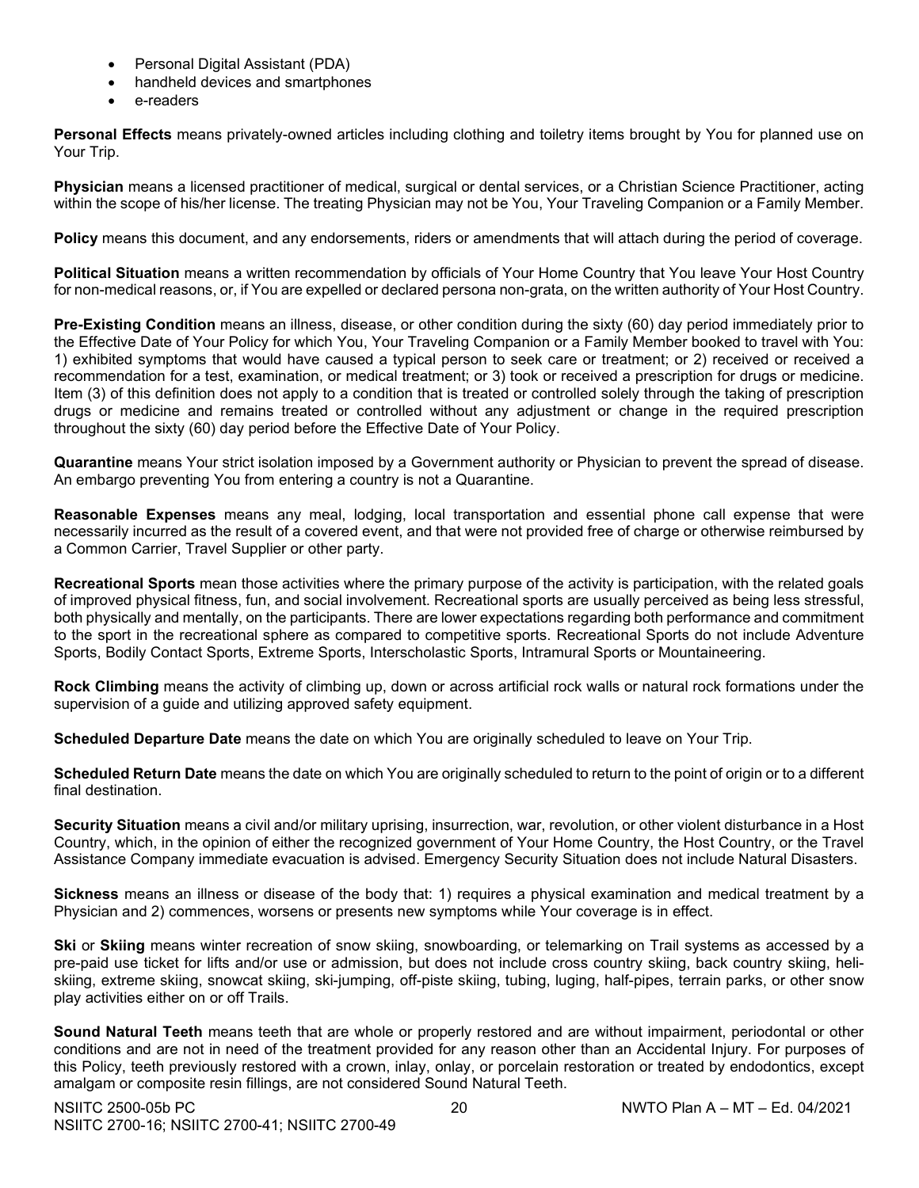- Personal Digital Assistant (PDA)
- handheld devices and smartphones
- e-readers

**Personal Effects** means privately-owned articles including clothing and toiletry items brought by You for planned use on Your Trip.

**Physician** means a licensed practitioner of medical, surgical or dental services, or a Christian Science Practitioner, acting within the scope of his/her license. The treating Physician may not be You, Your Traveling Companion or a Family Member.

**Policy** means this document, and any endorsements, riders or amendments that will attach during the period of coverage.

**Political Situation** means a written recommendation by officials of Your Home Country that You leave Your Host Country for non-medical reasons, or, if You are expelled or declared persona non-grata, on the written authority of Your Host Country.

**Pre-Existing Condition** means an illness, disease, or other condition during the sixty (60) day period immediately prior to the Effective Date of Your Policy for which You, Your Traveling Companion or a Family Member booked to travel with You: 1) exhibited symptoms that would have caused a typical person to seek care or treatment; or 2) received or received a recommendation for a test, examination, or medical treatment; or 3) took or received a prescription for drugs or medicine. Item (3) of this definition does not apply to a condition that is treated or controlled solely through the taking of prescription drugs or medicine and remains treated or controlled without any adjustment or change in the required prescription throughout the sixty (60) day period before the Effective Date of Your Policy.

**Quarantine** means Your strict isolation imposed by a Government authority or Physician to prevent the spread of disease. An embargo preventing You from entering a country is not a Quarantine.

**Reasonable Expenses** means any meal, lodging, local transportation and essential phone call expense that were necessarily incurred as the result of a covered event, and that were not provided free of charge or otherwise reimbursed by a Common Carrier, Travel Supplier or other party.

**Recreational Sports** mean those activities where the primary purpose of the activity is participation, with the related goals of improved physical fitness, fun, and social involvement. Recreational sports are usually perceived as being less stressful, both physically and mentally, on the participants. There are lower expectations regarding both performance and commitment to the sport in the recreational sphere as compared to competitive sports. Recreational Sports do not include Adventure Sports, Bodily Contact Sports, Extreme Sports, Interscholastic Sports, Intramural Sports or Mountaineering.

**Rock Climbing** means the activity of climbing up, down or across artificial rock walls or natural rock formations under the supervision of a guide and utilizing approved safety equipment.

**Scheduled Departure Date** means the date on which You are originally scheduled to leave on Your Trip.

**Scheduled Return Date** means the date on which You are originally scheduled to return to the point of origin or to a different final destination.

**Security Situation** means a civil and/or military uprising, insurrection, war, revolution, or other violent disturbance in a Host Country, which, in the opinion of either the recognized government of Your Home Country, the Host Country, or the Travel Assistance Company immediate evacuation is advised. Emergency Security Situation does not include Natural Disasters.

**Sickness** means an illness or disease of the body that: 1) requires a physical examination and medical treatment by a Physician and 2) commences, worsens or presents new symptoms while Your coverage is in effect.

**Ski** or **Skiing** means winter recreation of snow skiing, snowboarding, or telemarking on Trail systems as accessed by a pre-paid use ticket for lifts and/or use or admission, but does not include cross country skiing, back country skiing, heli-skiing, extreme skiing, snowcat skiing, ski-jumping, off-piste skiing, tubing, luging, half-pipes, terrain parks, or other snow play activities either on or off Trails.

**Sound Natural Teeth** means teeth that are whole or properly restored and are without impairment, periodontal or other conditions and are not in need of the treatment provided for any reason other than an Accidental Injury. For purposes of this Policy, teeth previously restored with a crown, inlay, onlay, or porcelain restoration or treated by endodontics, except amalgam or composite resin fillings, are not considered Sound Natural Teeth.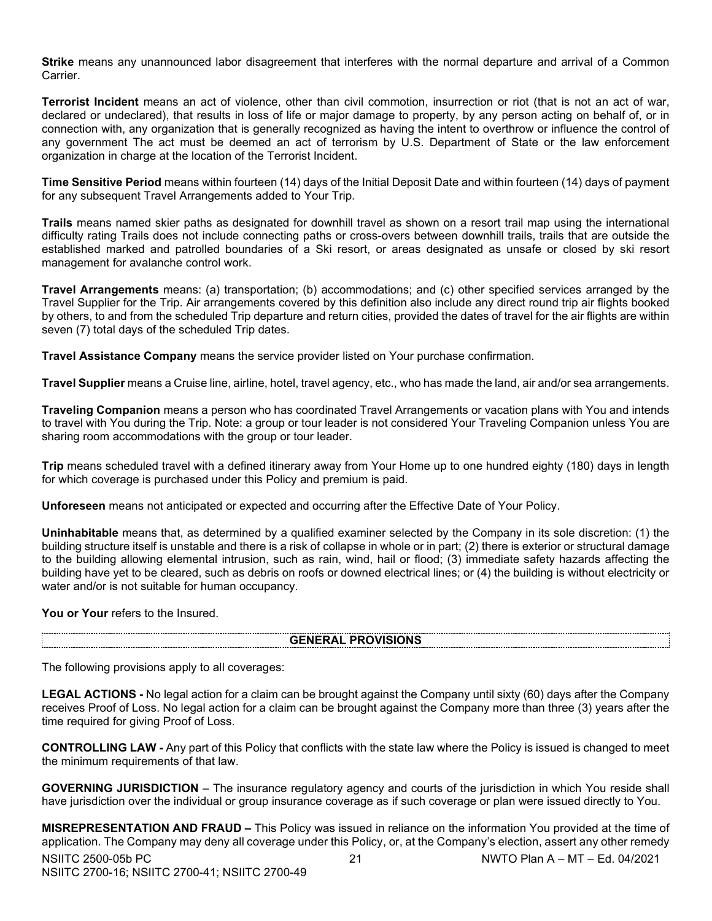**Strike** means any unannounced labor disagreement that interferes with the normal departure and arrival of a Common Carrier.

**Terrorist Incident** means an act of violence, other than civil commotion, insurrection or riot (that is not an act of war, declared or undeclared), that results in loss of life or major damage to property, by any person acting on behalf of, or in connection with, any organization that is generally recognized as having the intent to overthrow or influence the control of any government The act must be deemed an act of terrorism by U.S. Department of State or the law enforcement organization in charge at the location of the Terrorist Incident.

**Time Sensitive Period** means within fourteen (14) days of the Initial Deposit Date and within fourteen (14) days of payment for any subsequent Travel Arrangements added to Your Trip.

**Trails** means named skier paths as designated for downhill travel as shown on a resort trail map using the international difficulty rating Trails does not include connecting paths or cross-overs between downhill trails, trails that are outside the established marked and patrolled boundaries of a Ski resort, or areas designated as unsafe or closed by ski resort management for avalanche control work.

**Travel Arrangements** means: (a) transportation; (b) accommodations; and (c) other specified services arranged by the Travel Supplier for the Trip. Air arrangements covered by this definition also include any direct round trip air flights booked by others, to and from the scheduled Trip departure and return cities, provided the dates of travel for the air flights are within seven (7) total days of the scheduled Trip dates.

**Travel Assistance Company** means the service provider listed on Your purchase confirmation.

**Travel Supplier** means a Cruise line, airline, hotel, travel agency, etc., who has made the land, air and/or sea arrangements.

**Traveling Companion** means a person who has coordinated Travel Arrangements or vacation plans with You and intends to travel with You during the Trip. Note: a group or tour leader is not considered Your Traveling Companion unless You are sharing room accommodations with the group or tour leader.

**Trip** means scheduled travel with a defined itinerary away from Your Home up to one hundred eighty (180) days in length for which coverage is purchased under this Policy and premium is paid.

**Unforeseen** means not anticipated or expected and occurring after the Effective Date of Your Policy.

**Uninhabitable** means that, as determined by a qualified examiner selected by the Company in its sole discretion: (1) the building structure itself is unstable and there is a risk of collapse in whole or in part; (2) there is exterior or structural damage to the building allowing elemental intrusion, such as rain, wind, hail or flood; (3) immediate safety hazards affecting the building have yet to be cleared, such as debris on roofs or downed electrical lines; or (4) the building is without electricity or water and/or is not suitable for human occupancy.

**You or Your** refers to the Insured.

## GENERAL PROVISIONS

The following provisions apply to all coverages:

**LEGAL ACTIONS -** No legal action for a claim can be brought against the Company until sixty (60) days after the Company receives Proof of Loss. No legal action for a claim can be brought against the Company more than three (3) years after the time required for giving Proof of Loss.

**CONTROLLING LAW -** Any part of this Policy that conflicts with the state law where the Policy is issued is changed to meet the minimum requirements of that law.

**GOVERNING JURISDICTION** – The insurance regulatory agency and courts of the jurisdiction in which You reside shall have jurisdiction over the individual or group insurance coverage as if such coverage or plan were issued directly to You.

**MISREPRESENTATION AND FRAUD –** This Policy was issued in reliance on the information You provided at the time of application. The Company may deny all coverage under this Policy, or, at the Company's election, assert any other remedy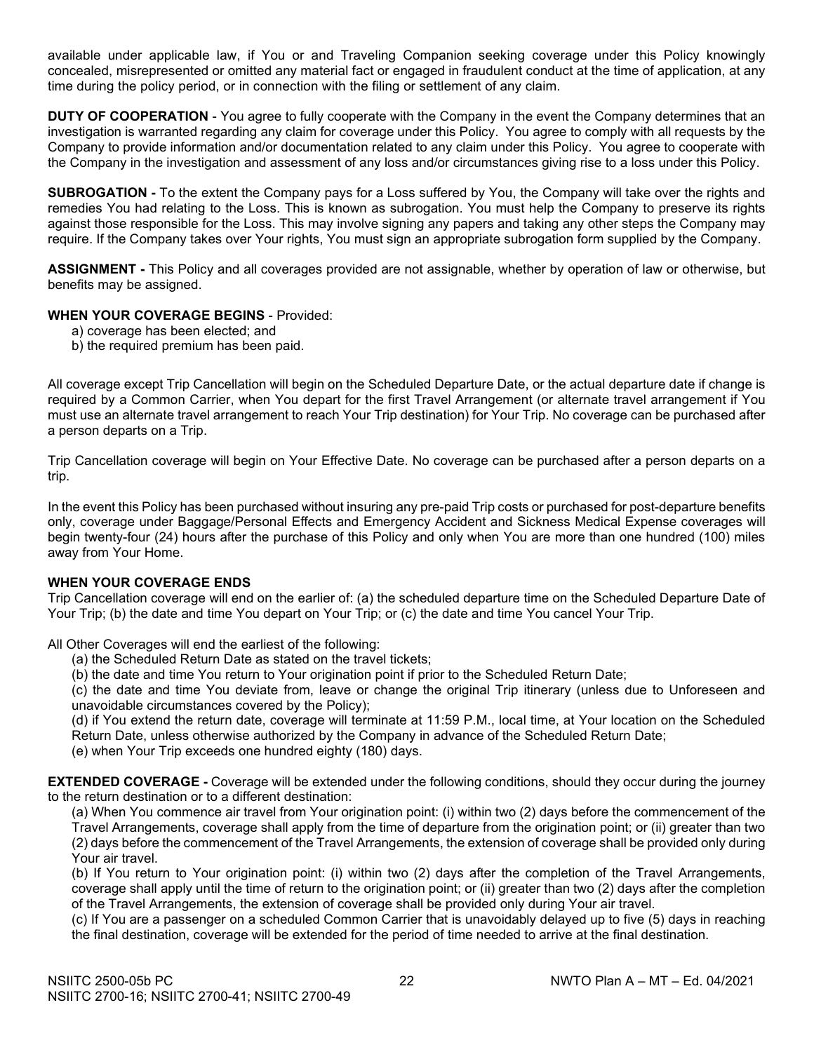available under applicable law, if You or and Traveling Companion seeking coverage under this Policy knowingly concealed, misrepresented or omitted any material fact or engaged in fraudulent conduct at the time of application, at any time during the policy period, or in connection with the filing or settlement of any claim.

**DUTY OF COOPERATION** - You agree to fully cooperate with the Company in the event the Company determines that an investigation is warranted regarding any claim for coverage under this Policy. You agree to comply with all requests by the Company to provide information and/or documentation related to any claim under this Policy. You agree to cooperate with the Company in the investigation and assessment of any loss and/or circumstances giving rise to a loss under this Policy.

**SUBROGATION -** To the extent the Company pays for a Loss suffered by You, the Company will take over the rights and remedies You had relating to the Loss. This is known as subrogation. You must help the Company to preserve its rights against those responsible for the Loss. This may involve signing any papers and taking any other steps the Company may require. If the Company takes over Your rights, You must sign an appropriate subrogation form supplied by the Company.

**ASSIGNMENT -** This Policy and all coverages provided are not assignable, whether by operation of law or otherwise, but benefits may be assigned.

**WHEN YOUR COVERAGE BEGINS** - Provided:

a) coverage has been elected; and
b) the required premium has been paid.

All coverage except Trip Cancellation will begin on the Scheduled Departure Date, or the actual departure date if change is required by a Common Carrier, when You depart for the first Travel Arrangement (or alternate travel arrangement if You must use an alternate travel arrangement to reach Your Trip destination) for Your Trip. No coverage can be purchased after a person departs on a Trip.

Trip Cancellation coverage will begin on Your Effective Date. No coverage can be purchased after a person departs on a trip.

In the event this Policy has been purchased without insuring any pre-paid Trip costs or purchased for post-departure benefits only, coverage under Baggage/Personal Effects and Emergency Accident and Sickness Medical Expense coverages will begin twenty-four (24) hours after the purchase of this Policy and only when You are more than one hundred (100) miles away from Your Home.

**WHEN YOUR COVERAGE ENDS**

Trip Cancellation coverage will end on the earlier of: (a) the scheduled departure time on the Scheduled Departure Date of Your Trip; (b) the date and time You depart on Your Trip; or (c) the date and time You cancel Your Trip.

All Other Coverages will end the earliest of the following:

(a) the Scheduled Return Date as stated on the travel tickets;
(b) the date and time You return to Your origination point if prior to the Scheduled Return Date;
(c) the date and time You deviate from, leave or change the original Trip itinerary (unless due to Unforeseen and unavoidable circumstances covered by the Policy);
(d) if You extend the return date, coverage will terminate at 11:59 P.M., local time, at Your location on the Scheduled Return Date, unless otherwise authorized by the Company in advance of the Scheduled Return Date;
(e) when Your Trip exceeds one hundred eighty (180) days.

**EXTENDED COVERAGE -** Coverage will be extended under the following conditions, should they occur during the journey to the return destination or to a different destination:

(a) When You commence air travel from Your origination point: (i) within two (2) days before the commencement of the Travel Arrangements, coverage shall apply from the time of departure from the origination point; or (ii) greater than two (2) days before the commencement of the Travel Arrangements, the extension of coverage shall be provided only during Your air travel.
(b) If You return to Your origination point: (i) within two (2) days after the completion of the Travel Arrangements, coverage shall apply until the time of return to the origination point; or (ii) greater than two (2) days after the completion of the Travel Arrangements, the extension of coverage shall be provided only during Your air travel.
(c) If You are a passenger on a scheduled Common Carrier that is unavoidably delayed up to five (5) days in reaching the final destination, coverage will be extended for the period of time needed to arrive at the final destination.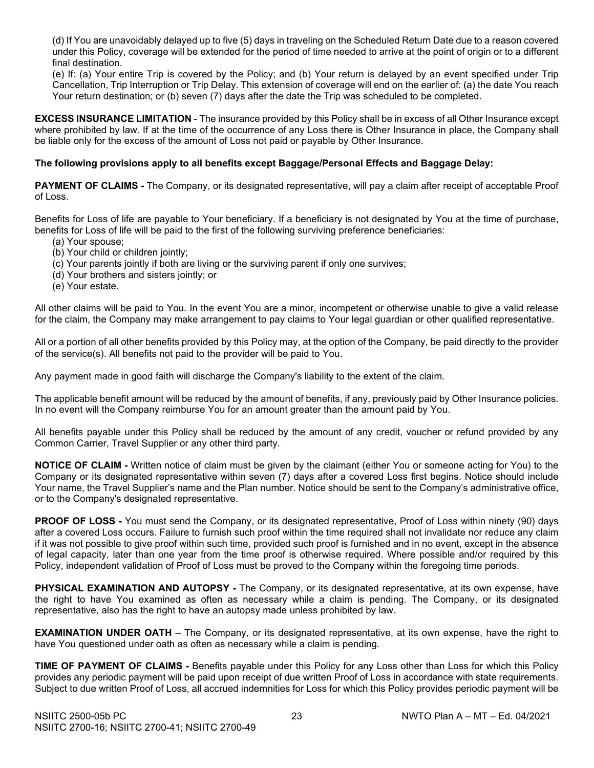(d) If You are unavoidably delayed up to five (5) days in traveling on the Scheduled Return Date due to a reason covered under this Policy, coverage will be extended for the period of time needed to arrive at the point of origin or to a different final destination.

(e) If: (a) Your entire Trip is covered by the Policy; and (b) Your return is delayed by an event specified under Trip Cancellation, Trip Interruption or Trip Delay. This extension of coverage will end on the earlier of: (a) the date You reach Your return destination; or (b) seven (7) days after the date the Trip was scheduled to be completed.

**EXCESS INSURANCE LIMITATION** - The insurance provided by this Policy shall be in excess of all Other Insurance except where prohibited by law. If at the time of the occurrence of any Loss there is Other Insurance in place, the Company shall be liable only for the excess of the amount of Loss not paid or payable by Other Insurance.

**The following provisions apply to all benefits except Baggage/Personal Effects and Baggage Delay:**

**PAYMENT OF CLAIMS -** The Company, or its designated representative, will pay a claim after receipt of acceptable Proof of Loss.

Benefits for Loss of life are payable to Your beneficiary. If a beneficiary is not designated by You at the time of purchase, benefits for Loss of life will be paid to the first of the following surviving preference beneficiaries:

(a) Your spouse;
(b) Your child or children jointly;
(c) Your parents jointly if both are living or the surviving parent if only one survives;
(d) Your brothers and sisters jointly; or
(e) Your estate.

All other claims will be paid to You. In the event You are a minor, incompetent or otherwise unable to give a valid release for the claim, the Company may make arrangement to pay claims to Your legal guardian or other qualified representative.

All or a portion of all other benefits provided by this Policy may, at the option of the Company, be paid directly to the provider of the service(s). All benefits not paid to the provider will be paid to You.

Any payment made in good faith will discharge the Company's liability to the extent of the claim.

The applicable benefit amount will be reduced by the amount of benefits, if any, previously paid by Other Insurance policies. In no event will the Company reimburse You for an amount greater than the amount paid by You.

All benefits payable under this Policy shall be reduced by the amount of any credit, voucher or refund provided by any Common Carrier, Travel Supplier or any other third party.

**NOTICE OF CLAIM -** Written notice of claim must be given by the claimant (either You or someone acting for You) to the Company or its designated representative within seven (7) days after a covered Loss first begins. Notice should include Your name, the Travel Supplier's name and the Plan number. Notice should be sent to the Company's administrative office, or to the Company's designated representative.

**PROOF OF LOSS -** You must send the Company, or its designated representative, Proof of Loss within ninety (90) days after a covered Loss occurs. Failure to furnish such proof within the time required shall not invalidate nor reduce any claim if it was not possible to give proof within such time, provided such proof is furnished and in no event, except in the absence of legal capacity, later than one year from the time proof is otherwise required. Where possible and/or required by this Policy, independent validation of Proof of Loss must be proved to the Company within the foregoing time periods.

**PHYSICAL EXAMINATION AND AUTOPSY -** The Company, or its designated representative, at its own expense, have the right to have You examined as often as necessary while a claim is pending. The Company, or its designated representative, also has the right to have an autopsy made unless prohibited by law.

**EXAMINATION UNDER OATH** – The Company, or its designated representative, at its own expense, have the right to have You questioned under oath as often as necessary while a claim is pending.

**TIME OF PAYMENT OF CLAIMS -** Benefits payable under this Policy for any Loss other than Loss for which this Policy provides any periodic payment will be paid upon receipt of due written Proof of Loss in accordance with state requirements. Subject to due written Proof of Loss, all accrued indemnities for Loss for which this Policy provides periodic payment will be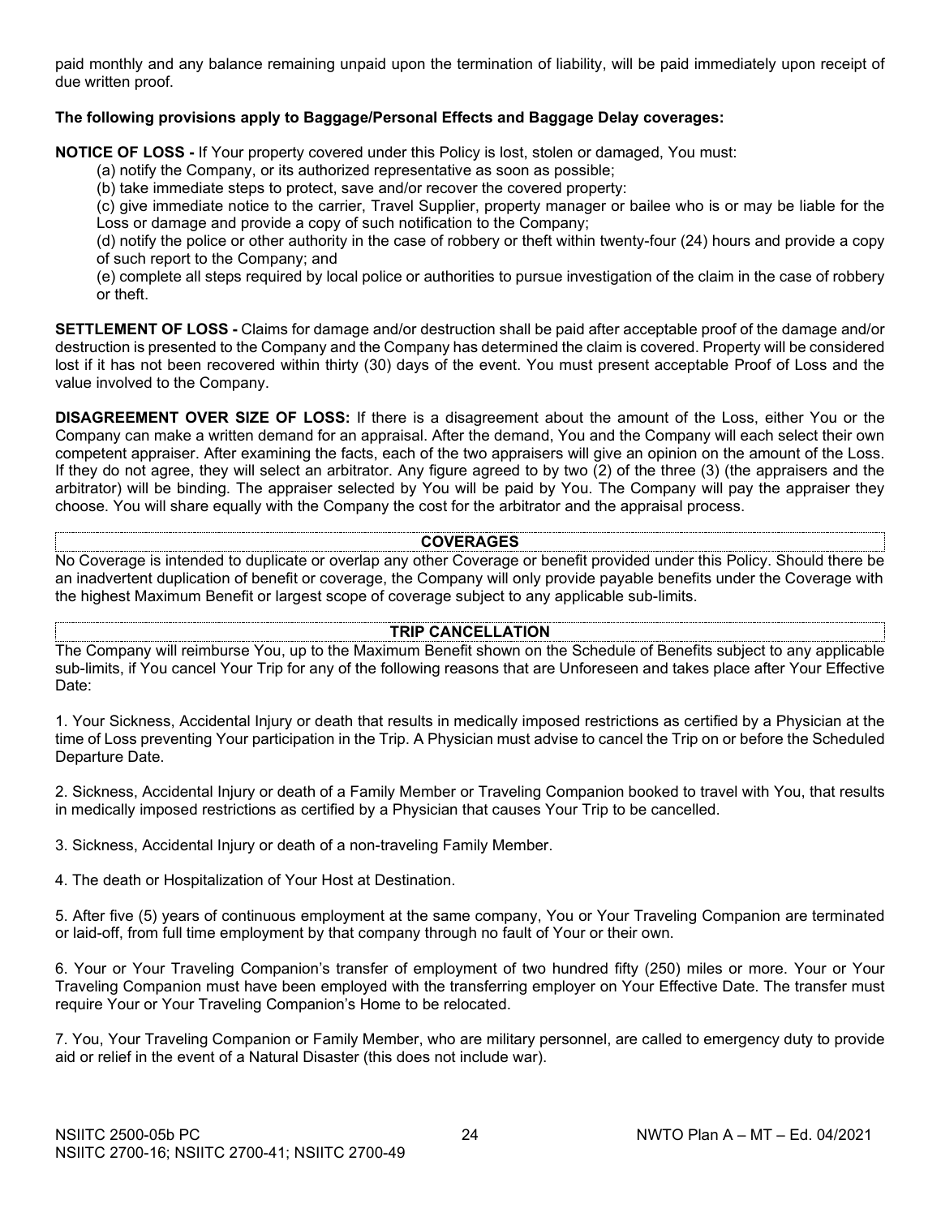paid monthly and any balance remaining unpaid upon the termination of liability, will be paid immediately upon receipt of due written proof.

**The following provisions apply to Baggage/Personal Effects and Baggage Delay coverages:**

**NOTICE OF LOSS -** If Your property covered under this Policy is lost, stolen or damaged, You must:

(a) notify the Company, or its authorized representative as soon as possible;

(b) take immediate steps to protect, save and/or recover the covered property:

(c) give immediate notice to the carrier, Travel Supplier, property manager or bailee who is or may be liable for the Loss or damage and provide a copy of such notification to the Company;

(d) notify the police or other authority in the case of robbery or theft within twenty-four (24) hours and provide a copy of such report to the Company; and

(e) complete all steps required by local police or authorities to pursue investigation of the claim in the case of robbery or theft.

**SETTLEMENT OF LOSS -** Claims for damage and/or destruction shall be paid after acceptable proof of the damage and/or destruction is presented to the Company and the Company has determined the claim is covered. Property will be considered lost if it has not been recovered within thirty (30) days of the event. You must present acceptable Proof of Loss and the value involved to the Company.

**DISAGREEMENT OVER SIZE OF LOSS:** If there is a disagreement about the amount of the Loss, either You or the Company can make a written demand for an appraisal. After the demand, You and the Company will each select their own competent appraiser. After examining the facts, each of the two appraisers will give an opinion on the amount of the Loss. If they do not agree, they will select an arbitrator. Any figure agreed to by two (2) of the three (3) (the appraisers and the arbitrator) will be binding. The appraiser selected by You will be paid by You. The Company will pay the appraiser they choose. You will share equally with the Company the cost for the arbitrator and the appraisal process.

## COVERAGES

No Coverage is intended to duplicate or overlap any other Coverage or benefit provided under this Policy. Should there be an inadvertent duplication of benefit or coverage, the Company will only provide payable benefits under the Coverage with the highest Maximum Benefit or largest scope of coverage subject to any applicable sub-limits.

## TRIP CANCELLATION

The Company will reimburse You, up to the Maximum Benefit shown on the Schedule of Benefits subject to any applicable sub-limits, if You cancel Your Trip for any of the following reasons that are Unforeseen and takes place after Your Effective Date:

1. Your Sickness, Accidental Injury or death that results in medically imposed restrictions as certified by a Physician at the time of Loss preventing Your participation in the Trip. A Physician must advise to cancel the Trip on or before the Scheduled Departure Date.

2. Sickness, Accidental Injury or death of a Family Member or Traveling Companion booked to travel with You, that results in medically imposed restrictions as certified by a Physician that causes Your Trip to be cancelled.

3. Sickness, Accidental Injury or death of a non-traveling Family Member.

4. The death or Hospitalization of Your Host at Destination.

5. After five (5) years of continuous employment at the same company, You or Your Traveling Companion are terminated or laid-off, from full time employment by that company through no fault of Your or their own.

6. Your or Your Traveling Companion's transfer of employment of two hundred fifty (250) miles or more. Your or Your Traveling Companion must have been employed with the transferring employer on Your Effective Date. The transfer must require Your or Your Traveling Companion's Home to be relocated.

7. You, Your Traveling Companion or Family Member, who are military personnel, are called to emergency duty to provide aid or relief in the event of a Natural Disaster (this does not include war).

NSIITC 2500-05b PC NWTO Plan A – MT – Ed. 04/2021
NSIITC 2700-16; NSIITC 2700-41; NSIITC 2700-49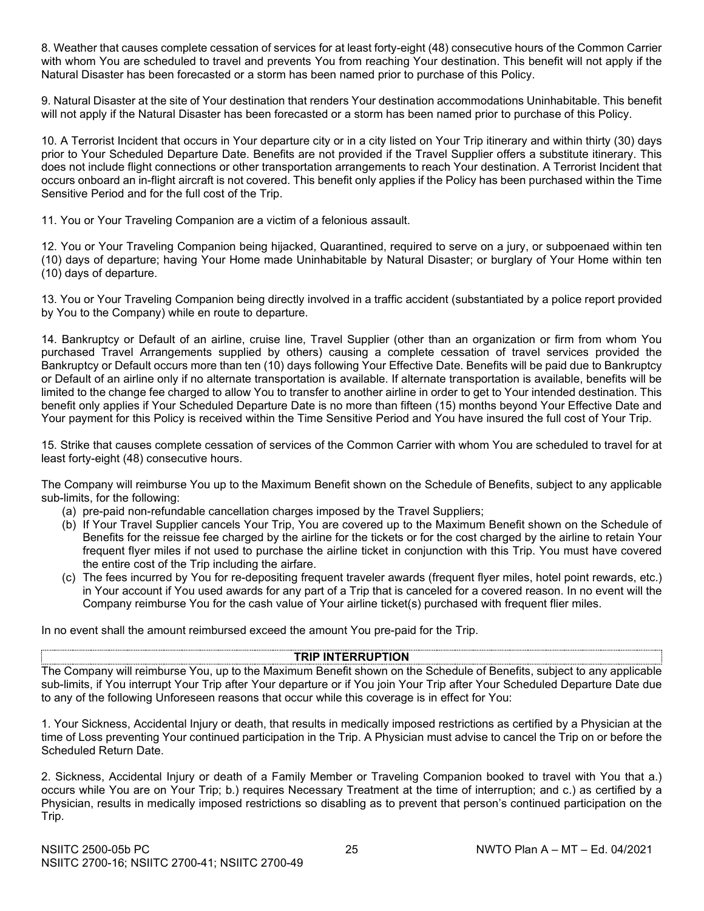8. Weather that causes complete cessation of services for at least forty-eight (48) consecutive hours of the Common Carrier with whom You are scheduled to travel and prevents You from reaching Your destination. This benefit will not apply if the Natural Disaster has been forecasted or a storm has been named prior to purchase of this Policy.

9. Natural Disaster at the site of Your destination that renders Your destination accommodations Uninhabitable. This benefit will not apply if the Natural Disaster has been forecasted or a storm has been named prior to purchase of this Policy.

10. A Terrorist Incident that occurs in Your departure city or in a city listed on Your Trip itinerary and within thirty (30) days prior to Your Scheduled Departure Date. Benefits are not provided if the Travel Supplier offers a substitute itinerary. This does not include flight connections or other transportation arrangements to reach Your destination. A Terrorist Incident that occurs onboard an in-flight aircraft is not covered. This benefit only applies if the Policy has been purchased within the Time Sensitive Period and for the full cost of the Trip.

11. You or Your Traveling Companion are a victim of a felonious assault.

12. You or Your Traveling Companion being hijacked, Quarantined, required to serve on a jury, or subpoenaed within ten (10) days of departure; having Your Home made Uninhabitable by Natural Disaster; or burglary of Your Home within ten (10) days of departure.

13. You or Your Traveling Companion being directly involved in a traffic accident (substantiated by a police report provided by You to the Company) while en route to departure.

14. Bankruptcy or Default of an airline, cruise line, Travel Supplier (other than an organization or firm from whom You purchased Travel Arrangements supplied by others) causing a complete cessation of travel services provided the Bankruptcy or Default occurs more than ten (10) days following Your Effective Date. Benefits will be paid due to Bankruptcy or Default of an airline only if no alternate transportation is available. If alternate transportation is available, benefits will be limited to the change fee charged to allow You to transfer to another airline in order to get to Your intended destination. This benefit only applies if Your Scheduled Departure Date is no more than fifteen (15) months beyond Your Effective Date and Your payment for this Policy is received within the Time Sensitive Period and You have insured the full cost of Your Trip.

15. Strike that causes complete cessation of services of the Common Carrier with whom You are scheduled to travel for at least forty-eight (48) consecutive hours.

The Company will reimburse You up to the Maximum Benefit shown on the Schedule of Benefits, subject to any applicable sub-limits, for the following:

(a) pre-paid non-refundable cancellation charges imposed by the Travel Suppliers;
(b) If Your Travel Supplier cancels Your Trip, You are covered up to the Maximum Benefit shown on the Schedule of Benefits for the reissue fee charged by the airline for the tickets or for the cost charged by the airline to retain Your frequent flyer miles if not used to purchase the airline ticket in conjunction with this Trip. You must have covered the entire cost of the Trip including the airfare.
(c) The fees incurred by You for re-depositing frequent traveler awards (frequent flyer miles, hotel point rewards, etc.) in Your account if You used awards for any part of a Trip that is canceled for a covered reason. In no event will the Company reimburse You for the cash value of Your airline ticket(s) purchased with frequent flier miles.

In no event shall the amount reimbursed exceed the amount You pre-paid for the Trip.

## TRIP INTERRUPTION

The Company will reimburse You, up to the Maximum Benefit shown on the Schedule of Benefits, subject to any applicable sub-limits, if You interrupt Your Trip after Your departure or if You join Your Trip after Your Scheduled Departure Date due to any of the following Unforeseen reasons that occur while this coverage is in effect for You:

1. Your Sickness, Accidental Injury or death, that results in medically imposed restrictions as certified by a Physician at the time of Loss preventing Your continued participation in the Trip. A Physician must advise to cancel the Trip on or before the Scheduled Return Date.

2. Sickness, Accidental Injury or death of a Family Member or Traveling Companion booked to travel with You that a.) occurs while You are on Your Trip; b.) requires Necessary Treatment at the time of interruption; and c.) as certified by a Physician, results in medically imposed restrictions so disabling as to prevent that person's continued participation on the Trip.

NSIITC 2500-05b PC NWTO Plan A – MT – Ed. 04/2021
NSIITC 2700-16; NSIITC 2700-41; NSIITC 2700-49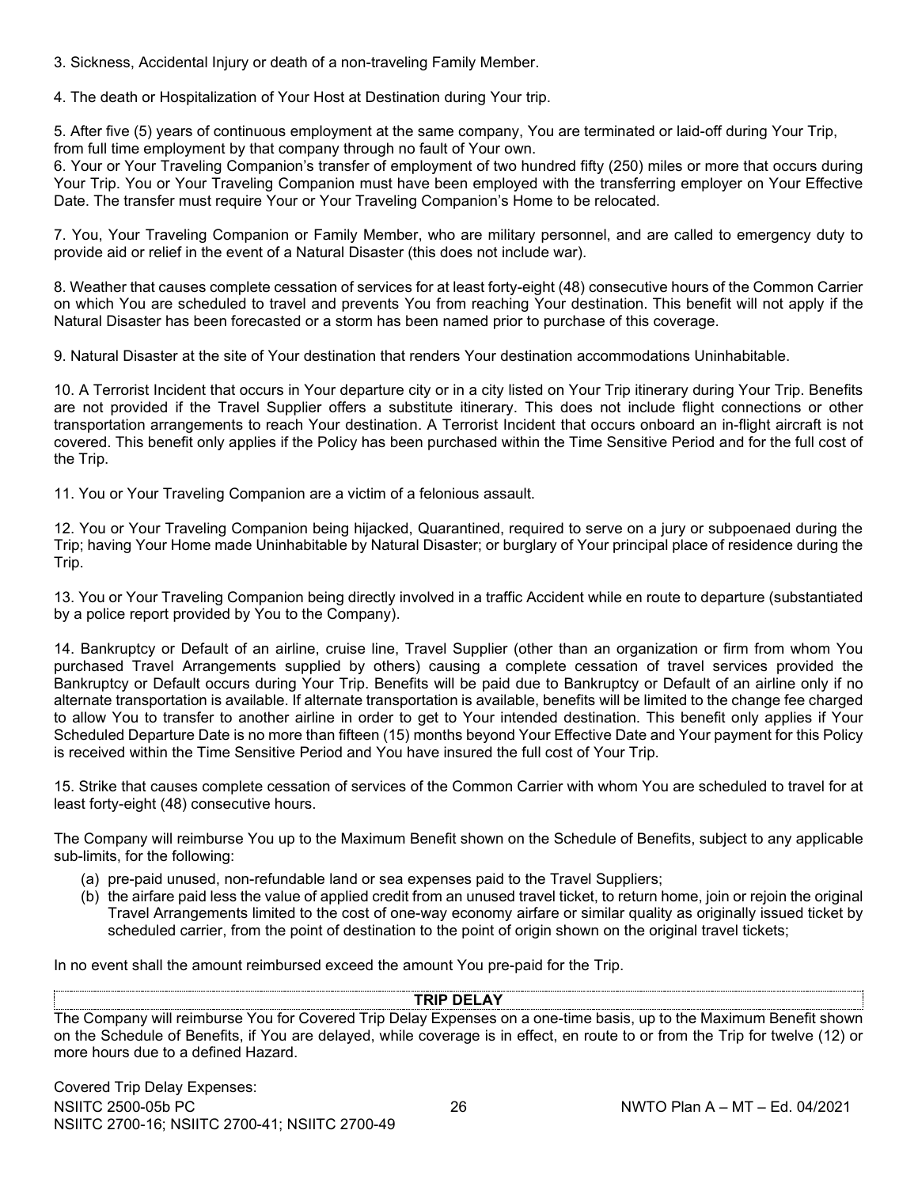3. Sickness, Accidental Injury or death of a non-traveling Family Member.

4. The death or Hospitalization of Your Host at Destination during Your trip.

5. After five (5) years of continuous employment at the same company, You are terminated or laid-off during Your Trip, from full time employment by that company through no fault of Your own.

6. Your or Your Traveling Companion's transfer of employment of two hundred fifty (250) miles or more that occurs during Your Trip. You or Your Traveling Companion must have been employed with the transferring employer on Your Effective Date. The transfer must require Your or Your Traveling Companion's Home to be relocated.

7. You, Your Traveling Companion or Family Member, who are military personnel, and are called to emergency duty to provide aid or relief in the event of a Natural Disaster (this does not include war).

8. Weather that causes complete cessation of services for at least forty-eight (48) consecutive hours of the Common Carrier on which You are scheduled to travel and prevents You from reaching Your destination. This benefit will not apply if the Natural Disaster has been forecasted or a storm has been named prior to purchase of this coverage.

9. Natural Disaster at the site of Your destination that renders Your destination accommodations Uninhabitable.

10. A Terrorist Incident that occurs in Your departure city or in a city listed on Your Trip itinerary during Your Trip. Benefits are not provided if the Travel Supplier offers a substitute itinerary. This does not include flight connections or other transportation arrangements to reach Your destination. A Terrorist Incident that occurs onboard an in-flight aircraft is not covered. This benefit only applies if the Policy has been purchased within the Time Sensitive Period and for the full cost of the Trip.

11. You or Your Traveling Companion are a victim of a felonious assault.

12. You or Your Traveling Companion being hijacked, Quarantined, required to serve on a jury or subpoenaed during the Trip; having Your Home made Uninhabitable by Natural Disaster; or burglary of Your principal place of residence during the Trip.

13. You or Your Traveling Companion being directly involved in a traffic Accident while en route to departure (substantiated by a police report provided by You to the Company).

14. Bankruptcy or Default of an airline, cruise line, Travel Supplier (other than an organization or firm from whom You purchased Travel Arrangements supplied by others) causing a complete cessation of travel services provided the Bankruptcy or Default occurs during Your Trip. Benefits will be paid due to Bankruptcy or Default of an airline only if no alternate transportation is available. If alternate transportation is available, benefits will be limited to the change fee charged to allow You to transfer to another airline in order to get to Your intended destination. This benefit only applies if Your Scheduled Departure Date is no more than fifteen (15) months beyond Your Effective Date and Your payment for this Policy is received within the Time Sensitive Period and You have insured the full cost of Your Trip.

15. Strike that causes complete cessation of services of the Common Carrier with whom You are scheduled to travel for at least forty-eight (48) consecutive hours.

The Company will reimburse You up to the Maximum Benefit shown on the Schedule of Benefits, subject to any applicable sub-limits, for the following:

(a) pre-paid unused, non-refundable land or sea expenses paid to the Travel Suppliers;
(b) the airfare paid less the value of applied credit from an unused travel ticket, to return home, join or rejoin the original Travel Arrangements limited to the cost of one-way economy airfare or similar quality as originally issued ticket by scheduled carrier, from the point of destination to the point of origin shown on the original travel tickets;

In no event shall the amount reimbursed exceed the amount You pre-paid for the Trip.

## TRIP DELAY

The Company will reimburse You for Covered Trip Delay Expenses on a one-time basis, up to the Maximum Benefit shown on the Schedule of Benefits, if You are delayed, while coverage is in effect, en route to or from the Trip for twelve (12) or more hours due to a defined Hazard.

Covered Trip Delay Expenses: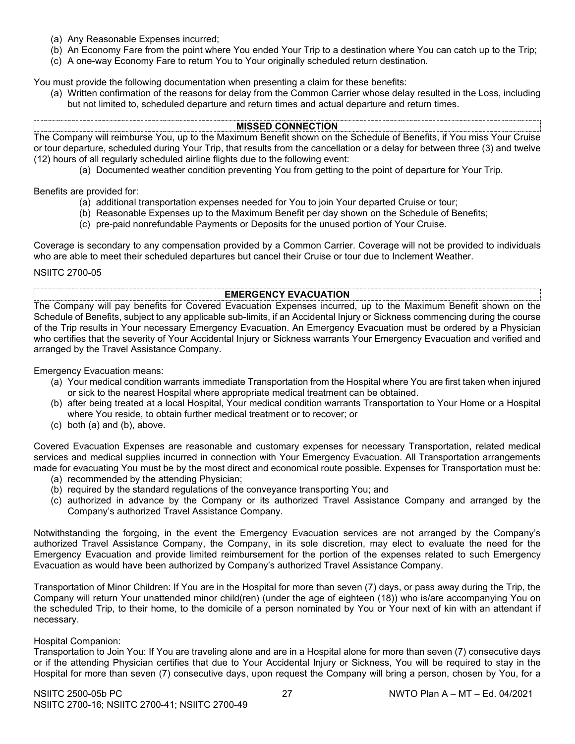(a) Any Reasonable Expenses incurred;
(b) An Economy Fare from the point where You ended Your Trip to a destination where You can catch up to the Trip;
(c) A one-way Economy Fare to return You to Your originally scheduled return destination.

You must provide the following documentation when presenting a claim for these benefits:

(a) Written confirmation of the reasons for delay from the Common Carrier whose delay resulted in the Loss, including but not limited to, scheduled departure and return times and actual departure and return times.

## MISSED CONNECTION

The Company will reimburse You, up to the Maximum Benefit shown on the Schedule of Benefits, if You miss Your Cruise or tour departure, scheduled during Your Trip, that results from the cancellation or a delay for between three (3) and twelve (12) hours of all regularly scheduled airline flights due to the following event:

(a) Documented weather condition preventing You from getting to the point of departure for Your Trip.

Benefits are provided for:

(a) additional transportation expenses needed for You to join Your departed Cruise or tour;
(b) Reasonable Expenses up to the Maximum Benefit per day shown on the Schedule of Benefits;
(c) pre-paid nonrefundable Payments or Deposits for the unused portion of Your Cruise.

Coverage is secondary to any compensation provided by a Common Carrier. Coverage will not be provided to individuals who are able to meet their scheduled departures but cancel their Cruise or tour due to Inclement Weather.

NSIITC 2700-05

## EMERGENCY EVACUATION

The Company will pay benefits for Covered Evacuation Expenses incurred, up to the Maximum Benefit shown on the Schedule of Benefits, subject to any applicable sub-limits, if an Accidental Injury or Sickness commencing during the course of the Trip results in Your necessary Emergency Evacuation. An Emergency Evacuation must be ordered by a Physician who certifies that the severity of Your Accidental Injury or Sickness warrants Your Emergency Evacuation and verified and arranged by the Travel Assistance Company.

Emergency Evacuation means:

(a) Your medical condition warrants immediate Transportation from the Hospital where You are first taken when injured or sick to the nearest Hospital where appropriate medical treatment can be obtained.
(b) after being treated at a local Hospital, Your medical condition warrants Transportation to Your Home or a Hospital where You reside, to obtain further medical treatment or to recover; or
(c) both (a) and (b), above.

Covered Evacuation Expenses are reasonable and customary expenses for necessary Transportation, related medical services and medical supplies incurred in connection with Your Emergency Evacuation. All Transportation arrangements made for evacuating You must be by the most direct and economical route possible. Expenses for Transportation must be:

(a) recommended by the attending Physician;
(b) required by the standard regulations of the conveyance transporting You; and
(c) authorized in advance by the Company or its authorized Travel Assistance Company and arranged by the Company's authorized Travel Assistance Company.

Notwithstanding the forgoing, in the event the Emergency Evacuation services are not arranged by the Company's authorized Travel Assistance Company, the Company, in its sole discretion, may elect to evaluate the need for the Emergency Evacuation and provide limited reimbursement for the portion of the expenses related to such Emergency Evacuation as would have been authorized by Company's authorized Travel Assistance Company.

Transportation of Minor Children: If You are in the Hospital for more than seven (7) days, or pass away during the Trip, the Company will return Your unattended minor child(ren) (under the age of eighteen (18)) who is/are accompanying You on the scheduled Trip, to their home, to the domicile of a person nominated by You or Your next of kin with an attendant if necessary.

Hospital Companion:
Transportation to Join You: If You are traveling alone and are in a Hospital alone for more than seven (7) consecutive days or if the attending Physician certifies that due to Your Accidental Injury or Sickness, You will be required to stay in the Hospital for more than seven (7) consecutive days, upon request the Company will bring a person, chosen by You, for a

NSIITC 2500-05b PC
NSIITC 2700-16; NSIITC 2700-41; NSIITC 2700-49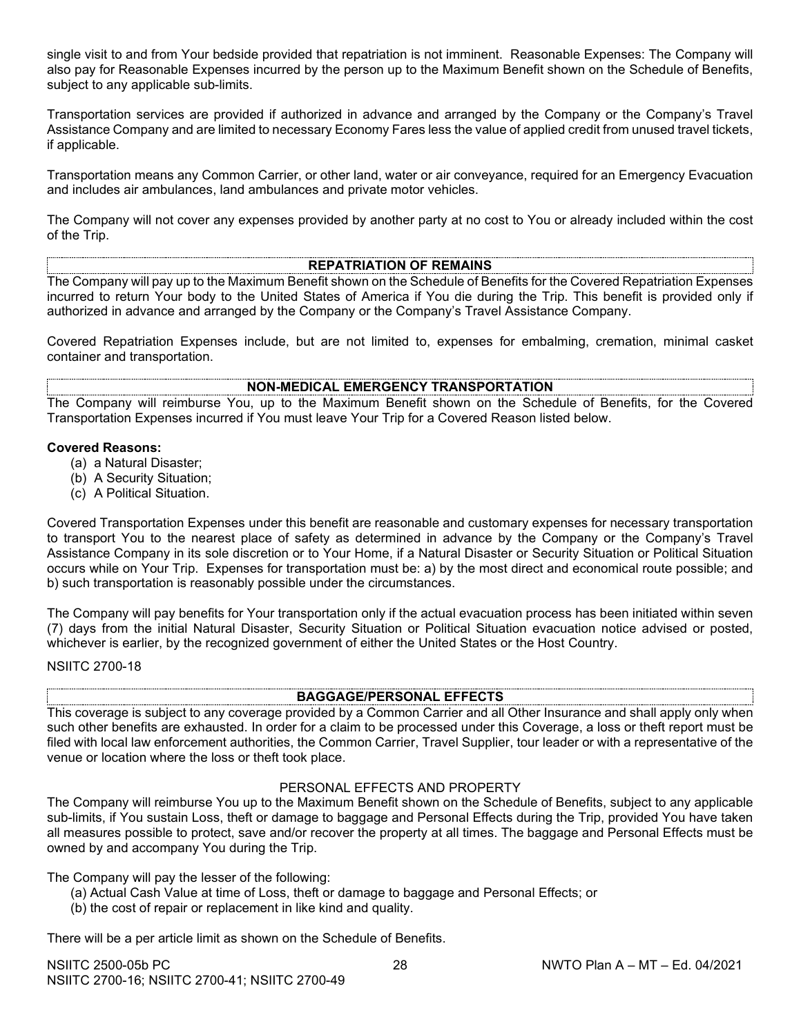single visit to and from Your bedside provided that repatriation is not imminent. Reasonable Expenses: The Company will also pay for Reasonable Expenses incurred by the person up to the Maximum Benefit shown on the Schedule of Benefits, subject to any applicable sub-limits.

Transportation services are provided if authorized in advance and arranged by the Company or the Company's Travel Assistance Company and are limited to necessary Economy Fares less the value of applied credit from unused travel tickets, if applicable.

Transportation means any Common Carrier, or other land, water or air conveyance, required for an Emergency Evacuation and includes air ambulances, land ambulances and private motor vehicles.

The Company will not cover any expenses provided by another party at no cost to You or already included within the cost of the Trip.

## REPATRIATION OF REMAINS

The Company will pay up to the Maximum Benefit shown on the Schedule of Benefits for the Covered Repatriation Expenses incurred to return Your body to the United States of America if You die during the Trip. This benefit is provided only if authorized in advance and arranged by the Company or the Company's Travel Assistance Company.

Covered Repatriation Expenses include, but are not limited to, expenses for embalming, cremation, minimal casket container and transportation.

## NON-MEDICAL EMERGENCY TRANSPORTATION

The Company will reimburse You, up to the Maximum Benefit shown on the Schedule of Benefits, for the Covered Transportation Expenses incurred if You must leave Your Trip for a Covered Reason listed below.

**Covered Reasons:**

(a) a Natural Disaster;
(b) A Security Situation;
(c) A Political Situation.

Covered Transportation Expenses under this benefit are reasonable and customary expenses for necessary transportation to transport You to the nearest place of safety as determined in advance by the Company or the Company's Travel Assistance Company in its sole discretion or to Your Home, if a Natural Disaster or Security Situation or Political Situation occurs while on Your Trip. Expenses for transportation must be: a) by the most direct and economical route possible; and b) such transportation is reasonably possible under the circumstances.

The Company will pay benefits for Your transportation only if the actual evacuation process has been initiated within seven (7) days from the initial Natural Disaster, Security Situation or Political Situation evacuation notice advised or posted, whichever is earlier, by the recognized government of either the United States or the Host Country.

NSIITC 2700-18

## BAGGAGE/PERSONAL EFFECTS

This coverage is subject to any coverage provided by a Common Carrier and all Other Insurance and shall apply only when such other benefits are exhausted. In order for a claim to be processed under this Coverage, a loss or theft report must be filed with local law enforcement authorities, the Common Carrier, Travel Supplier, tour leader or with a representative of the venue or location where the loss or theft took place.

### PERSONAL EFFECTS AND PROPERTY

The Company will reimburse You up to the Maximum Benefit shown on the Schedule of Benefits, subject to any applicable sub-limits, if You sustain Loss, theft or damage to baggage and Personal Effects during the Trip, provided You have taken all measures possible to protect, save and/or recover the property at all times. The baggage and Personal Effects must be owned by and accompany You during the Trip.

The Company will pay the lesser of the following:

(a) Actual Cash Value at time of Loss, theft or damage to baggage and Personal Effects; or
(b) the cost of repair or replacement in like kind and quality.

There will be a per article limit as shown on the Schedule of Benefits.

NSIITC 2500-05b PC
NSIITC 2700-16; NSIITC 2700-41; NSIITC 2700-49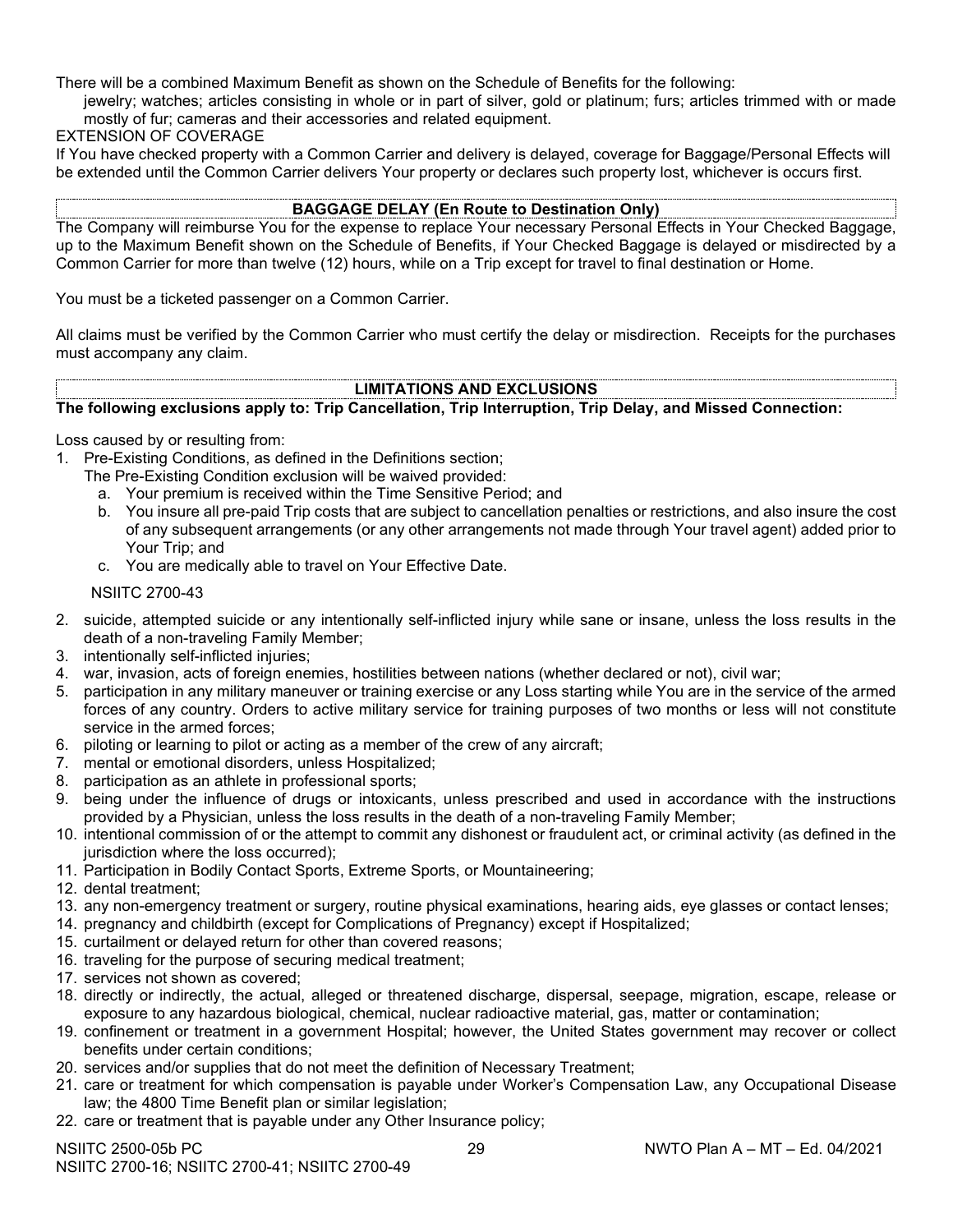There will be a combined Maximum Benefit as shown on the Schedule of Benefits for the following:

jewelry; watches; articles consisting in whole or in part of silver, gold or platinum; furs; articles trimmed with or made mostly of fur; cameras and their accessories and related equipment.

EXTENSION OF COVERAGE

If You have checked property with a Common Carrier and delivery is delayed, coverage for Baggage/Personal Effects will be extended until the Common Carrier delivers Your property or declares such property lost, whichever is occurs first.

## BAGGAGE DELAY (En Route to Destination Only)

The Company will reimburse You for the expense to replace Your necessary Personal Effects in Your Checked Baggage, up to the Maximum Benefit shown on the Schedule of Benefits, if Your Checked Baggage is delayed or misdirected by a Common Carrier for more than twelve (12) hours, while on a Trip except for travel to final destination or Home.

You must be a ticketed passenger on a Common Carrier.

All claims must be verified by the Common Carrier who must certify the delay or misdirection. Receipts for the purchases must accompany any claim.

## LIMITATIONS AND EXCLUSIONS

**The following exclusions apply to: Trip Cancellation, Trip Interruption, Trip Delay, and Missed Connection:**

Loss caused by or resulting from:

1. Pre-Existing Conditions, as defined in the Definitions section;
   The Pre-Existing Condition exclusion will be waived provided:
   a. Your premium is received within the Time Sensitive Period; and
   b. You insure all pre-paid Trip costs that are subject to cancellation penalties or restrictions, and also insure the cost of any subsequent arrangements (or any other arrangements not made through Your travel agent) added prior to Your Trip; and
   c. You are medically able to travel on Your Effective Date.

   NSIITC 2700-43

2. suicide, attempted suicide or any intentionally self-inflicted injury while sane or insane, unless the loss results in the death of a non-traveling Family Member;
3. intentionally self-inflicted injuries;
4. war, invasion, acts of foreign enemies, hostilities between nations (whether declared or not), civil war;
5. participation in any military maneuver or training exercise or any Loss starting while You are in the service of the armed forces of any country. Orders to active military service for training purposes of two months or less will not constitute service in the armed forces;
6. piloting or learning to pilot or acting as a member of the crew of any aircraft;
7. mental or emotional disorders, unless Hospitalized;
8. participation as an athlete in professional sports;
9. being under the influence of drugs or intoxicants, unless prescribed and used in accordance with the instructions provided by a Physician, unless the loss results in the death of a non-traveling Family Member;
10. intentional commission of or the attempt to commit any dishonest or fraudulent act, or criminal activity (as defined in the jurisdiction where the loss occurred);
11. Participation in Bodily Contact Sports, Extreme Sports, or Mountaineering;
12. dental treatment;
13. any non-emergency treatment or surgery, routine physical examinations, hearing aids, eye glasses or contact lenses;
14. pregnancy and childbirth (except for Complications of Pregnancy) except if Hospitalized;
15. curtailment or delayed return for other than covered reasons;
16. traveling for the purpose of securing medical treatment;
17. services not shown as covered;
18. directly or indirectly, the actual, alleged or threatened discharge, dispersal, seepage, migration, escape, release or exposure to any hazardous biological, chemical, nuclear radioactive material, gas, matter or contamination;
19. confinement or treatment in a government Hospital; however, the United States government may recover or collect benefits under certain conditions;
20. services and/or supplies that do not meet the definition of Necessary Treatment;
21. care or treatment for which compensation is payable under Worker's Compensation Law, any Occupational Disease law; the 4800 Time Benefit plan or similar legislation;
22. care or treatment that is payable under any Other Insurance policy;

NSIITC 2500-05b PC
NSIITC 2700-16; NSIITC 2700-41; NSIITC 2700-49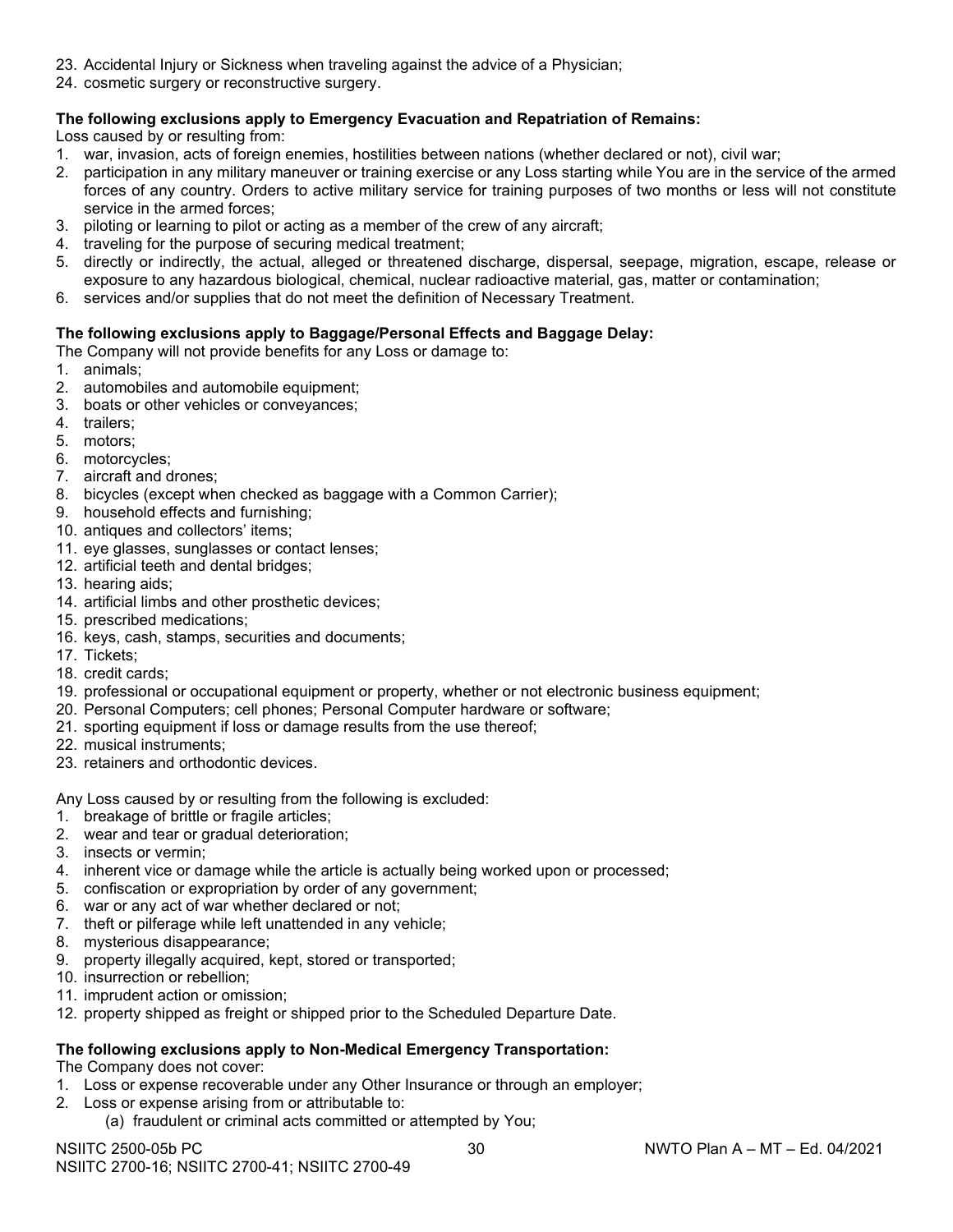23. Accidental Injury or Sickness when traveling against the advice of a Physician;
24. cosmetic surgery or reconstructive surgery.

**The following exclusions apply to Emergency Evacuation and Repatriation of Remains:**

Loss caused by or resulting from:

1. war, invasion, acts of foreign enemies, hostilities between nations (whether declared or not), civil war;
2. participation in any military maneuver or training exercise or any Loss starting while You are in the service of the armed forces of any country. Orders to active military service for training purposes of two months or less will not constitute service in the armed forces;
3. piloting or learning to pilot or acting as a member of the crew of any aircraft;
4. traveling for the purpose of securing medical treatment;
5. directly or indirectly, the actual, alleged or threatened discharge, dispersal, seepage, migration, escape, release or exposure to any hazardous biological, chemical, nuclear radioactive material, gas, matter or contamination;
6. services and/or supplies that do not meet the definition of Necessary Treatment.

**The following exclusions apply to Baggage/Personal Effects and Baggage Delay:**

The Company will not provide benefits for any Loss or damage to:

1. animals;
2. automobiles and automobile equipment;
3. boats or other vehicles or conveyances;
4. trailers;
5. motors;
6. motorcycles;
7. aircraft and drones;
8. bicycles (except when checked as baggage with a Common Carrier);
9. household effects and furnishing;
10. antiques and collectors' items;
11. eye glasses, sunglasses or contact lenses;
12. artificial teeth and dental bridges;
13. hearing aids;
14. artificial limbs and other prosthetic devices;
15. prescribed medications;
16. keys, cash, stamps, securities and documents;
17. Tickets;
18. credit cards;
19. professional or occupational equipment or property, whether or not electronic business equipment;
20. Personal Computers; cell phones; Personal Computer hardware or software;
21. sporting equipment if loss or damage results from the use thereof;
22. musical instruments;
23. retainers and orthodontic devices.

Any Loss caused by or resulting from the following is excluded:

1. breakage of brittle or fragile articles;
2. wear and tear or gradual deterioration;
3. insects or vermin;
4. inherent vice or damage while the article is actually being worked upon or processed;
5. confiscation or expropriation by order of any government;
6. war or any act of war whether declared or not;
7. theft or pilferage while left unattended in any vehicle;
8. mysterious disappearance;
9. property illegally acquired, kept, stored or transported;
10. insurrection or rebellion;
11. imprudent action or omission;
12. property shipped as freight or shipped prior to the Scheduled Departure Date.

**The following exclusions apply to Non-Medical Emergency Transportation:**

The Company does not cover:

1. Loss or expense recoverable under any Other Insurance or through an employer;
2. Loss or expense arising from or attributable to:
   (a) fraudulent or criminal acts committed or attempted by You;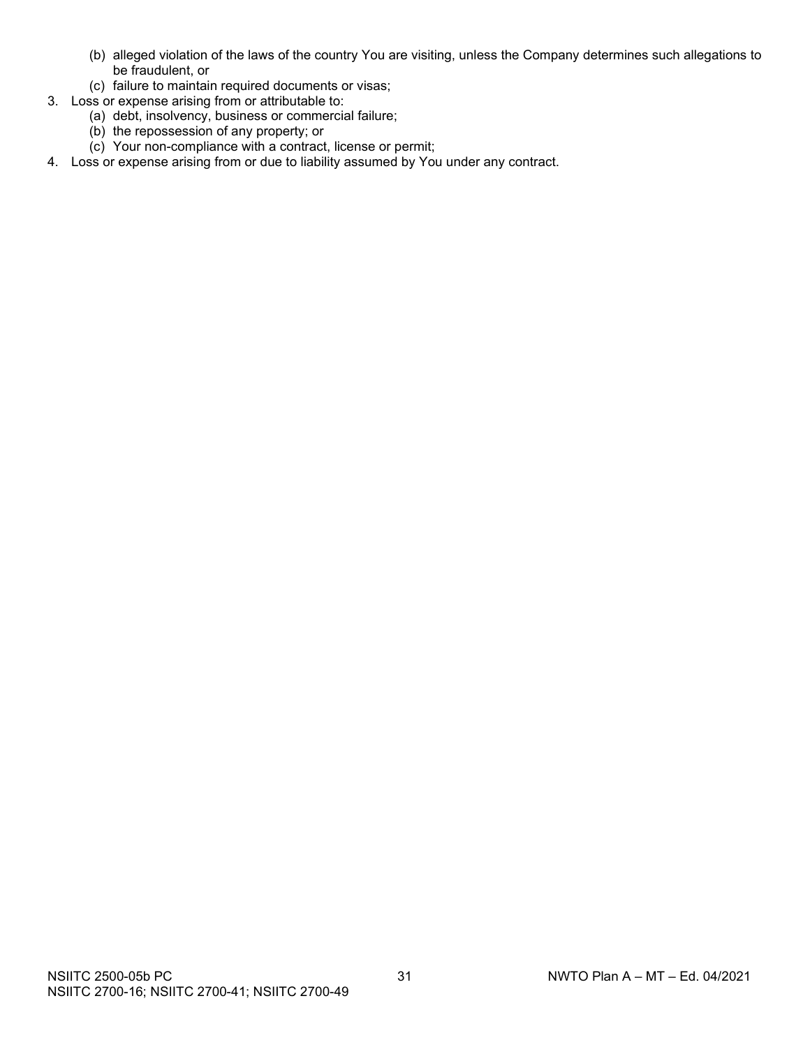(b) alleged violation of the laws of the country You are visiting, unless the Company determines such allegations to be fraudulent, or
   (c) failure to maintain required documents or visas;
3. Loss or expense arising from or attributable to:
   (a) debt, insolvency, business or commercial failure;
   (b) the repossession of any property; or
   (c) Your non-compliance with a contract, license or permit;
4. Loss or expense arising from or due to liability assumed by You under any contract.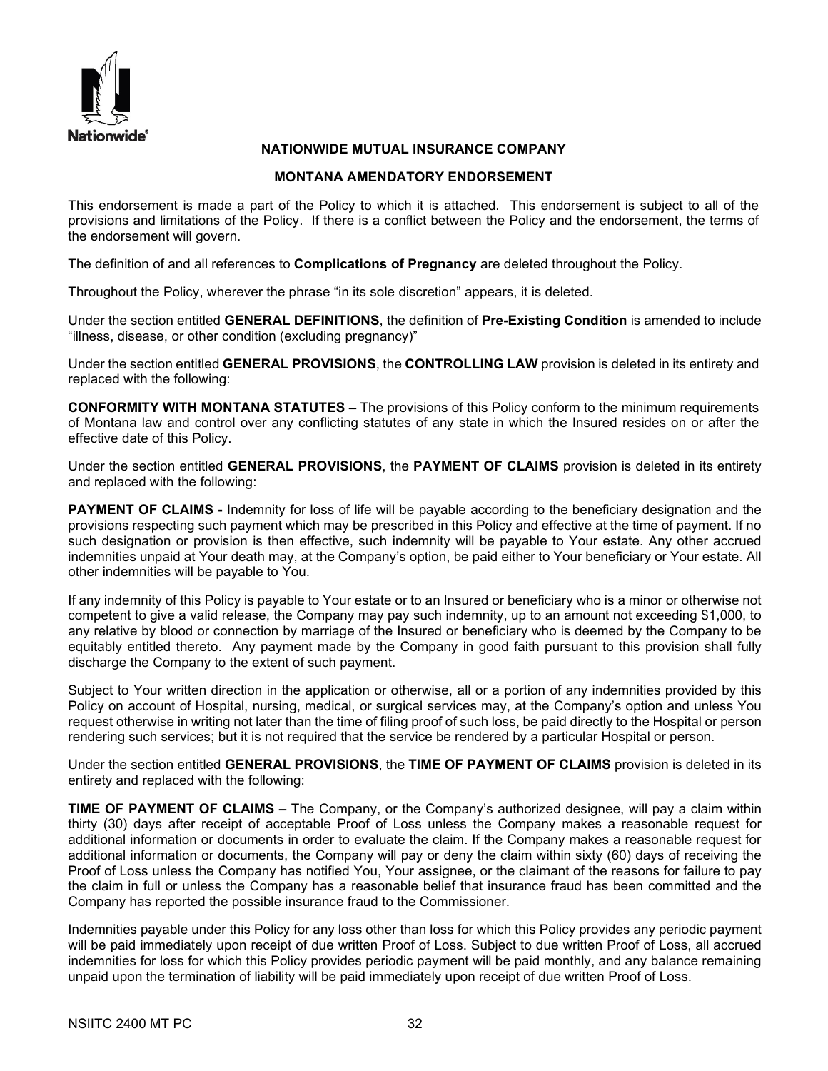Nationwide®

**NATIONWIDE MUTUAL INSURANCE COMPANY**

**MONTANA AMENDATORY ENDORSEMENT**

This endorsement is made a part of the Policy to which it is attached. This endorsement is subject to all of the provisions and limitations of the Policy. If there is a conflict between the Policy and the endorsement, the terms of the endorsement will govern.

The definition of and all references to **Complications of Pregnancy** are deleted throughout the Policy.

Throughout the Policy, wherever the phrase "in its sole discretion" appears, it is deleted.

Under the section entitled **GENERAL DEFINITIONS**, the definition of **Pre-Existing Condition** is amended to include "illness, disease, or other condition (excluding pregnancy)"

Under the section entitled **GENERAL PROVISIONS**, the **CONTROLLING LAW** provision is deleted in its entirety and replaced with the following:

**CONFORMITY WITH MONTANA STATUTES –** The provisions of this Policy conform to the minimum requirements of Montana law and control over any conflicting statutes of any state in which the Insured resides on or after the effective date of this Policy.

Under the section entitled **GENERAL PROVISIONS**, the **PAYMENT OF CLAIMS** provision is deleted in its entirety and replaced with the following:

**PAYMENT OF CLAIMS -** Indemnity for loss of life will be payable according to the beneficiary designation and the provisions respecting such payment which may be prescribed in this Policy and effective at the time of payment. If no such designation or provision is then effective, such indemnity will be payable to Your estate. Any other accrued indemnities unpaid at Your death may, at the Company's option, be paid either to Your beneficiary or Your estate. All other indemnities will be payable to You.

If any indemnity of this Policy is payable to Your estate or to an Insured or beneficiary who is a minor or otherwise not competent to give a valid release, the Company may pay such indemnity, up to an amount not exceeding $1,000, to any relative by blood or connection by marriage of the Insured or beneficiary who is deemed by the Company to be equitably entitled thereto. Any payment made by the Company in good faith pursuant to this provision shall fully discharge the Company to the extent of such payment.

Subject to Your written direction in the application or otherwise, all or a portion of any indemnities provided by this Policy on account of Hospital, nursing, medical, or surgical services may, at the Company's option and unless You request otherwise in writing not later than the time of filing proof of such loss, be paid directly to the Hospital or person rendering such services; but it is not required that the service be rendered by a particular Hospital or person.

Under the section entitled **GENERAL PROVISIONS**, the **TIME OF PAYMENT OF CLAIMS** provision is deleted in its entirety and replaced with the following:

**TIME OF PAYMENT OF CLAIMS –** The Company, or the Company's authorized designee, will pay a claim within thirty (30) days after receipt of acceptable Proof of Loss unless the Company makes a reasonable request for additional information or documents in order to evaluate the claim. If the Company makes a reasonable request for additional information or documents, the Company will pay or deny the claim within sixty (60) days of receiving the Proof of Loss unless the Company has notified You, Your assignee, or the claimant of the reasons for failure to pay the claim in full or unless the Company has a reasonable belief that insurance fraud has been committed and the Company has reported the possible insurance fraud to the Commissioner.

Indemnities payable under this Policy for any loss other than loss for which this Policy provides any periodic payment will be paid immediately upon receipt of due written Proof of Loss. Subject to due written Proof of Loss, all accrued indemnities for loss for which this Policy provides periodic payment will be paid monthly, and any balance remaining unpaid upon the termination of liability will be paid immediately upon receipt of due written Proof of Loss.

NSIITC 2400 MT PC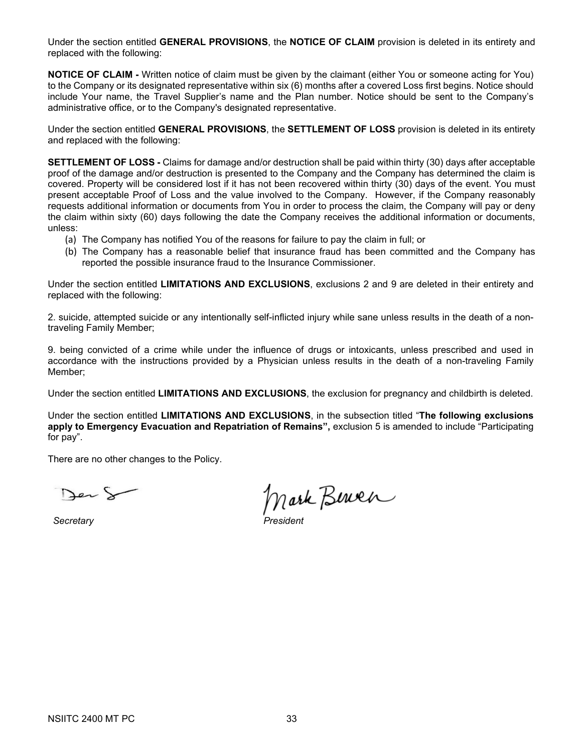Under the section entitled **GENERAL PROVISIONS**, the **NOTICE OF CLAIM** provision is deleted in its entirety and replaced with the following:

**NOTICE OF CLAIM -** Written notice of claim must be given by the claimant (either You or someone acting for You) to the Company or its designated representative within six (6) months after a covered Loss first begins. Notice should include Your name, the Travel Supplier's name and the Plan number. Notice should be sent to the Company's administrative office, or to the Company's designated representative.

Under the section entitled **GENERAL PROVISIONS**, the **SETTLEMENT OF LOSS** provision is deleted in its entirety and replaced with the following:

**SETTLEMENT OF LOSS -** Claims for damage and/or destruction shall be paid within thirty (30) days after acceptable proof of the damage and/or destruction is presented to the Company and the Company has determined the claim is covered. Property will be considered lost if it has not been recovered within thirty (30) days of the event. You must present acceptable Proof of Loss and the value involved to the Company. However, if the Company reasonably requests additional information or documents from You in order to process the claim, the Company will pay or deny the claim within sixty (60) days following the date the Company receives the additional information or documents, unless:

(a) The Company has notified You of the reasons for failure to pay the claim in full; or
(b) The Company has a reasonable belief that insurance fraud has been committed and the Company has reported the possible insurance fraud to the Insurance Commissioner.

Under the section entitled **LIMITATIONS AND EXCLUSIONS**, exclusions 2 and 9 are deleted in their entirety and replaced with the following:

2. suicide, attempted suicide or any intentionally self-inflicted injury while sane unless results in the death of a non-traveling Family Member;

9. being convicted of a crime while under the influence of drugs or intoxicants, unless prescribed and used in accordance with the instructions provided by a Physician unless results in the death of a non-traveling Family Member;

Under the section entitled **LIMITATIONS AND EXCLUSIONS**, the exclusion for pregnancy and childbirth is deleted.

Under the section entitled **LIMITATIONS AND EXCLUSIONS**, in the subsection titled "**The following exclusions apply to Emergency Evacuation and Repatriation of Remains",** exclusion 5 is amended to include "Participating for pay".

There are no other changes to the Policy.

*Secretary* *President*

NSIITC 2400 MT PC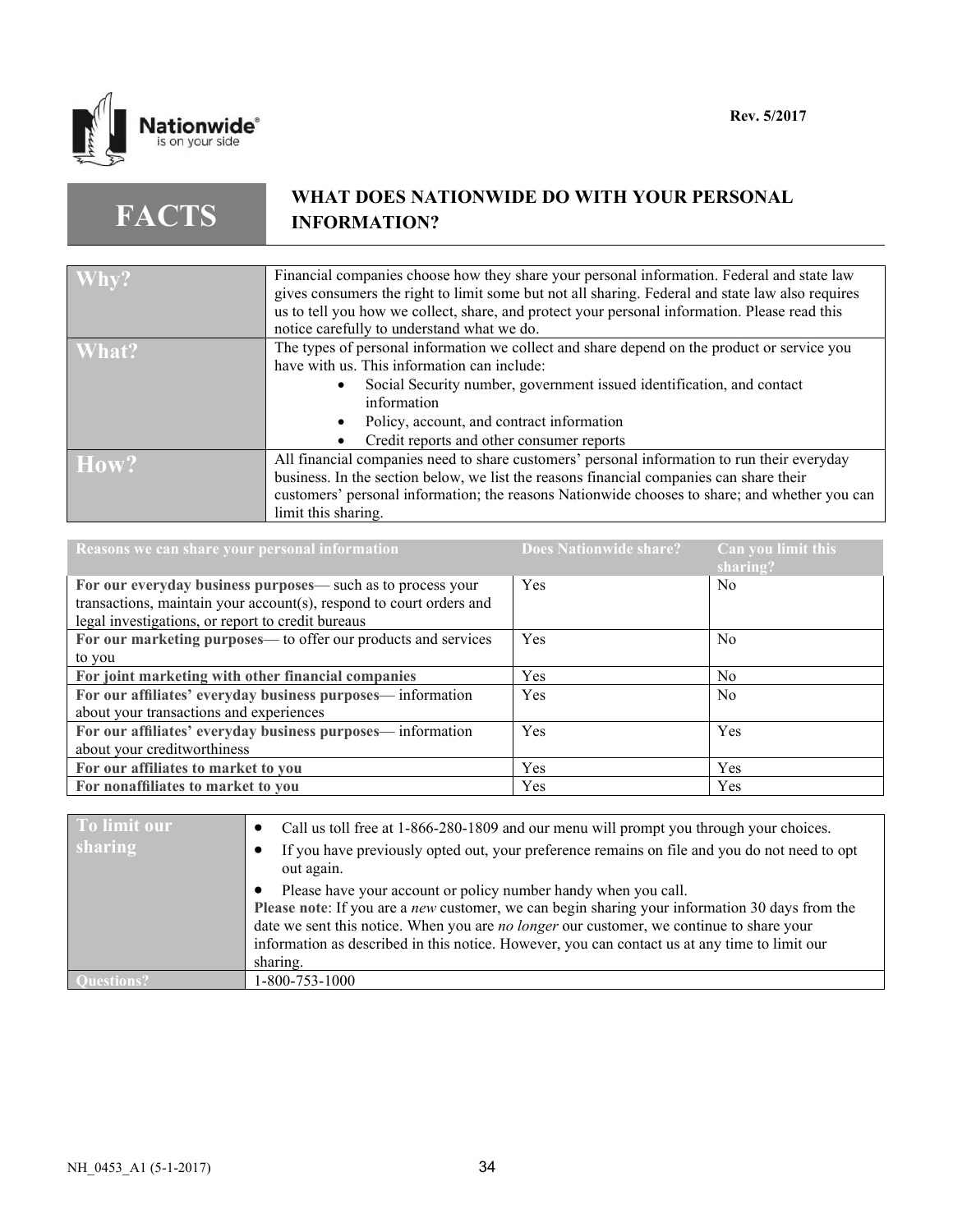Rev. 5/2017

# FACTS — WHAT DOES NATIONWIDE DO WITH YOUR PERSONAL INFORMATION?

| | |
|---|---|
| **Why?** | Financial companies choose how they share your personal information. Federal and state law gives consumers the right to limit some but not all sharing. Federal and state law also requires us to tell you how we collect, share, and protect your personal information. Please read this notice carefully to understand what we do. |
| **What?** | The types of personal information we collect and share depend on the product or service you have with us. This information can include: <br>• Social Security number, government issued identification, and contact information <br>• Policy, account, and contract information <br>• Credit reports and other consumer reports |
| **How?** | All financial companies need to share customers' personal information to run their everyday business. In the section below, we list the reasons financial companies can share their customers' personal information; the reasons Nationwide chooses to share; and whether you can limit this sharing. |

| Reasons we can share your personal information | Does Nationwide share? | Can you limit this sharing? |
|---|---|---|
| **For our everyday business purposes**— such as to process your transactions, maintain your account(s), respond to court orders and legal investigations, or report to credit bureaus | Yes | No |
| **For our marketing purposes**— to offer our products and services to you | Yes | No |
| **For joint marketing with other financial companies** | Yes | No |
| **For our affiliates' everyday business purposes**— information about your transactions and experiences | Yes | No |
| **For our affiliates' everyday business purposes**— information about your creditworthiness | Yes | Yes |
| **For our affiliates to market to you** | Yes | Yes |
| **For nonaffiliates to market to you** | Yes | Yes |

| | |
|---|---|
| **To limit our sharing** | • Call us toll free at 1-866-280-1809 and our menu will prompt you through your choices. <br>• If you have previously opted out, your preference remains on file and you do not need to opt out again. <br>• Please have your account or policy number handy when you call. <br>**Please note**: If you are a *new* customer, we can begin sharing your information 30 days from the date we sent this notice. When you are *no longer* our customer, we continue to share your information as described in this notice. However, you can contact us at any time to limit our sharing. |
| **Questions?** | 1-800-753-1000 |

NH_0453_A1 (5-1-2017)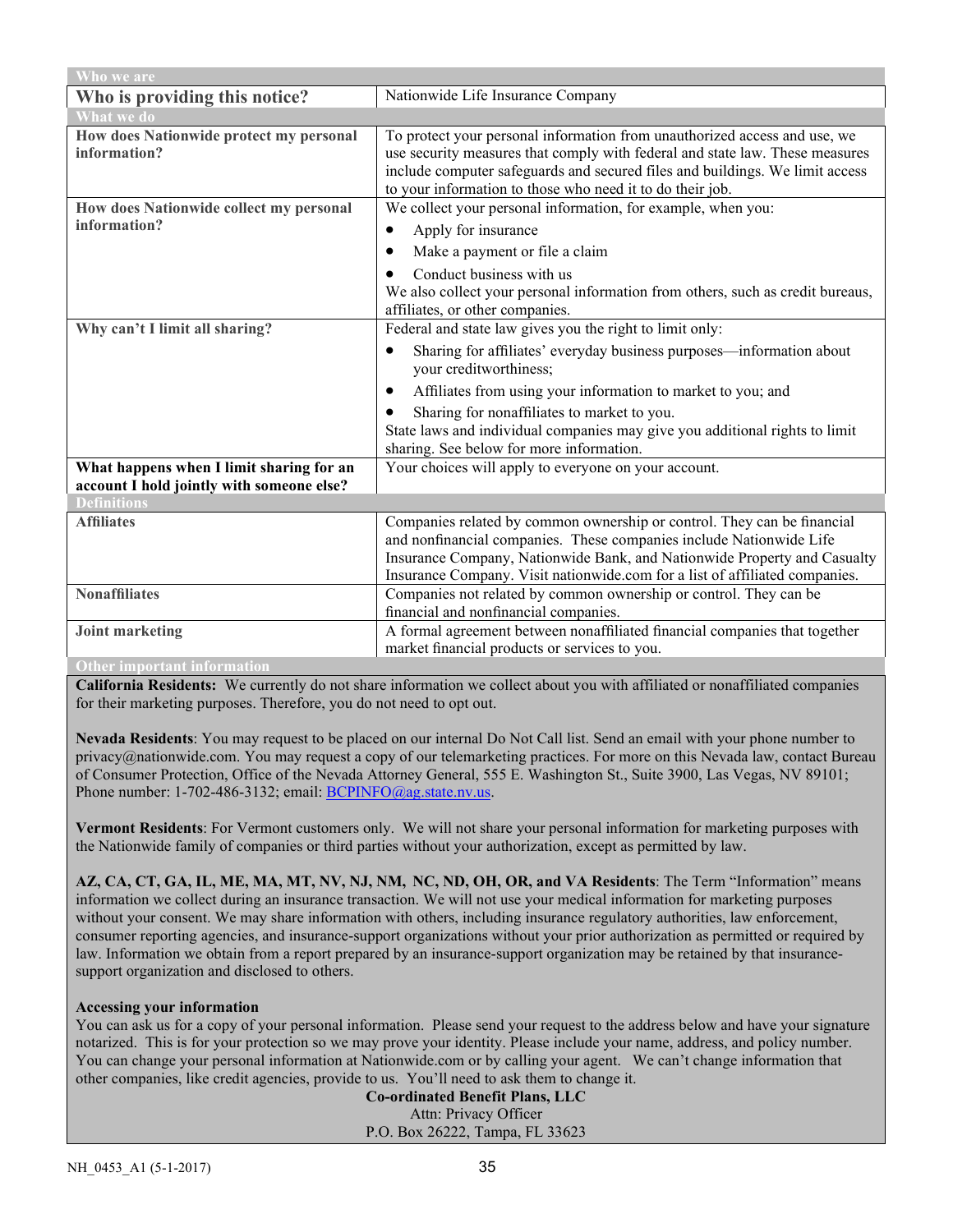| Who we are | |
|---|---|
| **Who is providing this notice?** | Nationwide Life Insurance Company |
| **What we do** | |
| **How does Nationwide protect my personal information?** | To protect your personal information from unauthorized access and use, we use security measures that comply with federal and state law. These measures include computer safeguards and secured files and buildings. We limit access to your information to those who need it to do their job. |
| **How does Nationwide collect my personal information?** | We collect your personal information, for example, when you:<br>• Apply for insurance<br>• Make a payment or file a claim<br>• Conduct business with us<br>We also collect your personal information from others, such as credit bureaus, affiliates, or other companies. |
| **Why can't I limit all sharing?** | Federal and state law gives you the right to limit only:<br>• Sharing for affiliates' everyday business purposes—information about your creditworthiness;<br>• Affiliates from using your information to market to you; and<br>• Sharing for nonaffiliates to market to you.<br>State laws and individual companies may give you additional rights to limit sharing. See below for more information. |
| **What happens when I limit sharing for an account I hold jointly with someone else?** | Your choices will apply to everyone on your account. |
| **Definitions** | |
| **Affiliates** | Companies related by common ownership or control. They can be financial and nonfinancial companies. These companies include Nationwide Life Insurance Company, Nationwide Bank, and Nationwide Property and Casualty Insurance Company. Visit nationwide.com for a list of affiliated companies. |
| **Nonaffiliates** | Companies not related by common ownership or control. They can be financial and nonfinancial companies. |
| **Joint marketing** | A formal agreement between nonaffiliated financial companies that together market financial products or services to you. |

**Other important information**

**California Residents:** We currently do not share information we collect about you with affiliated or nonaffiliated companies for their marketing purposes. Therefore, you do not need to opt out.

**Nevada Residents**: You may request to be placed on our internal Do Not Call list. Send an email with your phone number to privacy@nationwide.com. You may request a copy of our telemarketing practices. For more on this Nevada law, contact Bureau of Consumer Protection, Office of the Nevada Attorney General, 555 E. Washington St., Suite 3900, Las Vegas, NV 89101; Phone number: 1-702-486-3132; email: BCPINFO@ag.state.nv.us.

**Vermont Residents**: For Vermont customers only. We will not share your personal information for marketing purposes with the Nationwide family of companies or third parties without your authorization, except as permitted by law.

**AZ, CA, CT, GA, IL, ME, MA, MT, NV, NJ, NM, NC, ND, OH, OR, and VA Residents**: The Term "Information" means information we collect during an insurance transaction. We will not use your medical information for marketing purposes without your consent. We may share information with others, including insurance regulatory authorities, law enforcement, consumer reporting agencies, and insurance-support organizations without your prior authorization as permitted or required by law. Information we obtain from a report prepared by an insurance-support organization may be retained by that insurance-support organization and disclosed to others.

**Accessing your information**

You can ask us for a copy of your personal information. Please send your request to the address below and have your signature notarized. This is for your protection so we may prove your identity. Please include your name, address, and policy number. You can change your personal information at Nationwide.com or by calling your agent. We can't change information that other companies, like credit agencies, provide to us. You'll need to ask them to change it.

**Co-ordinated Benefit Plans, LLC**
Attn: Privacy Officer
P.O. Box 26222, Tampa, FL 33623

NH_0453_A1 (5-1-2017)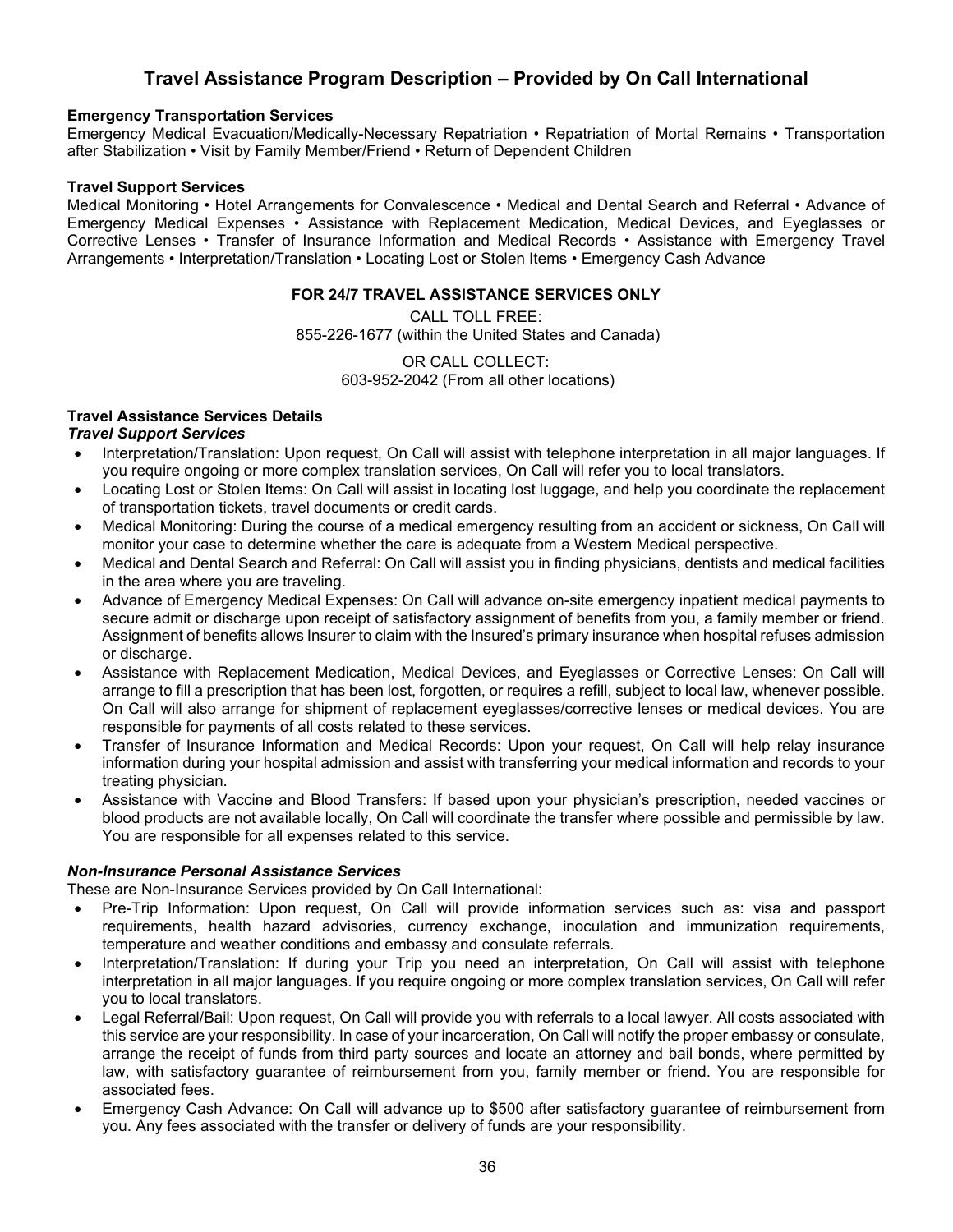# Travel Assistance Program Description – Provided by On Call International

**Emergency Transportation Services**
Emergency Medical Evacuation/Medically-Necessary Repatriation • Repatriation of Mortal Remains • Transportation after Stabilization • Visit by Family Member/Friend • Return of Dependent Children

**Travel Support Services**
Medical Monitoring • Hotel Arrangements for Convalescence • Medical and Dental Search and Referral • Advance of Emergency Medical Expenses • Assistance with Replacement Medication, Medical Devices, and Eyeglasses or Corrective Lenses • Transfer of Insurance Information and Medical Records • Assistance with Emergency Travel Arrangements • Interpretation/Translation • Locating Lost or Stolen Items • Emergency Cash Advance

**FOR 24/7 TRAVEL ASSISTANCE SERVICES ONLY**

CALL TOLL FREE:
855-226-1677 (within the United States and Canada)

OR CALL COLLECT:
603-952-2042 (From all other locations)

**Travel Assistance Services Details**

***Travel Support Services***

- Interpretation/Translation: Upon request, On Call will assist with telephone interpretation in all major languages. If you require ongoing or more complex translation services, On Call will refer you to local translators.
- Locating Lost or Stolen Items: On Call will assist in locating lost luggage, and help you coordinate the replacement of transportation tickets, travel documents or credit cards.
- Medical Monitoring: During the course of a medical emergency resulting from an accident or sickness, On Call will monitor your case to determine whether the care is adequate from a Western Medical perspective.
- Medical and Dental Search and Referral: On Call will assist you in finding physicians, dentists and medical facilities in the area where you are traveling.
- Advance of Emergency Medical Expenses: On Call will advance on-site emergency inpatient medical payments to secure admit or discharge upon receipt of satisfactory assignment of benefits from you, a family member or friend. Assignment of benefits allows Insurer to claim with the Insured's primary insurance when hospital refuses admission or discharge.
- Assistance with Replacement Medication, Medical Devices, and Eyeglasses or Corrective Lenses: On Call will arrange to fill a prescription that has been lost, forgotten, or requires a refill, subject to local law, whenever possible. On Call will also arrange for shipment of replacement eyeglasses/corrective lenses or medical devices. You are responsible for payments of all costs related to these services.
- Transfer of Insurance Information and Medical Records: Upon your request, On Call will help relay insurance information during your hospital admission and assist with transferring your medical information and records to your treating physician.
- Assistance with Vaccine and Blood Transfers: If based upon your physician's prescription, needed vaccines or blood products are not available locally, On Call will coordinate the transfer where possible and permissible by law. You are responsible for all expenses related to this service.

***Non-Insurance Personal Assistance Services***

These are Non-Insurance Services provided by On Call International:

- Pre-Trip Information: Upon request, On Call will provide information services such as: visa and passport requirements, health hazard advisories, currency exchange, inoculation and immunization requirements, temperature and weather conditions and embassy and consulate referrals.
- Interpretation/Translation: If during your Trip you need an interpretation, On Call will assist with telephone interpretation in all major languages. If you require ongoing or more complex translation services, On Call will refer you to local translators.
- Legal Referral/Bail: Upon request, On Call will provide you with referrals to a local lawyer. All costs associated with this service are your responsibility. In case of your incarceration, On Call will notify the proper embassy or consulate, arrange the receipt of funds from third party sources and locate an attorney and bail bonds, where permitted by law, with satisfactory guarantee of reimbursement from you, family member or friend. You are responsible for associated fees.
- Emergency Cash Advance: On Call will advance up to $500 after satisfactory guarantee of reimbursement from you. Any fees associated with the transfer or delivery of funds are your responsibility.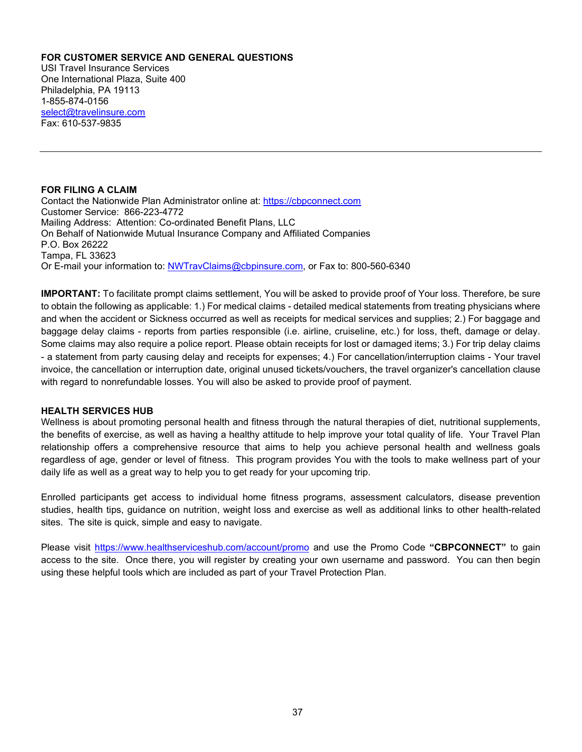**FOR CUSTOMER SERVICE AND GENERAL QUESTIONS**
USI Travel Insurance Services
One International Plaza, Suite 400
Philadelphia, PA 19113
1-855-874-0156
select@travelinsure.com
Fax: 610-537-9835

---

**FOR FILING A CLAIM**
Contact the Nationwide Plan Administrator online at: https://cbpconnect.com
Customer Service: 866-223-4772
Mailing Address: Attention: Co-ordinated Benefit Plans, LLC
On Behalf of Nationwide Mutual Insurance Company and Affiliated Companies
P.O. Box 26222
Tampa, FL 33623
Or E-mail your information to: NWTravClaims@cbpinsure.com, or Fax to: 800-560-6340

**IMPORTANT:** To facilitate prompt claims settlement, You will be asked to provide proof of Your loss. Therefore, be sure to obtain the following as applicable: 1.) For medical claims - detailed medical statements from treating physicians where and when the accident or Sickness occurred as well as receipts for medical services and supplies; 2.) For baggage and baggage delay claims - reports from parties responsible (i.e. airline, cruiseline, etc.) for loss, theft, damage or delay. Some claims may also require a police report. Please obtain receipts for lost or damaged items; 3.) For trip delay claims - a statement from party causing delay and receipts for expenses; 4.) For cancellation/interruption claims - Your travel invoice, the cancellation or interruption date, original unused tickets/vouchers, the travel organizer's cancellation clause with regard to nonrefundable losses. You will also be asked to provide proof of payment.

**HEALTH SERVICES HUB**
Wellness is about promoting personal health and fitness through the natural therapies of diet, nutritional supplements, the benefits of exercise, as well as having a healthy attitude to help improve your total quality of life. Your Travel Plan relationship offers a comprehensive resource that aims to help you achieve personal health and wellness goals regardless of age, gender or level of fitness. This program provides You with the tools to make wellness part of your daily life as well as a great way to help you to get ready for your upcoming trip.

Enrolled participants get access to individual home fitness programs, assessment calculators, disease prevention studies, health tips, guidance on nutrition, weight loss and exercise as well as additional links to other health-related sites. The site is quick, simple and easy to navigate.

Please visit https://www.healthserviceshub.com/account/promo and use the Promo Code **"CBPCONNECT"** to gain access to the site. Once there, you will register by creating your own username and password. You can then begin using these helpful tools which are included as part of your Travel Protection Plan.